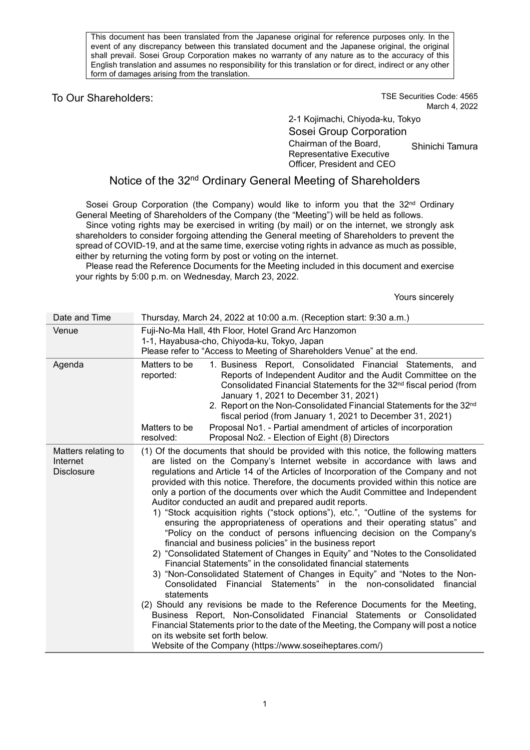This document has been translated from the Japanese original for reference purposes only. In the event of any discrepancy between this translated document and the Japanese original, the original shall prevail. Sosei Group Corporation makes no warranty of any nature as to the accuracy of this English translation and assumes no responsibility for this translation or for direct, indirect or any other form of damages arising from the translation.

To Our Shareholders:

TSE Securities Code: 4565
March 4, 2022

2-1 Kojimachi, Chiyoda-ku, Tokyo
Sosei Group Corporation
Chairman of the Board, Representative Executive Officer, President and CEO Shinichi Tamura

# Notice of the 32nd Ordinary General Meeting of Shareholders

Sosei Group Corporation (the Company) would like to inform you that the 32nd Ordinary General Meeting of Shareholders of the Company (the "Meeting") will be held as follows.

Since voting rights may be exercised in writing (by mail) or on the internet, we strongly ask shareholders to consider forgoing attending the General meeting of Shareholders to prevent the spread of COVID-19, and at the same time, exercise voting rights in advance as much as possible, either by returning the voting form by post or voting on the internet.

Please read the Reference Documents for the Meeting included in this document and exercise your rights by 5:00 p.m. on Wednesday, March 23, 2022.

Yours sincerely

| Date and Time | Thursday, March 24, 2022 at 10:00 a.m. (Reception start: 9:30 a.m.) |
|---|---|
| Venue | Fuji-No-Ma Hall, 4th Floor, Hotel Grand Arc Hanzomon<br>1-1, Hayabusa-cho, Chiyoda-ku, Tokyo, Japan<br>Please refer to "Access to Meeting of Shareholders Venue" at the end. |
| Agenda | Matters to be reported: 1. Business Report, Consolidated Financial Statements, and Reports of Independent Auditor and the Audit Committee on the Consolidated Financial Statements for the 32nd fiscal period (from January 1, 2021 to December 31, 2021)<br>2. Report on the Non-Consolidated Financial Statements for the 32nd fiscal period (from January 1, 2021 to December 31, 2021)<br>Matters to be resolved: Proposal No1. - Partial amendment of articles of incorporation<br>Proposal No2. - Election of Eight (8) Directors |
| Matters relating to Internet Disclosure | (1) Of the documents that should be provided with this notice, the following matters are listed on the Company's Internet website in accordance with laws and regulations and Article 14 of the Articles of Incorporation of the Company and not provided with this notice. Therefore, the documents provided within this notice are only a portion of the documents over which the Audit Committee and Independent Auditor conducted an audit and prepared audit reports.<br>1) "Stock acquisition rights ("stock options"), etc.", "Outline of the systems for ensuring the appropriateness of operations and their operating status" and "Policy on the conduct of persons influencing decision on the Company's financial and business policies" in the business report<br>2) "Consolidated Statement of Changes in Equity" and "Notes to the Consolidated Financial Statements" in the consolidated financial statements<br>3) "Non-Consolidated Statement of Changes in Equity" and "Notes to the Non-Consolidated Financial Statements" in the non-consolidated financial statements<br>(2) Should any revisions be made to the Reference Documents for the Meeting, Business Report, Non-Consolidated Financial Statements or Consolidated Financial Statements prior to the date of the Meeting, the Company will post a notice on its website set forth below.<br>Website of the Company (https://www.soseiheptares.com/) |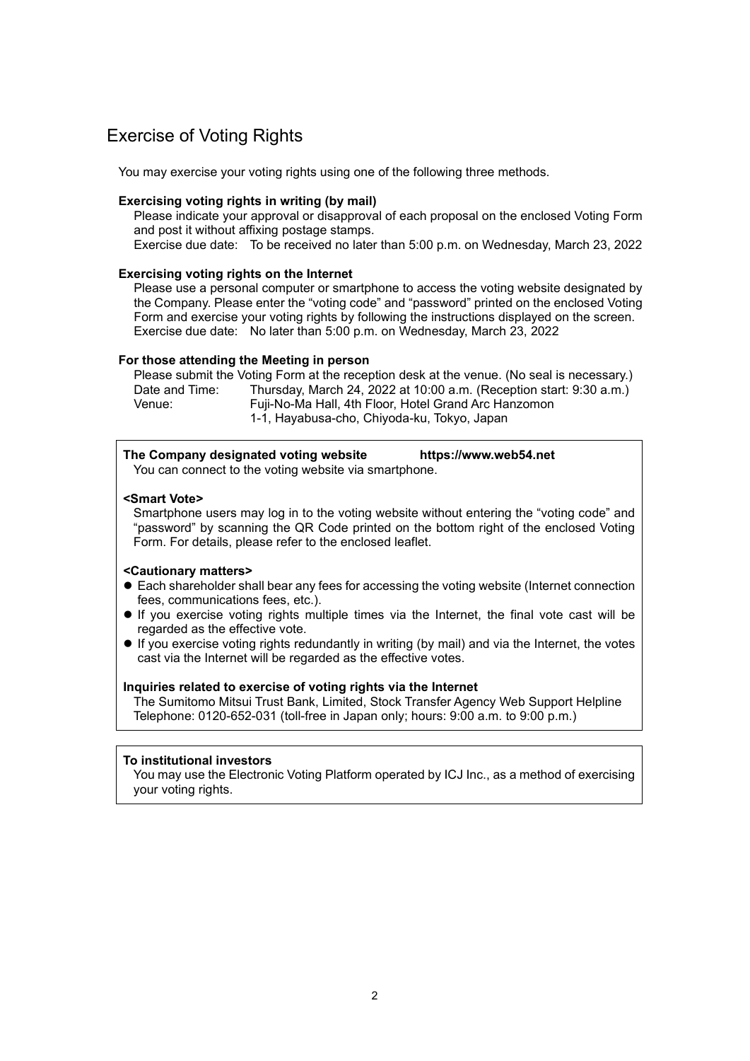# Exercise of Voting Rights

You may exercise your voting rights using one of the following three methods.

**Exercising voting rights in writing (by mail)**

Please indicate your approval or disapproval of each proposal on the enclosed Voting Form and post it without affixing postage stamps.

Exercise due date: To be received no later than 5:00 p.m. on Wednesday, March 23, 2022

**Exercising voting rights on the Internet**

Please use a personal computer or smartphone to access the voting website designated by the Company. Please enter the "voting code" and "password" printed on the enclosed Voting Form and exercise your voting rights by following the instructions displayed on the screen.

Exercise due date: No later than 5:00 p.m. on Wednesday, March 23, 2022

**For those attending the Meeting in person**

Please submit the Voting Form at the reception desk at the venue. (No seal is necessary.)

Date and Time: Thursday, March 24, 2022 at 10:00 a.m. (Reception start: 9:30 a.m.)

Venue: Fuji-No-Ma Hall, 4th Floor, Hotel Grand Arc Hanzomon
1-1, Hayabusa-cho, Chiyoda-ku, Tokyo, Japan

**The Company designated voting website** **https://www.web54.net**

You can connect to the voting website via smartphone.

**<Smart Vote>**

Smartphone users may log in to the voting website without entering the "voting code" and "password" by scanning the QR Code printed on the bottom right of the enclosed Voting Form. For details, please refer to the enclosed leaflet.

**<Cautionary matters>**

- Each shareholder shall bear any fees for accessing the voting website (Internet connection fees, communications fees, etc.).
- If you exercise voting rights multiple times via the Internet, the final vote cast will be regarded as the effective vote.
- If you exercise voting rights redundantly in writing (by mail) and via the Internet, the votes cast via the Internet will be regarded as the effective votes.

**Inquiries related to exercise of voting rights via the Internet**

The Sumitomo Mitsui Trust Bank, Limited, Stock Transfer Agency Web Support Helpline
Telephone: 0120-652-031 (toll-free in Japan only; hours: 9:00 a.m. to 9:00 p.m.)

**To institutional investors**

You may use the Electronic Voting Platform operated by ICJ Inc., as a method of exercising your voting rights.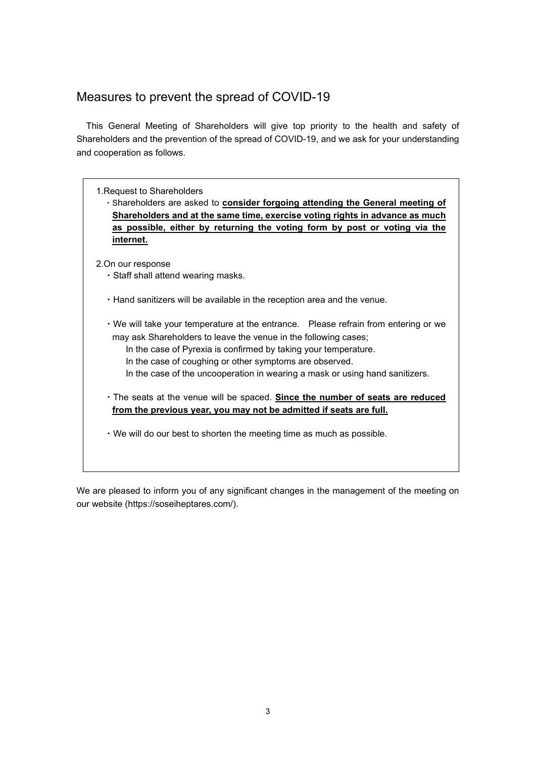## Measures to prevent the spread of COVID-19

This General Meeting of Shareholders will give top priority to the health and safety of Shareholders and the prevention of the spread of COVID-19, and we ask for your understanding and cooperation as follows.

1.Request to Shareholders

- Shareholders are asked to **consider forgoing attending the General meeting of Shareholders and at the same time, exercise voting rights in advance as much as possible, either by returning the voting form by post or voting via the internet.**

2.On our response

- Staff shall attend wearing masks.
- Hand sanitizers will be available in the reception area and the venue.
- We will take your temperature at the entrance. Please refrain from entering or we may ask Shareholders to leave the venue in the following cases;
  In the case of Pyrexia is confirmed by taking your temperature.
  In the case of coughing or other symptoms are observed.
  In the case of the uncooperation in wearing a mask or using hand sanitizers.
- The seats at the venue will be spaced. **Since the number of seats are reduced from the previous year, you may not be admitted if seats are full.**
- We will do our best to shorten the meeting time as much as possible.

We are pleased to inform you of any significant changes in the management of the meeting on our website (https://soseiheptares.com/).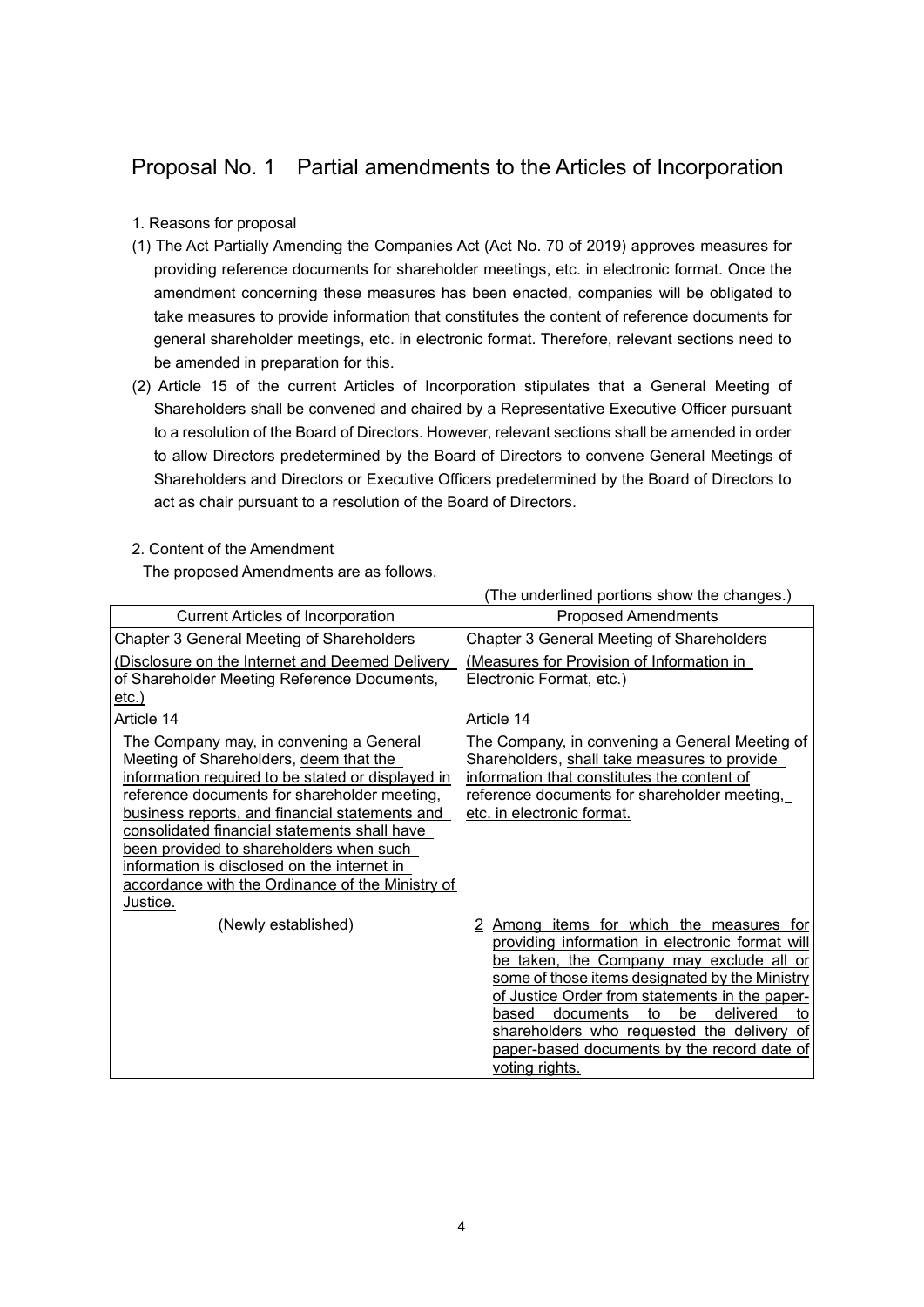# Proposal No. 1 Partial amendments to the Articles of Incorporation

1. Reasons for proposal

(1) The Act Partially Amending the Companies Act (Act No. 70 of 2019) approves measures for providing reference documents for shareholder meetings, etc. in electronic format. Once the amendment concerning these measures has been enacted, companies will be obligated to take measures to provide information that constitutes the content of reference documents for general shareholder meetings, etc. in electronic format. Therefore, relevant sections need to be amended in preparation for this.

(2) Article 15 of the current Articles of Incorporation stipulates that a General Meeting of Shareholders shall be convened and chaired by a Representative Executive Officer pursuant to a resolution of the Board of Directors. However, relevant sections shall be amended in order to allow Directors predetermined by the Board of Directors to convene General Meetings of Shareholders and Directors or Executive Officers predetermined by the Board of Directors to act as chair pursuant to a resolution of the Board of Directors.

2. Content of the Amendment

The proposed Amendments are as follows.

(The underlined portions show the changes.)

| Current Articles of Incorporation | Proposed Amendments |
|---|---|
| Chapter 3 General Meeting of Shareholders | Chapter 3 General Meeting of Shareholders |
| <u>(Disclosure on the Internet and Deemed Delivery of Shareholder Meeting Reference Documents, etc.)</u> | <u>(Measures for Provision of Information in Electronic Format, etc.)</u> |
| Article 14 | Article 14 |
| The Company may, in convening a General Meeting of Shareholders, <u>deem that the information required to be stated or displayed in reference documents for shareholder meeting, business reports, and financial statements and consolidated financial statements shall have been provided to shareholders when such information is disclosed on the internet in accordance with the Ordinance of the Ministry of Justice.</u> | The Company, in convening a General Meeting of Shareholders, <u>shall take measures to provide information that constitutes the content of</u> reference documents for shareholder meeting, <u>etc. in electronic format.</u> |
| (Newly established) | <u>2 Among items for which the measures for providing information in electronic format will be taken, the Company may exclude all or some of those items designated by the Ministry of Justice Order from statements in the paper-based documents to be delivered to shareholders who requested the delivery of paper-based documents by the record date of voting rights.</u> |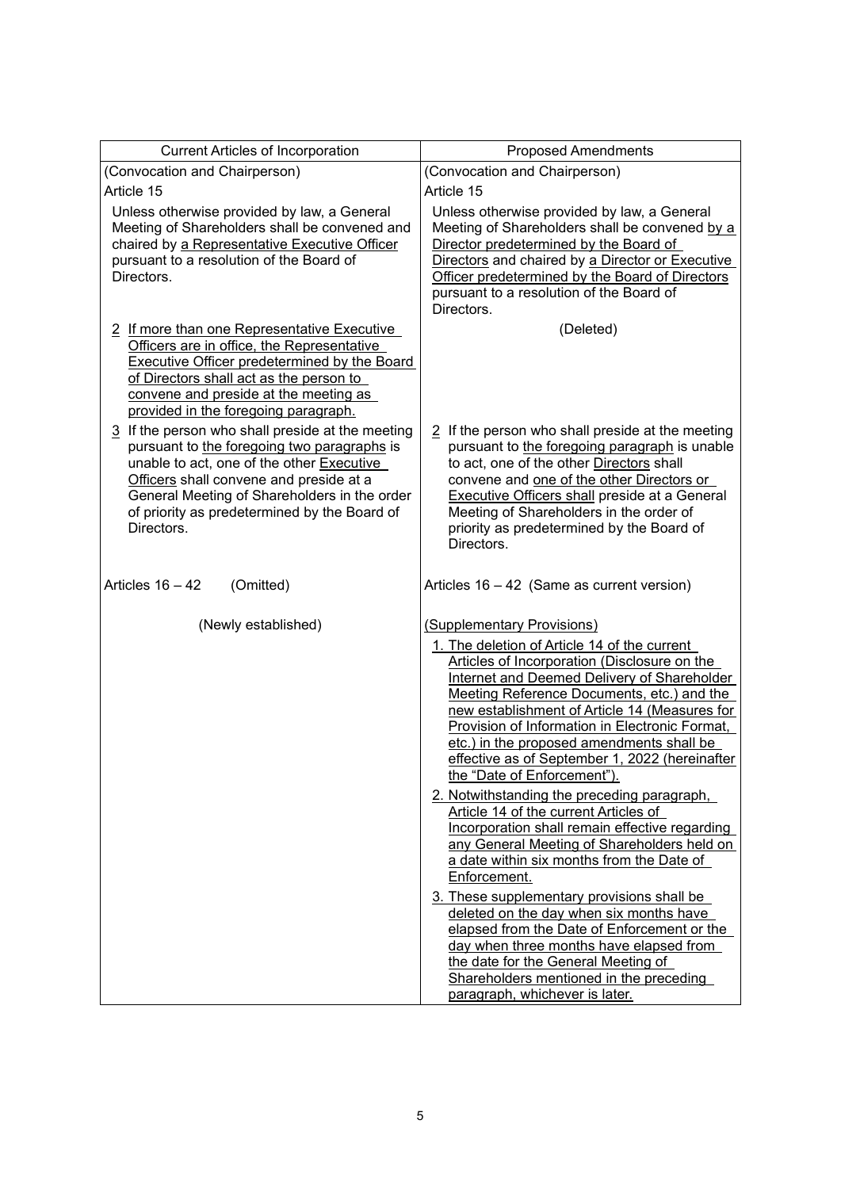| Current Articles of Incorporation | Proposed Amendments |
| --- | --- |
| (Convocation and Chairperson) | (Convocation and Chairperson) |
| Article 15 | Article 15 |
| Unless otherwise provided by law, a General Meeting of Shareholders shall be convened and chaired by a Representative Executive Officer pursuant to a resolution of the Board of Directors. | Unless otherwise provided by law, a General Meeting of Shareholders shall be convened by a Director predetermined by the Board of Directors and chaired by a Director or Executive Officer predetermined by the Board of Directors pursuant to a resolution of the Board of Directors. |
| 2 If more than one Representative Executive Officers are in office, the Representative Executive Officer predetermined by the Board of Directors shall act as the person to convene and preside at the meeting as provided in the foregoing paragraph. | (Deleted) |
| 3 If the person who shall preside at the meeting pursuant to the foregoing two paragraphs is unable to act, one of the other Executive Officers shall convene and preside at a General Meeting of Shareholders in the order of priority as predetermined by the Board of Directors. | 2 If the person who shall preside at the meeting pursuant to the foregoing paragraph is unable to act, one of the other Directors shall convene and one of the other Directors or Executive Officers shall preside at a General Meeting of Shareholders in the order of priority as predetermined by the Board of Directors. |
| Articles 16 – 42 (Omitted) | Articles 16 – 42 (Same as current version) |
| (Newly established) | (Supplementary Provisions)<br>1. The deletion of Article 14 of the current Articles of Incorporation (Disclosure on the Internet and Deemed Delivery of Shareholder Meeting Reference Documents, etc.) and the new establishment of Article 14 (Measures for Provision of Information in Electronic Format, etc.) in the proposed amendments shall be effective as of September 1, 2022 (hereinafter the "Date of Enforcement").<br>2. Notwithstanding the preceding paragraph, Article 14 of the current Articles of Incorporation shall remain effective regarding any General Meeting of Shareholders held on a date within six months from the Date of Enforcement.<br>3. These supplementary provisions shall be deleted on the day when six months have elapsed from the Date of Enforcement or the day when three months have elapsed from the date for the General Meeting of Shareholders mentioned in the preceding paragraph, whichever is later. |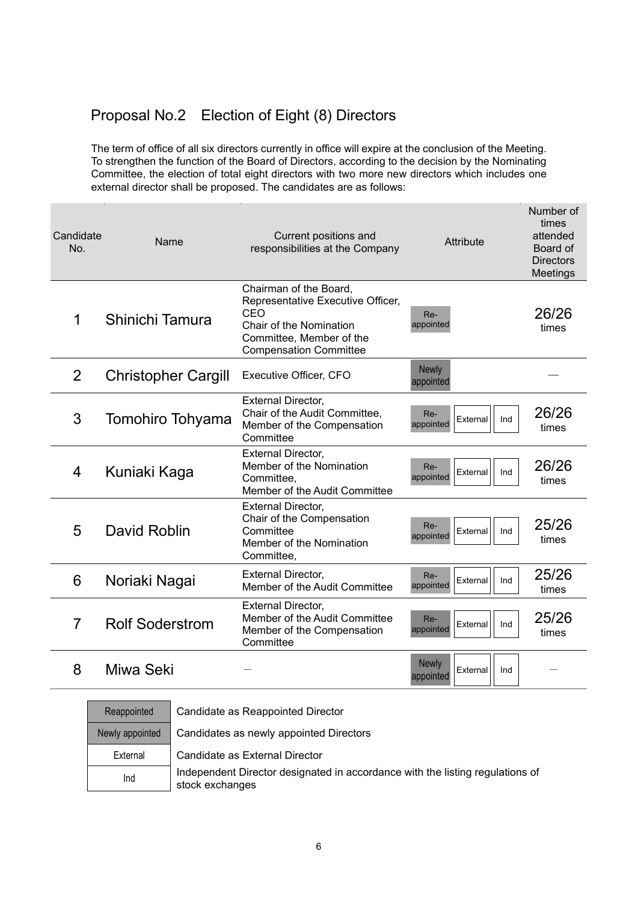## Proposal No.2　Election of Eight (8) Directors

The term of office of all six directors currently in office will expire at the conclusion of the Meeting. To strengthen the function of the Board of Directors, according to the decision by the Nominating Committee, the election of total eight directors with two more new directors which includes one external director shall be proposed. The candidates are as follows:

| Candidate No. | Name | Current positions and responsibilities at the Company | Attribute | Number of times attended Board of Directors Meetings |
|---|---|---|---|---|
| 1 | Shinichi Tamura | Chairman of the Board, Representative Executive Officer, CEO<br>Chair of the Nomination Committee, Member of the Compensation Committee | Re-appointed | 26/26 times |
| 2 | Christopher Cargill | Executive Officer, CFO | Newly appointed | — |
| 3 | Tomohiro Tohyama | External Director,<br>Chair of the Audit Committee,<br>Member of the Compensation Committee | Re-appointed / External / Ind | 26/26 times |
| 4 | Kuniaki Kaga | External Director,<br>Member of the Nomination Committee,<br>Member of the Audit Committee | Re-appointed / External / Ind | 26/26 times |
| 5 | David Roblin | External Director,<br>Chair of the Compensation Committee<br>Member of the Nomination Committee, | Re-appointed / External / Ind | 25/26 times |
| 6 | Noriaki Nagai | External Director,<br>Member of the Audit Committee | Re-appointed / External / Ind | 25/26 times |
| 7 | Rolf Soderstrom | External Director,<br>Member of the Audit Committee<br>Member of the Compensation Committee | Re-appointed / External / Ind | 25/26 times |
| 8 | Miwa Seki | — | Newly appointed / External / Ind | — |

| | |
|---|---|
| Reappointed | Candidate as Reappointed Director |
| Newly appointed | Candidates as newly appointed Directors |
| External | Candidate as External Director |
| Ind | Independent Director designated in accordance with the listing regulations of stock exchanges |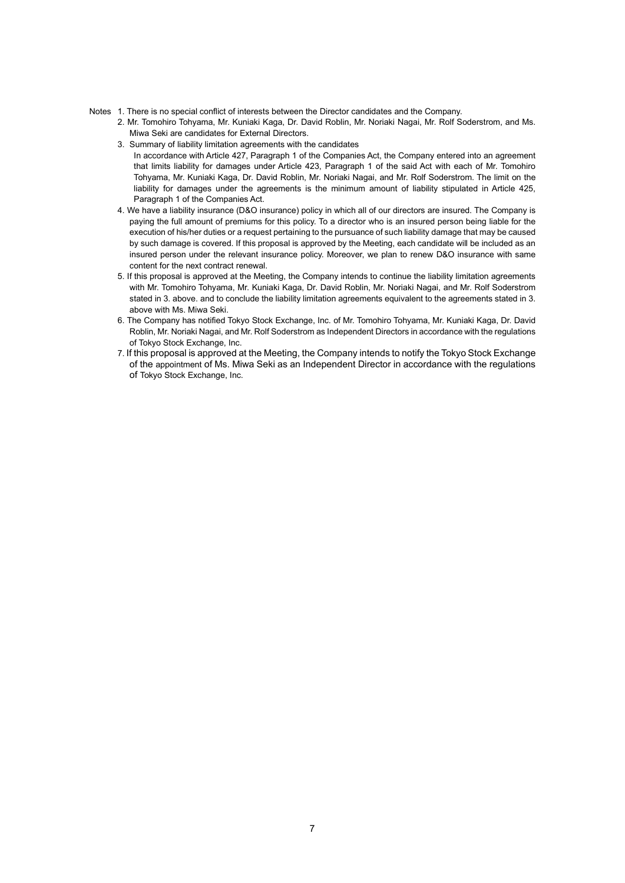Notes 1. There is no special conflict of interests between the Director candidates and the Company.

2. Mr. Tomohiro Tohyama, Mr. Kuniaki Kaga, Dr. David Roblin, Mr. Noriaki Nagai, Mr. Rolf Soderstrom, and Ms. Miwa Seki are candidates for External Directors.

3. Summary of liability limitation agreements with the candidates

   In accordance with Article 427, Paragraph 1 of the Companies Act, the Company entered into an agreement that limits liability for damages under Article 423, Paragraph 1 of the said Act with each of Mr. Tomohiro Tohyama, Mr. Kuniaki Kaga, Dr. David Roblin, Mr. Noriaki Nagai, and Mr. Rolf Soderstrom. The limit on the liability for damages under the agreements is the minimum amount of liability stipulated in Article 425, Paragraph 1 of the Companies Act.

4. We have a liability insurance (D&O insurance) policy in which all of our directors are insured. The Company is paying the full amount of premiums for this policy. To a director who is an insured person being liable for the execution of his/her duties or a request pertaining to the pursuance of such liability damage that may be caused by such damage is covered. If this proposal is approved by the Meeting, each candidate will be included as an insured person under the relevant insurance policy. Moreover, we plan to renew D&O insurance with same content for the next contract renewal.

5. If this proposal is approved at the Meeting, the Company intends to continue the liability limitation agreements with Mr. Tomohiro Tohyama, Mr. Kuniaki Kaga, Dr. David Roblin, Mr. Noriaki Nagai, and Mr. Rolf Soderstrom stated in 3. above. and to conclude the liability limitation agreements equivalent to the agreements stated in 3. above with Ms. Miwa Seki.

6. The Company has notified Tokyo Stock Exchange, Inc. of Mr. Tomohiro Tohyama, Mr. Kuniaki Kaga, Dr. David Roblin, Mr. Noriaki Nagai, and Mr. Rolf Soderstrom as Independent Directors in accordance with the regulations of Tokyo Stock Exchange, Inc.

7. If this proposal is approved at the Meeting, the Company intends to notify the Tokyo Stock Exchange of the appointment of Ms. Miwa Seki as an Independent Director in accordance with the regulations of Tokyo Stock Exchange, Inc.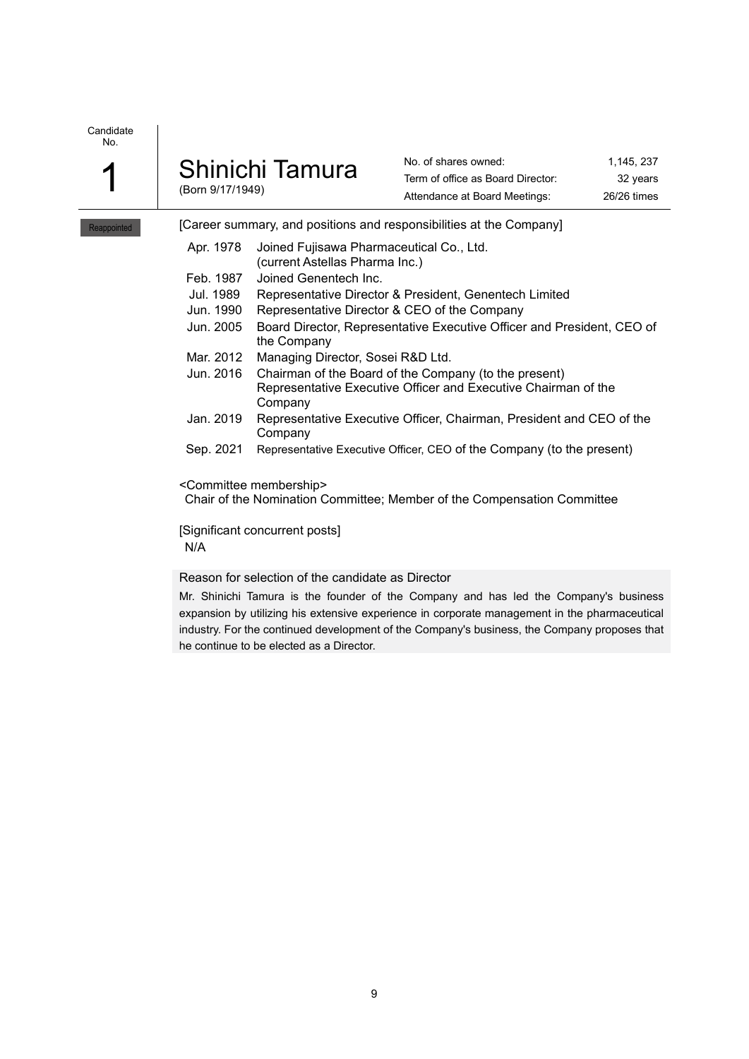Candidate No.

# 1

## Shinichi Tamura

(Born 9/17/1949)

| | |
|---|---|
| No. of shares owned: | 1,145, 237 |
| Term of office as Board Director: | 32 years |
| Attendance at Board Meetings: | 26/26 times |

Reappointed

[Career summary, and positions and responsibilities at the Company]

| | |
|---|---|
| Apr. 1978 | Joined Fujisawa Pharmaceutical Co., Ltd. (current Astellas Pharma Inc.) |
| Feb. 1987 | Joined Genentech Inc. |
| Jul. 1989 | Representative Director & President, Genentech Limited |
| Jun. 1990 | Representative Director & CEO of the Company |
| Jun. 2005 | Board Director, Representative Executive Officer and President, CEO of the Company |
| Mar. 2012 | Managing Director, Sosei R&D Ltd. |
| Jun. 2016 | Chairman of the Board of the Company (to the present) Representative Executive Officer and Executive Chairman of the Company |
| Jan. 2019 | Representative Executive Officer, Chairman, President and CEO of the Company |
| Sep. 2021 | Representative Executive Officer, CEO of the Company (to the present) |

<Committee membership>
Chair of the Nomination Committee; Member of the Compensation Committee

[Significant concurrent posts]
N/A

**Reason for selection of the candidate as Director**

Mr. Shinichi Tamura is the founder of the Company and has led the Company's business expansion by utilizing his extensive experience in corporate management in the pharmaceutical industry. For the continued development of the Company's business, the Company proposes that he continue to be elected as a Director.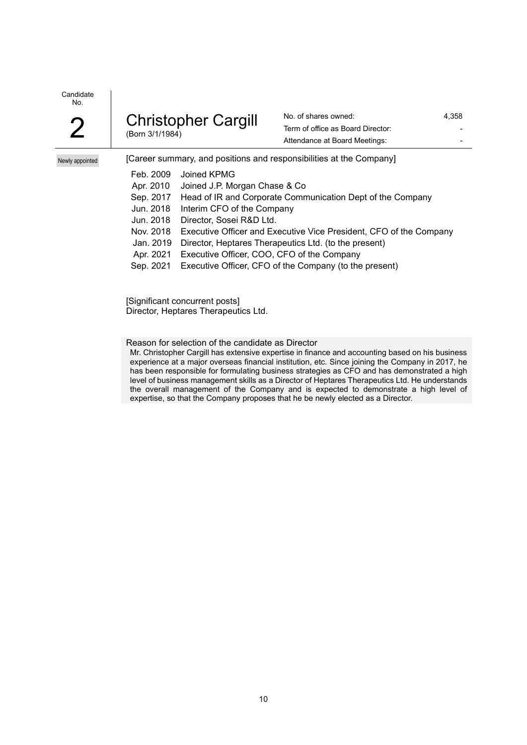Candidate No.

# 2

## Christopher Cargill

(Born 3/1/1984)

| | |
|---|---|
| No. of shares owned: | 4,358 |
| Term of office as Board Director: | - |
| Attendance at Board Meetings: | - |

Newly appointed

[Career summary, and positions and responsibilities at the Company]

| | |
|---|---|
| Feb. 2009 | Joined KPMG |
| Apr. 2010 | Joined J.P. Morgan Chase & Co |
| Sep. 2017 | Head of IR and Corporate Communication Dept of the Company |
| Jun. 2018 | Interim CFO of the Company |
| Jun. 2018 | Director, Sosei R&D Ltd. |
| Nov. 2018 | Executive Officer and Executive Vice President, CFO of the Company |
| Jan. 2019 | Director, Heptares Therapeutics Ltd. (to the present) |
| Apr. 2021 | Executive Officer, COO, CFO of the Company |
| Sep. 2021 | Executive Officer, CFO of the Company (to the present) |

[Significant concurrent posts]
Director, Heptares Therapeutics Ltd.

Reason for selection of the candidate as Director

Mr. Christopher Cargill has extensive expertise in finance and accounting based on his business experience at a major overseas financial institution, etc. Since joining the Company in 2017, he has been responsible for formulating business strategies as CFO and has demonstrated a high level of business management skills as a Director of Heptares Therapeutics Ltd. He understands the overall management of the Company and is expected to demonstrate a high level of expertise, so that the Company proposes that he be newly elected as a Director.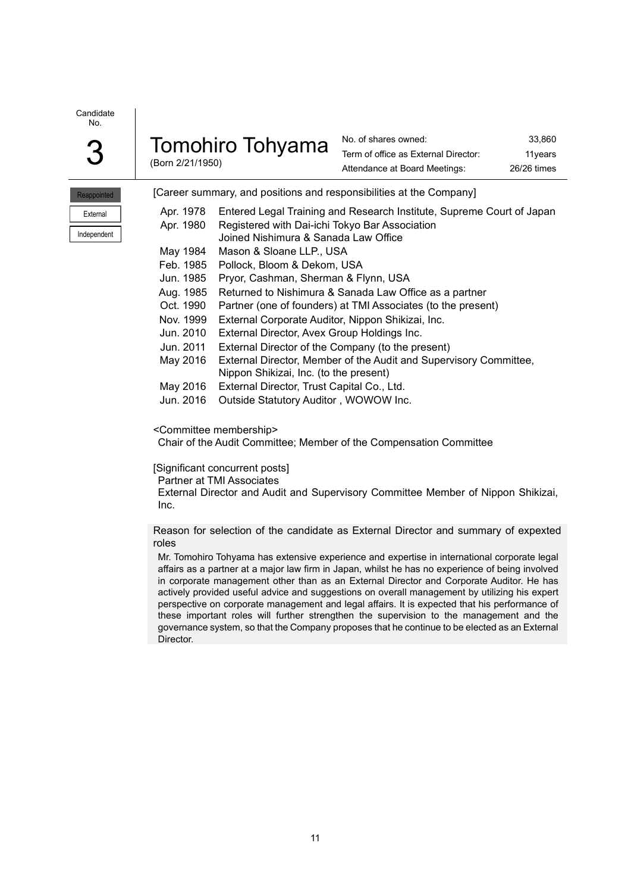Candidate No.

# 3 Tomohiro Tohyama

(Born 2/21/1950)

| | |
|---|---|
| No. of shares owned: | 33,860 |
| Term of office as External Director: | 11years |
| Attendance at Board Meetings: | 26/26 times |

Reappointed

External

Independent

[Career summary, and positions and responsibilities at the Company]

| | |
|---|---|
| Apr. 1978 | Entered Legal Training and Research Institute, Supreme Court of Japan |
| Apr. 1980 | Registered with Dai-ichi Tokyo Bar Association<br>Joined Nishimura & Sanada Law Office |
| May 1984 | Mason & Sloane LLP., USA |
| Feb. 1985 | Pollock, Bloom & Dekom, USA |
| Jun. 1985 | Pryor, Cashman, Sherman & Flynn, USA |
| Aug. 1985 | Returned to Nishimura & Sanada Law Office as a partner |
| Oct. 1990 | Partner (one of founders) at TMI Associates (to the present) |
| Nov. 1999 | External Corporate Auditor, Nippon Shikizai, Inc. |
| Jun. 2010 | External Director, Avex Group Holdings Inc. |
| Jun. 2011 | External Director of the Company (to the present) |
| May 2016 | External Director, Member of the Audit and Supervisory Committee, Nippon Shikizai, Inc. (to the present) |
| May 2016 | External Director, Trust Capital Co., Ltd. |
| Jun. 2016 | Outside Statutory Auditor , WOWOW Inc. |

<Committee membership>

Chair of the Audit Committee; Member of the Compensation Committee

[Significant concurrent posts]

Partner at TMI Associates

External Director and Audit and Supervisory Committee Member of Nippon Shikizai, Inc.

Reason for selection of the candidate as External Director and summary of expexted roles

Mr. Tomohiro Tohyama has extensive experience and expertise in international corporate legal affairs as a partner at a major law firm in Japan, whilst he has no experience of being involved in corporate management other than as an External Director and Corporate Auditor. He has actively provided useful advice and suggestions on overall management by utilizing his expert perspective on corporate management and legal affairs. It is expected that his performance of these important roles will further strengthen the supervision to the management and the governance system, so that the Company proposes that he continue to be elected as an External Director.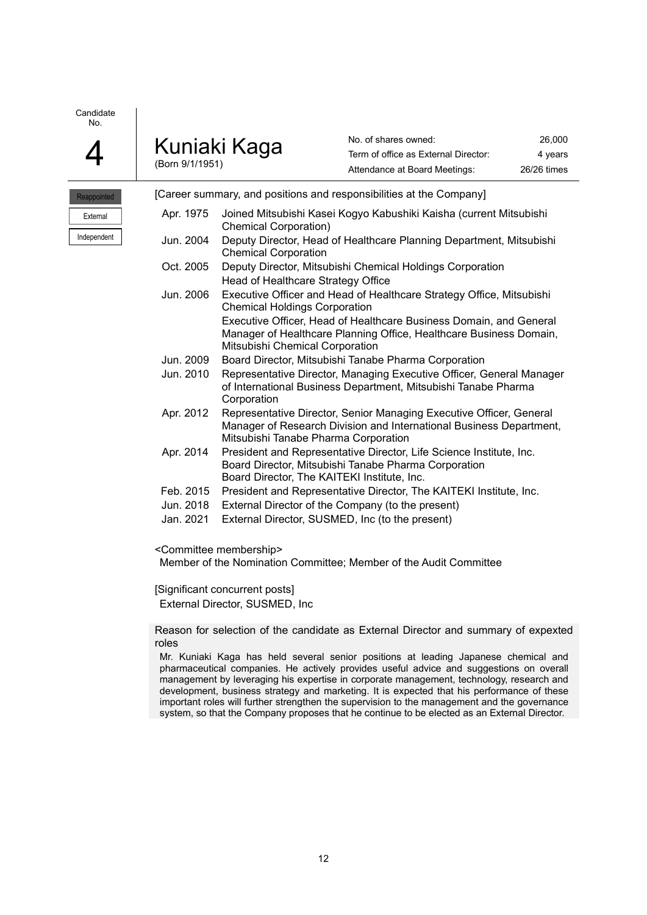Candidate No.

# 4

## Kuniaki Kaga

(Born 9/1/1951)

| | |
|---|---|
| No. of shares owned: | 26,000 |
| Term of office as External Director: | 4 years |
| Attendance at Board Meetings: | 26/26 times |

Reappointed

External

Independent

[Career summary, and positions and responsibilities at the Company]

| | |
|---|---|
| Apr. 1975 | Joined Mitsubishi Kasei Kogyo Kabushiki Kaisha (current Mitsubishi Chemical Corporation) |
| Jun. 2004 | Deputy Director, Head of Healthcare Planning Department, Mitsubishi Chemical Corporation |
| Oct. 2005 | Deputy Director, Mitsubishi Chemical Holdings Corporation<br>Head of Healthcare Strategy Office |
| Jun. 2006 | Executive Officer and Head of Healthcare Strategy Office, Mitsubishi Chemical Holdings Corporation<br>Executive Officer, Head of Healthcare Business Domain, and General Manager of Healthcare Planning Office, Healthcare Business Domain, Mitsubishi Chemical Corporation |
| Jun. 2009 | Board Director, Mitsubishi Tanabe Pharma Corporation |
| Jun. 2010 | Representative Director, Managing Executive Officer, General Manager of International Business Department, Mitsubishi Tanabe Pharma Corporation |
| Apr. 2012 | Representative Director, Senior Managing Executive Officer, General Manager of Research Division and International Business Department, Mitsubishi Tanabe Pharma Corporation |
| Apr. 2014 | President and Representative Director, Life Science Institute, Inc.<br>Board Director, Mitsubishi Tanabe Pharma Corporation<br>Board Director, The KAITEKI Institute, Inc. |
| Feb. 2015 | President and Representative Director, The KAITEKI Institute, Inc. |
| Jun. 2018 | External Director of the Company (to the present) |
| Jan. 2021 | External Director, SUSMED, Inc (to the present) |

<Committee membership>

Member of the Nomination Committee; Member of the Audit Committee

[Significant concurrent posts]

External Director, SUSMED, Inc

Reason for selection of the candidate as External Director and summary of expexted roles

Mr. Kuniaki Kaga has held several senior positions at leading Japanese chemical and pharmaceutical companies. He actively provides useful advice and suggestions on overall management by leveraging his expertise in corporate management, technology, research and development, business strategy and marketing. It is expected that his performance of these important roles will further strengthen the supervision to the management and the governance system, so that the Company proposes that he continue to be elected as an External Director.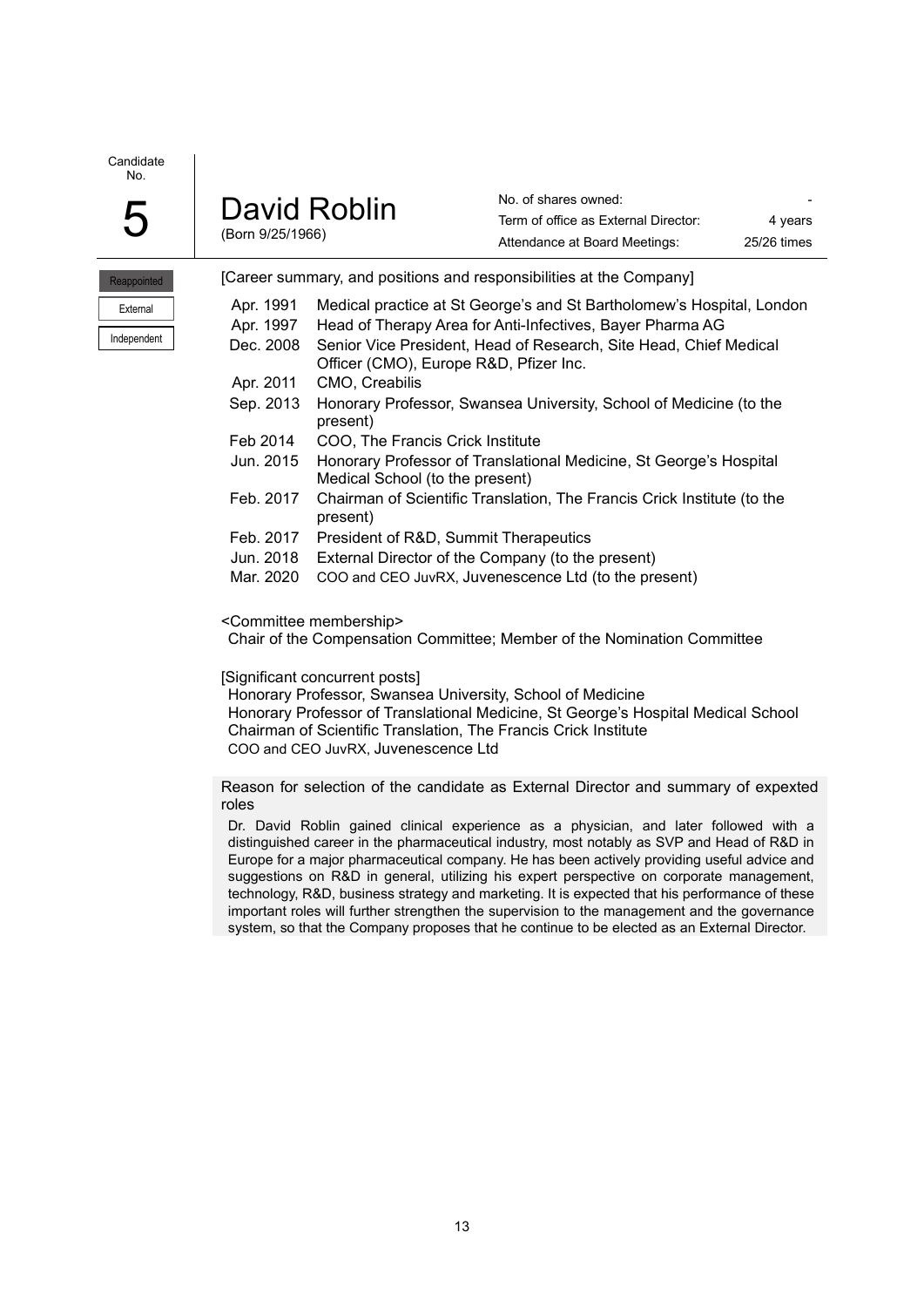Candidate No.

# 5 David Roblin

(Born 9/25/1966)

| | |
|---|---|
| No. of shares owned: | - |
| Term of office as External Director: | 4 years |
| Attendance at Board Meetings: | 25/26 times |

Reappointed

External

Independent

[Career summary, and positions and responsibilities at the Company]

| | |
|---|---|
| Apr. 1991 | Medical practice at St George's and St Bartholomew's Hospital, London |
| Apr. 1997 | Head of Therapy Area for Anti-Infectives, Bayer Pharma AG |
| Dec. 2008 | Senior Vice President, Head of Research, Site Head, Chief Medical Officer (CMO), Europe R&D, Pfizer Inc. |
| Apr. 2011 | CMO, Creabilis |
| Sep. 2013 | Honorary Professor, Swansea University, School of Medicine (to the present) |
| Feb 2014 | COO, The Francis Crick Institute |
| Jun. 2015 | Honorary Professor of Translational Medicine, St George's Hospital Medical School (to the present) |
| Feb. 2017 | Chairman of Scientific Translation, The Francis Crick Institute (to the present) |
| Feb. 2017 | President of R&D, Summit Therapeutics |
| Jun. 2018 | External Director of the Company (to the present) |
| Mar. 2020 | COO and CEO JuvRX, Juvenescence Ltd (to the present) |

<Committee membership>

Chair of the Compensation Committee; Member of the Nomination Committee

[Significant concurrent posts]

Honorary Professor, Swansea University, School of Medicine
Honorary Professor of Translational Medicine, St George's Hospital Medical School
Chairman of Scientific Translation, The Francis Crick Institute
COO and CEO JuvRX, Juvenescence Ltd

**Reason for selection of the candidate as External Director and summary of expexted roles**

Dr. David Roblin gained clinical experience as a physician, and later followed with a distinguished career in the pharmaceutical industry, most notably as SVP and Head of R&D in Europe for a major pharmaceutical company. He has been actively providing useful advice and suggestions on R&D in general, utilizing his expert perspective on corporate management, technology, R&D, business strategy and marketing. It is expected that his performance of these important roles will further strengthen the supervision to the management and the governance system, so that the Company proposes that he continue to be elected as an External Director.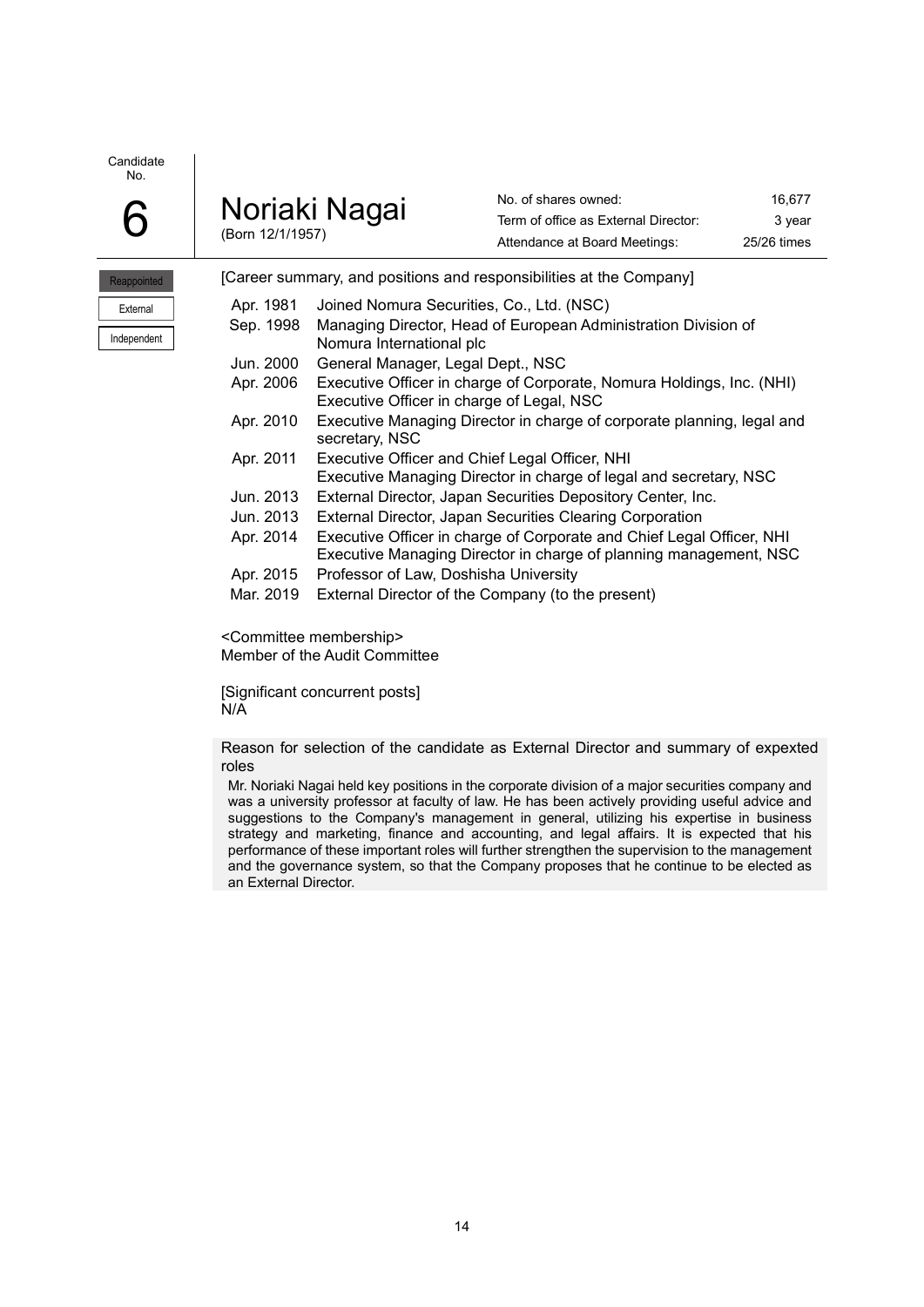Candidate No.

# 6 Noriaki Nagai

(Born 12/1/1957)

| No. of shares owned: | 16,677 |
| --- | --- |
| Term of office as External Director: | 3 year |
| Attendance at Board Meetings: | 25/26 times |

Reappointed

External

Independent

[Career summary, and positions and responsibilities at the Company]

| | |
| --- | --- |
| Apr. 1981 | Joined Nomura Securities, Co., Ltd. (NSC) |
| Sep. 1998 | Managing Director, Head of European Administration Division of Nomura International plc |
| Jun. 2000 | General Manager, Legal Dept., NSC |
| Apr. 2006 | Executive Officer in charge of Corporate, Nomura Holdings, Inc. (NHI) Executive Officer in charge of Legal, NSC |
| Apr. 2010 | Executive Managing Director in charge of corporate planning, legal and secretary, NSC |
| Apr. 2011 | Executive Officer and Chief Legal Officer, NHI Executive Managing Director in charge of legal and secretary, NSC |
| Jun. 2013 | External Director, Japan Securities Depository Center, Inc. |
| Jun. 2013 | External Director, Japan Securities Clearing Corporation |
| Apr. 2014 | Executive Officer in charge of Corporate and Chief Legal Officer, NHI Executive Managing Director in charge of planning management, NSC |
| Apr. 2015 | Professor of Law, Doshisha University |
| Mar. 2019 | External Director of the Company (to the present) |

<Committee membership>
Member of the Audit Committee

[Significant concurrent posts]
N/A

Reason for selection of the candidate as External Director and summary of expexted roles

Mr. Noriaki Nagai held key positions in the corporate division of a major securities company and was a university professor at faculty of law. He has been actively providing useful advice and suggestions to the Company's management in general, utilizing his expertise in business strategy and marketing, finance and accounting, and legal affairs. It is expected that his performance of these important roles will further strengthen the supervision to the management and the governance system, so that the Company proposes that he continue to be elected as an External Director.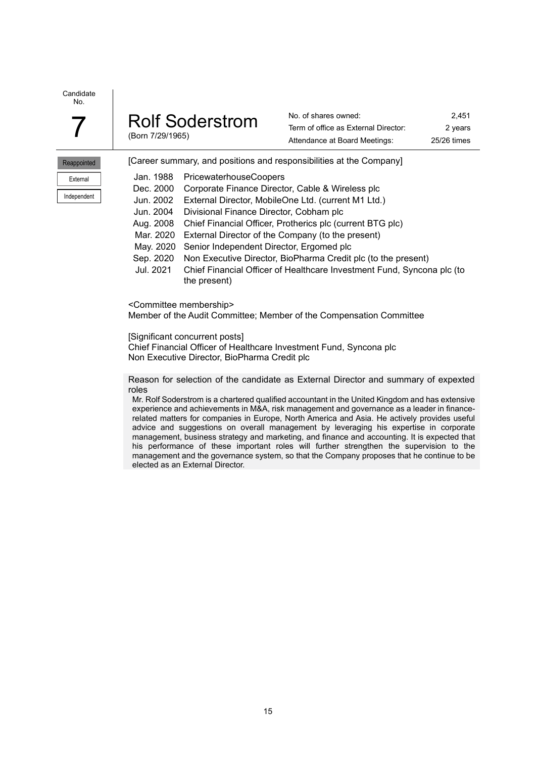Candidate No.

# 7 Rolf Soderstrom

(Born 7/29/1965)

| | |
|---|---|
| No. of shares owned: | 2,451 |
| Term of office as External Director: | 2 years |
| Attendance at Board Meetings: | 25/26 times |

Reappointed

External

Independent

[Career summary, and positions and responsibilities at the Company]

| | |
|---|---|
| Jan. 1988 | PricewaterhouseCoopers |
| Dec. 2000 | Corporate Finance Director, Cable & Wireless plc |
| Jun. 2002 | External Director, MobileOne Ltd. (current M1 Ltd.) |
| Jun. 2004 | Divisional Finance Director, Cobham plc |
| Aug. 2008 | Chief Financial Officer, Protherics plc (current BTG plc) |
| Mar. 2020 | External Director of the Company (to the present) |
| May. 2020 | Senior Independent Director, Ergomed plc |
| Sep. 2020 | Non Executive Director, BioPharma Credit plc (to the present) |
| Jul. 2021 | Chief Financial Officer of Healthcare Investment Fund, Syncona plc (to the present) |

<Committee membership>
Member of the Audit Committee; Member of the Compensation Committee

[Significant concurrent posts]
Chief Financial Officer of Healthcare Investment Fund, Syncona plc
Non Executive Director, BioPharma Credit plc

Reason for selection of the candidate as External Director and summary of expexted roles

Mr. Rolf Soderstrom is a chartered qualified accountant in the United Kingdom and has extensive experience and achievements in M&A, risk management and governance as a leader in finance-related matters for companies in Europe, North America and Asia. He actively provides useful advice and suggestions on overall management by leveraging his expertise in corporate management, business strategy and marketing, and finance and accounting. It is expected that his performance of these important roles will further strengthen the supervision to the management and the governance system, so that the Company proposes that he continue to be elected as an External Director.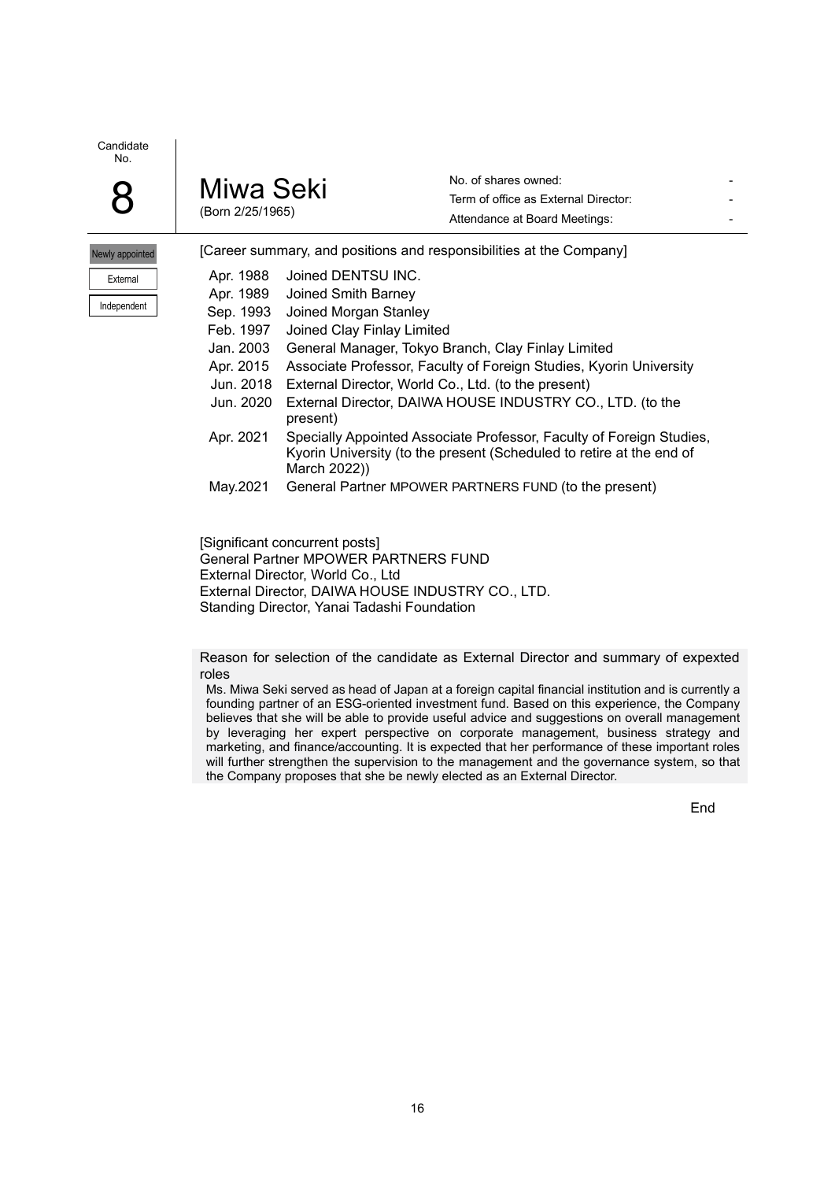Candidate No.

# 8

## Miwa Seki

(Born 2/25/1965)

| | |
|---|---|
| No. of shares owned: | - |
| Term of office as External Director: | - |
| Attendance at Board Meetings: | - |

Newly appointed

External

Independent

[Career summary, and positions and responsibilities at the Company]

| | |
|---|---|
| Apr. 1988 | Joined DENTSU INC. |
| Apr. 1989 | Joined Smith Barney |
| Sep. 1993 | Joined Morgan Stanley |
| Feb. 1997 | Joined Clay Finlay Limited |
| Jan. 2003 | General Manager, Tokyo Branch, Clay Finlay Limited |
| Apr. 2015 | Associate Professor, Faculty of Foreign Studies, Kyorin University |
| Jun. 2018 | External Director, World Co., Ltd. (to the present) |
| Jun. 2020 | External Director, DAIWA HOUSE INDUSTRY CO., LTD. (to the present) |
| Apr. 2021 | Specially Appointed Associate Professor, Faculty of Foreign Studies, Kyorin University (to the present (Scheduled to retire at the end of March 2022)) |
| May.2021 | General Partner MPOWER PARTNERS FUND (to the present) |

[Significant concurrent posts]
General Partner MPOWER PARTNERS FUND
External Director, World Co., Ltd
External Director, DAIWA HOUSE INDUSTRY CO., LTD.
Standing Director, Yanai Tadashi Foundation

Reason for selection of the candidate as External Director and summary of expexted roles

Ms. Miwa Seki served as head of Japan at a foreign capital financial institution and is currently a founding partner of an ESG-oriented investment fund. Based on this experience, the Company believes that she will be able to provide useful advice and suggestions on overall management by leveraging her expert perspective on corporate management, business strategy and marketing, and finance/accounting. It is expected that her performance of these important roles will further strengthen the supervision to the management and the governance system, so that the Company proposes that she be newly elected as an External Director.

End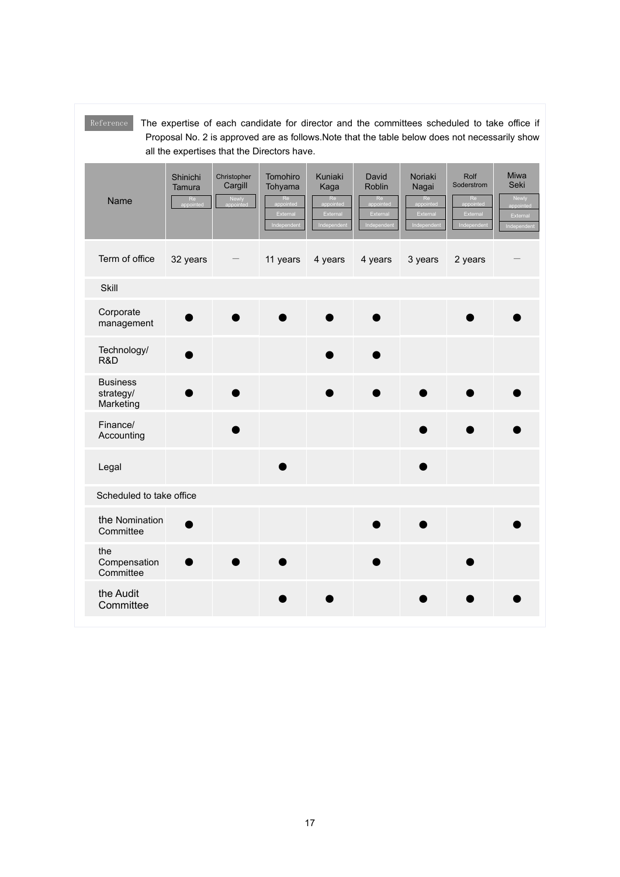Reference The expertise of each candidate for director and the committees scheduled to take office if Proposal No. 2 is approved are as follows.Note that the table below does not necessarily show all the expertises that the Directors have.

| Name | Shinichi Tamura (Re appointed) | Christopher Cargill (Newly appointed) | Tomohiro Tohyama (Re appointed / External / Independent) | Kuniaki Kaga (Re appointed / External / Independent) | David Roblin (Re appointed / External / Independent) | Noriaki Nagai (Re appointed / External / Independent) | Rolf Soderstrom (Re appointed / External / Independent) | Miwa Seki (Newly appointed / External / Independent) |
|---|---|---|---|---|---|---|---|---|
| Term of office | 32 years | — | 11 years | 4 years | 4 years | 3 years | 2 years | — |
| **Skill** | | | | | | | | |
| Corporate management | ● | ● | ● | ● | ● | | ● | ● |
| Technology/ R&D | ● | | | ● | ● | | | |
| Business strategy/ Marketing | ● | ● | | ● | ● | ● | ● | ● |
| Finance/ Accounting | | ● | | | | ● | ● | ● |
| Legal | | | ● | | | ● | | |
| **Scheduled to take office** | | | | | | | | |
| the Nomination Committee | ● | | | | ● | ● | | ● |
| the Compensation Committee | ● | ● | ● | | ● | | ● | |
| the Audit Committee | | | ● | ● | | ● | ● | ● |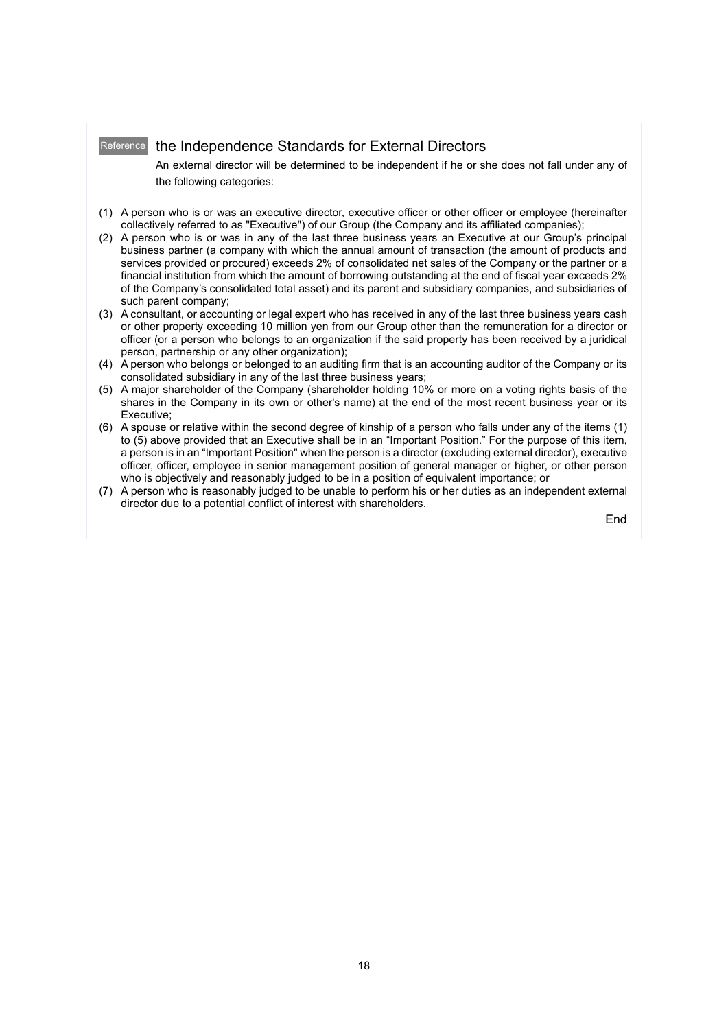## Reference the Independence Standards for External Directors

An external director will be determined to be independent if he or she does not fall under any of the following categories:

(1) A person who is or was an executive director, executive officer or other officer or employee (hereinafter collectively referred to as "Executive") of our Group (the Company and its affiliated companies);

(2) A person who is or was in any of the last three business years an Executive at our Group's principal business partner (a company with which the annual amount of transaction (the amount of products and services provided or procured) exceeds 2% of consolidated net sales of the Company or the partner or a financial institution from which the amount of borrowing outstanding at the end of fiscal year exceeds 2% of the Company's consolidated total asset) and its parent and subsidiary companies, and subsidiaries of such parent company;

(3) A consultant, or accounting or legal expert who has received in any of the last three business years cash or other property exceeding 10 million yen from our Group other than the remuneration for a director or officer (or a person who belongs to an organization if the said property has been received by a juridical person, partnership or any other organization);

(4) A person who belongs or belonged to an auditing firm that is an accounting auditor of the Company or its consolidated subsidiary in any of the last three business years;

(5) A major shareholder of the Company (shareholder holding 10% or more on a voting rights basis of the shares in the Company in its own or other's name) at the end of the most recent business year or its Executive;

(6) A spouse or relative within the second degree of kinship of a person who falls under any of the items (1) to (5) above provided that an Executive shall be in an "Important Position." For the purpose of this item, a person is in an "Important Position" when the person is a director (excluding external director), executive officer, officer, employee in senior management position of general manager or higher, or other person who is objectively and reasonably judged to be in a position of equivalent importance; or

(7) A person who is reasonably judged to be unable to perform his or her duties as an independent external director due to a potential conflict of interest with shareholders.

End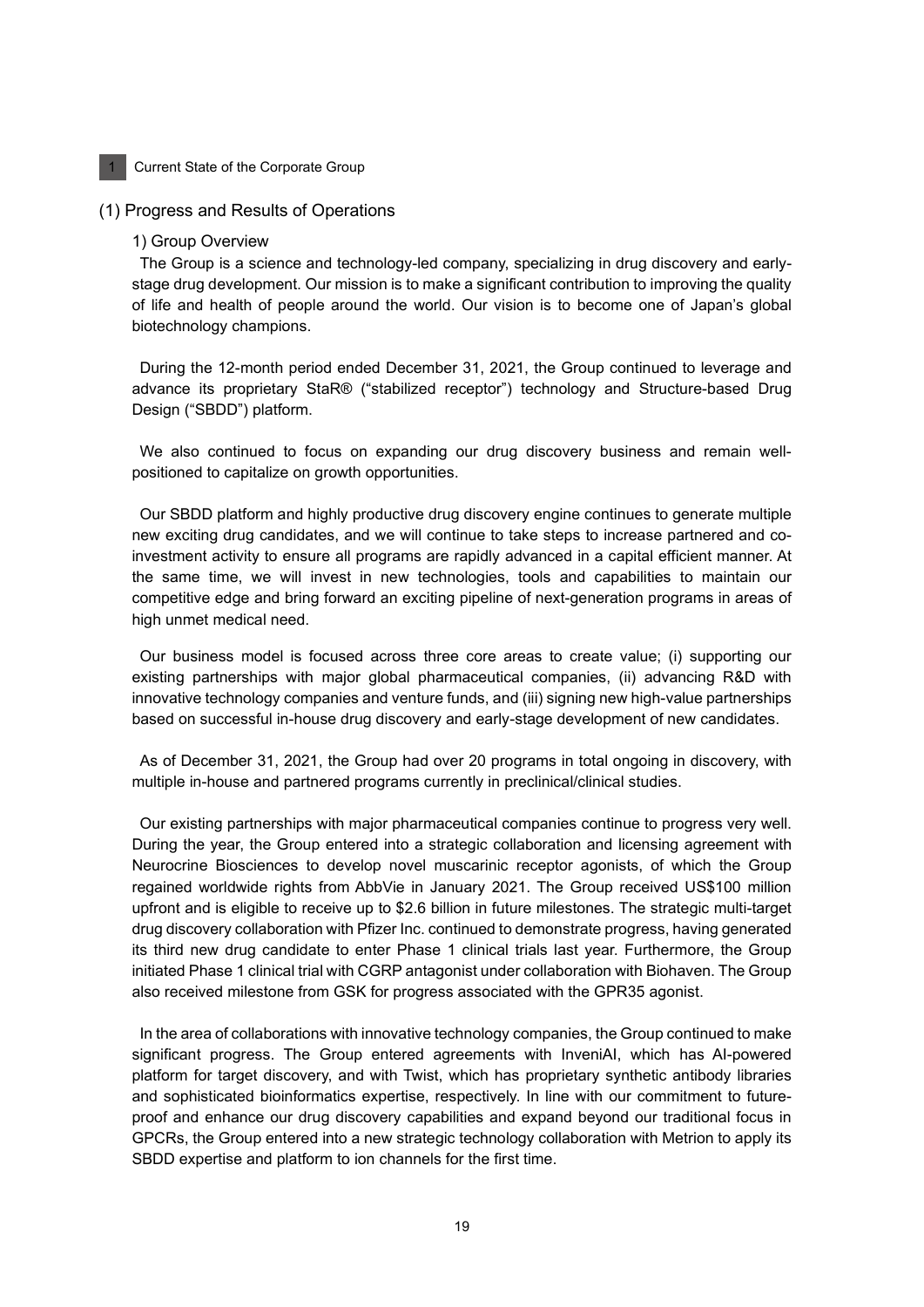# 1 Current State of the Corporate Group

## (1) Progress and Results of Operations

### 1) Group Overview

The Group is a science and technology-led company, specializing in drug discovery and early-stage drug development. Our mission is to make a significant contribution to improving the quality of life and health of people around the world. Our vision is to become one of Japan's global biotechnology champions.

During the 12-month period ended December 31, 2021, the Group continued to leverage and advance its proprietary StaR® ("stabilized receptor") technology and Structure-based Drug Design ("SBDD") platform.

We also continued to focus on expanding our drug discovery business and remain well-positioned to capitalize on growth opportunities.

Our SBDD platform and highly productive drug discovery engine continues to generate multiple new exciting drug candidates, and we will continue to take steps to increase partnered and co-investment activity to ensure all programs are rapidly advanced in a capital efficient manner. At the same time, we will invest in new technologies, tools and capabilities to maintain our competitive edge and bring forward an exciting pipeline of next-generation programs in areas of high unmet medical need.

Our business model is focused across three core areas to create value; (i) supporting our existing partnerships with major global pharmaceutical companies, (ii) advancing R&D with innovative technology companies and venture funds, and (iii) signing new high-value partnerships based on successful in-house drug discovery and early-stage development of new candidates.

As of December 31, 2021, the Group had over 20 programs in total ongoing in discovery, with multiple in-house and partnered programs currently in preclinical/clinical studies.

Our existing partnerships with major pharmaceutical companies continue to progress very well. During the year, the Group entered into a strategic collaboration and licensing agreement with Neurocrine Biosciences to develop novel muscarinic receptor agonists, of which the Group regained worldwide rights from AbbVie in January 2021. The Group received US$100 million upfront and is eligible to receive up to $2.6 billion in future milestones. The strategic multi-target drug discovery collaboration with Pfizer Inc. continued to demonstrate progress, having generated its third new drug candidate to enter Phase 1 clinical trials last year. Furthermore, the Group initiated Phase 1 clinical trial with CGRP antagonist under collaboration with Biohaven. The Group also received milestone from GSK for progress associated with the GPR35 agonist.

In the area of collaborations with innovative technology companies, the Group continued to make significant progress. The Group entered agreements with InveniAI, which has AI-powered platform for target discovery, and with Twist, which has proprietary synthetic antibody libraries and sophisticated bioinformatics expertise, respectively. In line with our commitment to future-proof and enhance our drug discovery capabilities and expand beyond our traditional focus in GPCRs, the Group entered into a new strategic technology collaboration with Metrion to apply its SBDD expertise and platform to ion channels for the first time.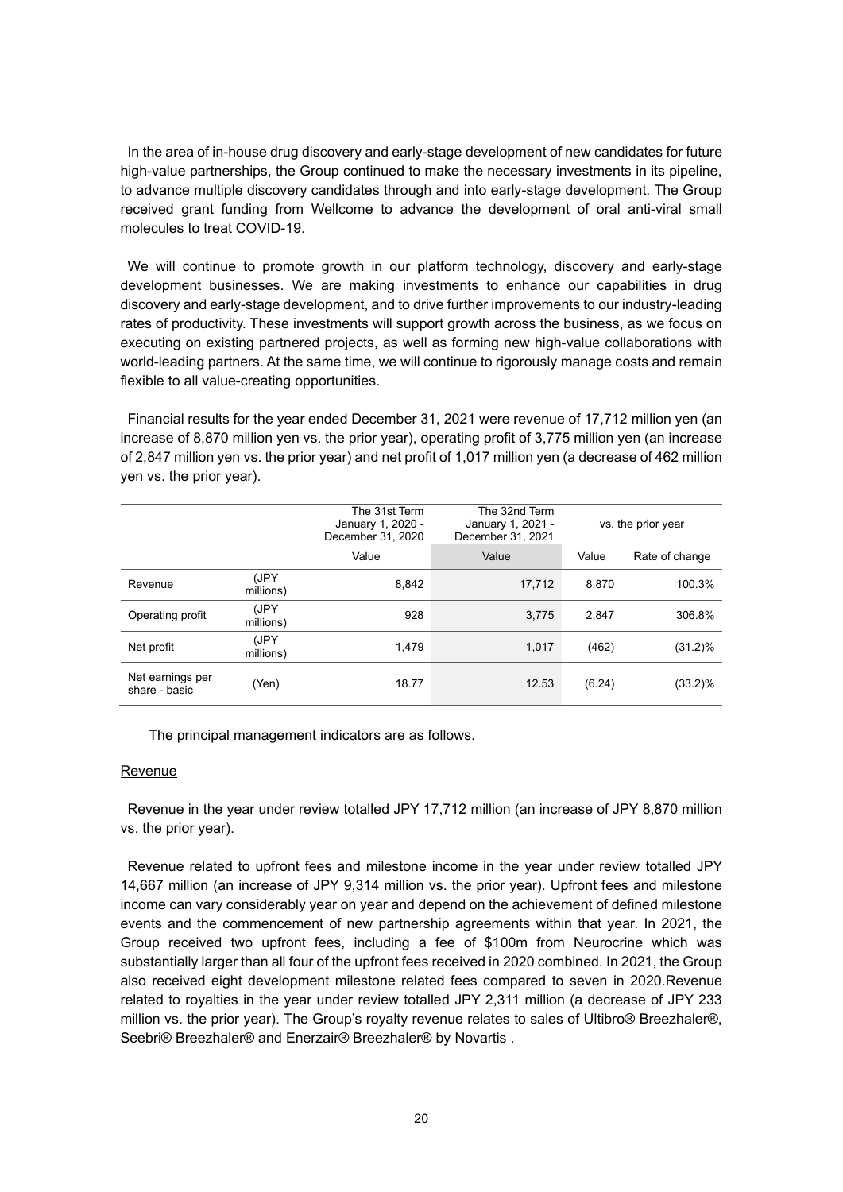In the area of in-house drug discovery and early-stage development of new candidates for future high-value partnerships, the Group continued to make the necessary investments in its pipeline, to advance multiple discovery candidates through and into early-stage development. The Group received grant funding from Wellcome to advance the development of oral anti-viral small molecules to treat COVID-19.

We will continue to promote growth in our platform technology, discovery and early-stage development businesses. We are making investments to enhance our capabilities in drug discovery and early-stage development, and to drive further improvements to our industry-leading rates of productivity. These investments will support growth across the business, as we focus on executing on existing partnered projects, as well as forming new high-value collaborations with world-leading partners. At the same time, we will continue to rigorously manage costs and remain flexible to all value-creating opportunities.

Financial results for the year ended December 31, 2021 were revenue of 17,712 million yen (an increase of 8,870 million yen vs. the prior year), operating profit of 3,775 million yen (an increase of 2,847 million yen vs. the prior year) and net profit of 1,017 million yen (a decrease of 462 million yen vs. the prior year).

| | | The 31st Term January 1, 2020 - December 31, 2020 | The 32nd Term January 1, 2021 - December 31, 2021 | vs. the prior year | |
|---|---|---|---|---|---|
| | | Value | Value | Value | Rate of change |
| Revenue | (JPY millions) | 8,842 | 17,712 | 8,870 | 100.3% |
| Operating profit | (JPY millions) | 928 | 3,775 | 2,847 | 306.8% |
| Net profit | (JPY millions) | 1,479 | 1,017 | (462) | (31.2)% |
| Net earnings per share - basic | (Yen) | 18.77 | 12.53 | (6.24) | (33.2)% |

The principal management indicators are as follows.

Revenue

Revenue in the year under review totalled JPY 17,712 million (an increase of JPY 8,870 million vs. the prior year).

Revenue related to upfront fees and milestone income in the year under review totalled JPY 14,667 million (an increase of JPY 9,314 million vs. the prior year). Upfront fees and milestone income can vary considerably year on year and depend on the achievement of defined milestone events and the commencement of new partnership agreements within that year. In 2021, the Group received two upfront fees, including a fee of $100m from Neurocrine which was substantially larger than all four of the upfront fees received in 2020 combined. In 2021, the Group also received eight development milestone related fees compared to seven in 2020.Revenue related to royalties in the year under review totalled JPY 2,311 million (a decrease of JPY 233 million vs. the prior year). The Group's royalty revenue relates to sales of Ultibro® Breezhaler®, Seebri® Breezhaler® and Enerzair® Breezhaler® by Novartis .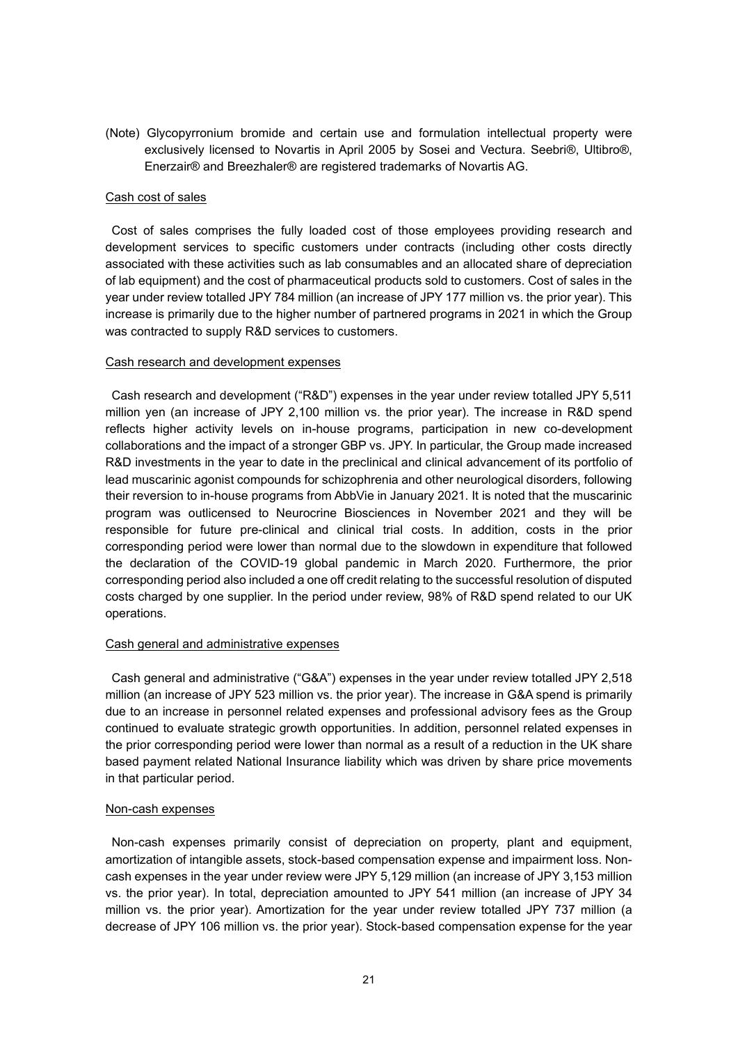(Note) Glycopyrronium bromide and certain use and formulation intellectual property were exclusively licensed to Novartis in April 2005 by Sosei and Vectura. Seebri®, Ultibro®, Enerzair® and Breezhaler® are registered trademarks of Novartis AG.

Cash cost of sales

Cost of sales comprises the fully loaded cost of those employees providing research and development services to specific customers under contracts (including other costs directly associated with these activities such as lab consumables and an allocated share of depreciation of lab equipment) and the cost of pharmaceutical products sold to customers. Cost of sales in the year under review totalled JPY 784 million (an increase of JPY 177 million vs. the prior year). This increase is primarily due to the higher number of partnered programs in 2021 in which the Group was contracted to supply R&D services to customers.

Cash research and development expenses

Cash research and development ("R&D") expenses in the year under review totalled JPY 5,511 million yen (an increase of JPY 2,100 million vs. the prior year). The increase in R&D spend reflects higher activity levels on in-house programs, participation in new co-development collaborations and the impact of a stronger GBP vs. JPY. In particular, the Group made increased R&D investments in the year to date in the preclinical and clinical advancement of its portfolio of lead muscarinic agonist compounds for schizophrenia and other neurological disorders, following their reversion to in-house programs from AbbVie in January 2021. It is noted that the muscarinic program was outlicensed to Neurocrine Biosciences in November 2021 and they will be responsible for future pre-clinical and clinical trial costs. In addition, costs in the prior corresponding period were lower than normal due to the slowdown in expenditure that followed the declaration of the COVID-19 global pandemic in March 2020. Furthermore, the prior corresponding period also included a one off credit relating to the successful resolution of disputed costs charged by one supplier. In the period under review, 98% of R&D spend related to our UK operations.

Cash general and administrative expenses

Cash general and administrative ("G&A") expenses in the year under review totalled JPY 2,518 million (an increase of JPY 523 million vs. the prior year). The increase in G&A spend is primarily due to an increase in personnel related expenses and professional advisory fees as the Group continued to evaluate strategic growth opportunities. In addition, personnel related expenses in the prior corresponding period were lower than normal as a result of a reduction in the UK share based payment related National Insurance liability which was driven by share price movements in that particular period.

Non-cash expenses

Non-cash expenses primarily consist of depreciation on property, plant and equipment, amortization of intangible assets, stock-based compensation expense and impairment loss. Non-cash expenses in the year under review were JPY 5,129 million (an increase of JPY 3,153 million vs. the prior year). In total, depreciation amounted to JPY 541 million (an increase of JPY 34 million vs. the prior year). Amortization for the year under review totalled JPY 737 million (a decrease of JPY 106 million vs. the prior year). Stock-based compensation expense for the year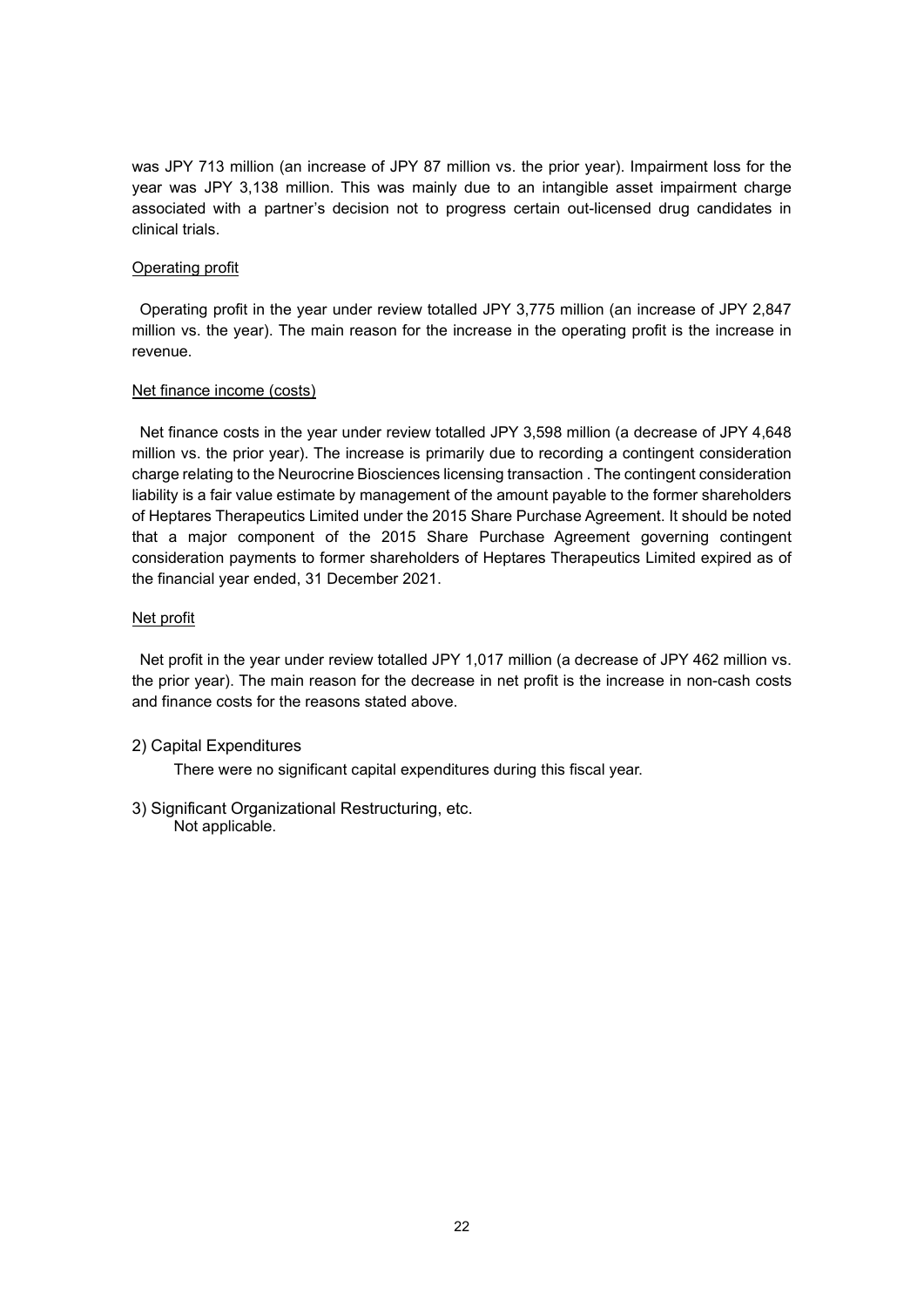was JPY 713 million (an increase of JPY 87 million vs. the prior year). Impairment loss for the year was JPY 3,138 million. This was mainly due to an intangible asset impairment charge associated with a partner's decision not to progress certain out-licensed drug candidates in clinical trials.

<u>Operating profit</u>

Operating profit in the year under review totalled JPY 3,775 million (an increase of JPY 2,847 million vs. the year). The main reason for the increase in the operating profit is the increase in revenue.

<u>Net finance income (costs)</u>

Net finance costs in the year under review totalled JPY 3,598 million (a decrease of JPY 4,648 million vs. the prior year). The increase is primarily due to recording a contingent consideration charge relating to the Neurocrine Biosciences licensing transaction . The contingent consideration liability is a fair value estimate by management of the amount payable to the former shareholders of Heptares Therapeutics Limited under the 2015 Share Purchase Agreement. It should be noted that a major component of the 2015 Share Purchase Agreement governing contingent consideration payments to former shareholders of Heptares Therapeutics Limited expired as of the financial year ended, 31 December 2021.

<u>Net profit</u>

Net profit in the year under review totalled JPY 1,017 million (a decrease of JPY 462 million vs. the prior year). The main reason for the decrease in net profit is the increase in non-cash costs and finance costs for the reasons stated above.

2) Capital Expenditures

There were no significant capital expenditures during this fiscal year.

3) Significant Organizational Restructuring, etc.

Not applicable.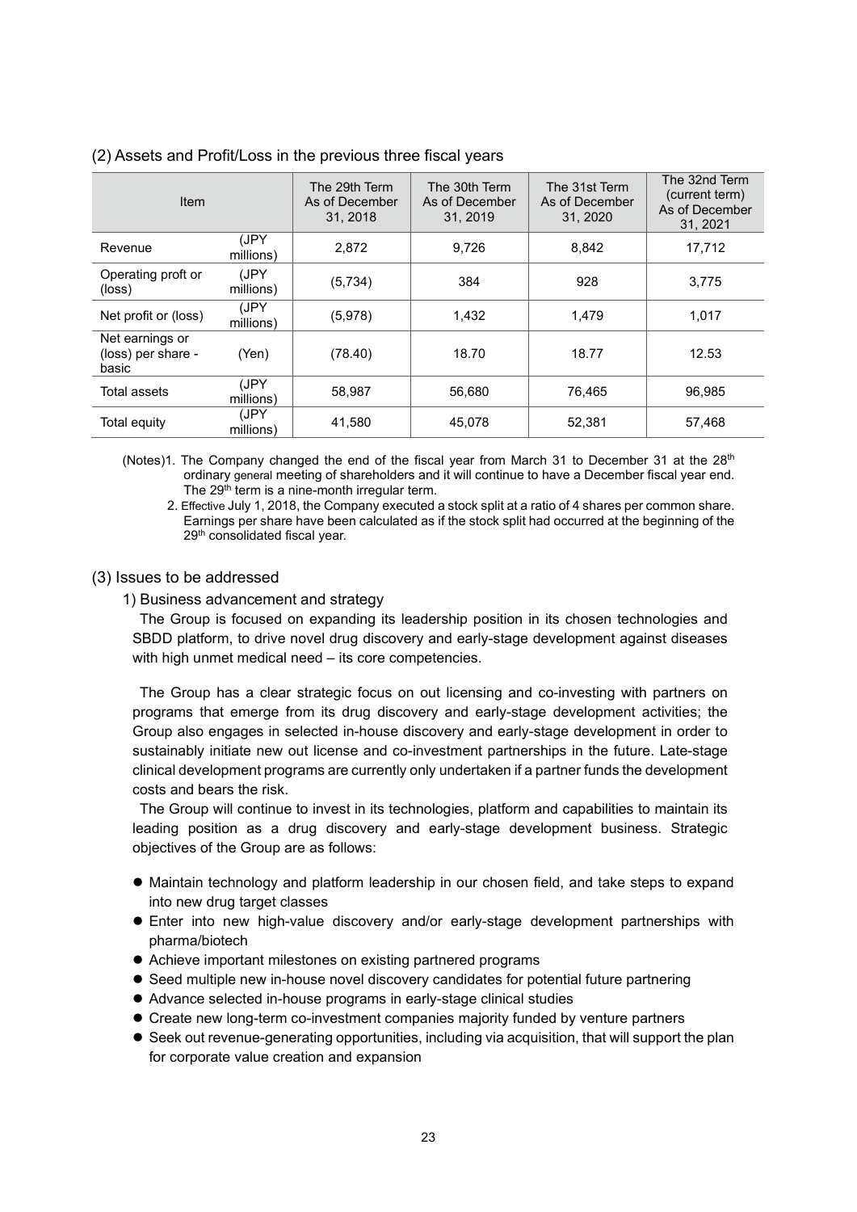## (2) Assets and Profit/Loss in the previous three fiscal years

| Item | | The 29th Term As of December 31, 2018 | The 30th Term As of December 31, 2019 | The 31st Term As of December 31, 2020 | The 32nd Term (current term) As of December 31, 2021 |
|---|---|---|---|---|---|
| Revenue | (JPY millions) | 2,872 | 9,726 | 8,842 | 17,712 |
| Operating proft or (loss) | (JPY millions) | (5,734) | 384 | 928 | 3,775 |
| Net profit or (loss) | (JPY millions) | (5,978) | 1,432 | 1,479 | 1,017 |
| Net earnings or (loss) per share - basic | (Yen) | (78.40) | 18.70 | 18.77 | 12.53 |
| Total assets | (JPY millions) | 58,987 | 56,680 | 76,465 | 96,985 |
| Total equity | (JPY millions) | 41,580 | 45,078 | 52,381 | 57,468 |

(Notes)1. The Company changed the end of the fiscal year from March 31 to December 31 at the 28th ordinary general meeting of shareholders and it will continue to have a December fiscal year end. The 29th term is a nine-month irregular term.

2. Effective July 1, 2018, the Company executed a stock split at a ratio of 4 shares per common share. Earnings per share have been calculated as if the stock split had occurred at the beginning of the 29th consolidated fiscal year.

## (3) Issues to be addressed

### 1) Business advancement and strategy

The Group is focused on expanding its leadership position in its chosen technologies and SBDD platform, to drive novel drug discovery and early-stage development against diseases with high unmet medical need – its core competencies.

The Group has a clear strategic focus on out licensing and co-investing with partners on programs that emerge from its drug discovery and early-stage development activities; the Group also engages in selected in-house discovery and early-stage development in order to sustainably initiate new out license and co-investment partnerships in the future. Late-stage clinical development programs are currently only undertaken if a partner funds the development costs and bears the risk.

The Group will continue to invest in its technologies, platform and capabilities to maintain its leading position as a drug discovery and early-stage development business. Strategic objectives of the Group are as follows:

- Maintain technology and platform leadership in our chosen field, and take steps to expand into new drug target classes
- Enter into new high-value discovery and/or early-stage development partnerships with pharma/biotech
- Achieve important milestones on existing partnered programs
- Seed multiple new in-house novel discovery candidates for potential future partnering
- Advance selected in-house programs in early-stage clinical studies
- Create new long-term co-investment companies majority funded by venture partners
- Seek out revenue-generating opportunities, including via acquisition, that will support the plan for corporate value creation and expansion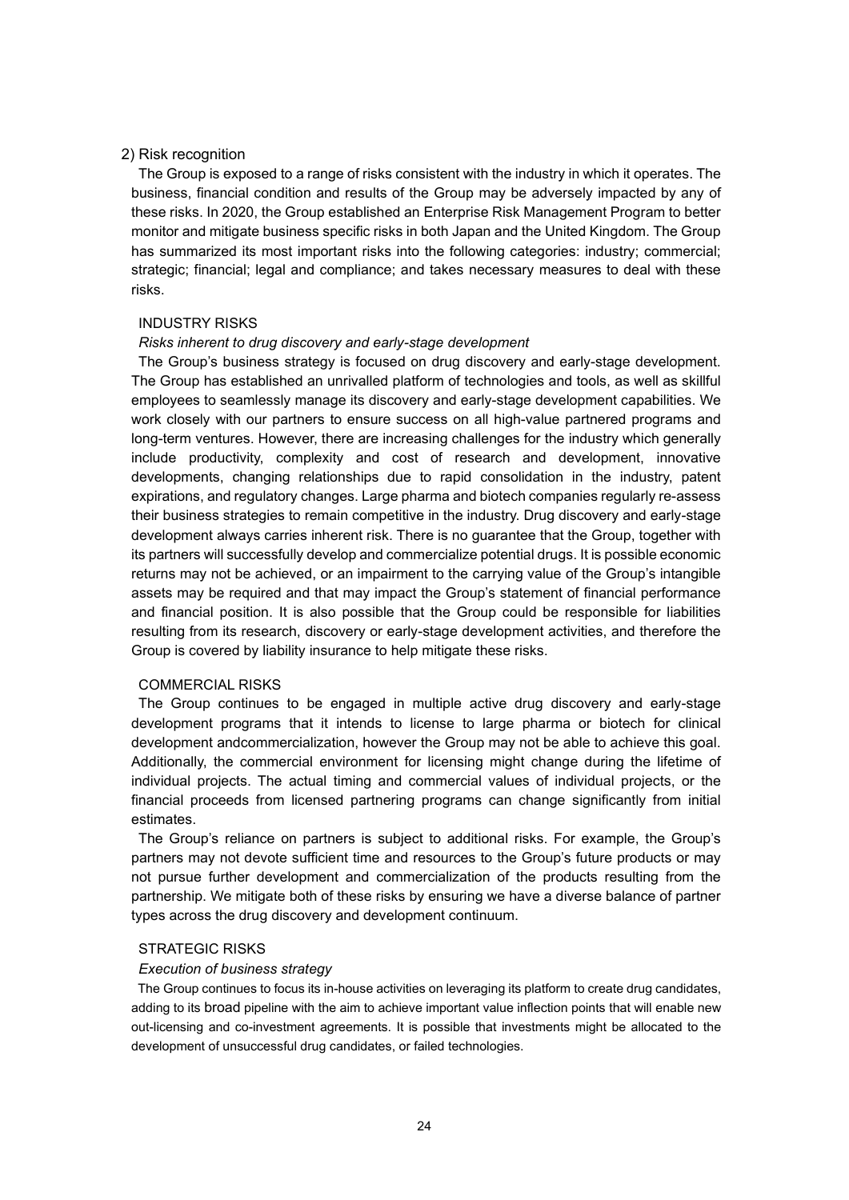## 2) Risk recognition

The Group is exposed to a range of risks consistent with the industry in which it operates. The business, financial condition and results of the Group may be adversely impacted by any of these risks. In 2020, the Group established an Enterprise Risk Management Program to better monitor and mitigate business specific risks in both Japan and the United Kingdom. The Group has summarized its most important risks into the following categories: industry; commercial; strategic; financial; legal and compliance; and takes necessary measures to deal with these risks.

### INDUSTRY RISKS

*Risks inherent to drug discovery and early-stage development*

The Group's business strategy is focused on drug discovery and early-stage development. The Group has established an unrivalled platform of technologies and tools, as well as skillful employees to seamlessly manage its discovery and early-stage development capabilities. We work closely with our partners to ensure success on all high-value partnered programs and long-term ventures. However, there are increasing challenges for the industry which generally include productivity, complexity and cost of research and development, innovative developments, changing relationships due to rapid consolidation in the industry, patent expirations, and regulatory changes. Large pharma and biotech companies regularly re-assess their business strategies to remain competitive in the industry. Drug discovery and early-stage development always carries inherent risk. There is no guarantee that the Group, together with its partners will successfully develop and commercialize potential drugs. It is possible economic returns may not be achieved, or an impairment to the carrying value of the Group's intangible assets may be required and that may impact the Group's statement of financial performance and financial position. It is also possible that the Group could be responsible for liabilities resulting from its research, discovery or early-stage development activities, and therefore the Group is covered by liability insurance to help mitigate these risks.

### COMMERCIAL RISKS

The Group continues to be engaged in multiple active drug discovery and early-stage development programs that it intends to license to large pharma or biotech for clinical development andcommercialization, however the Group may not be able to achieve this goal. Additionally, the commercial environment for licensing might change during the lifetime of individual projects. The actual timing and commercial values of individual projects, or the financial proceeds from licensed partnering programs can change significantly from initial estimates.

The Group's reliance on partners is subject to additional risks. For example, the Group's partners may not devote sufficient time and resources to the Group's future products or may not pursue further development and commercialization of the products resulting from the partnership. We mitigate both of these risks by ensuring we have a diverse balance of partner types across the drug discovery and development continuum.

### STRATEGIC RISKS

*Execution of business strategy*

The Group continues to focus its in-house activities on leveraging its platform to create drug candidates, adding to its broad pipeline with the aim to achieve important value inflection points that will enable new out-licensing and co-investment agreements. It is possible that investments might be allocated to the development of unsuccessful drug candidates, or failed technologies.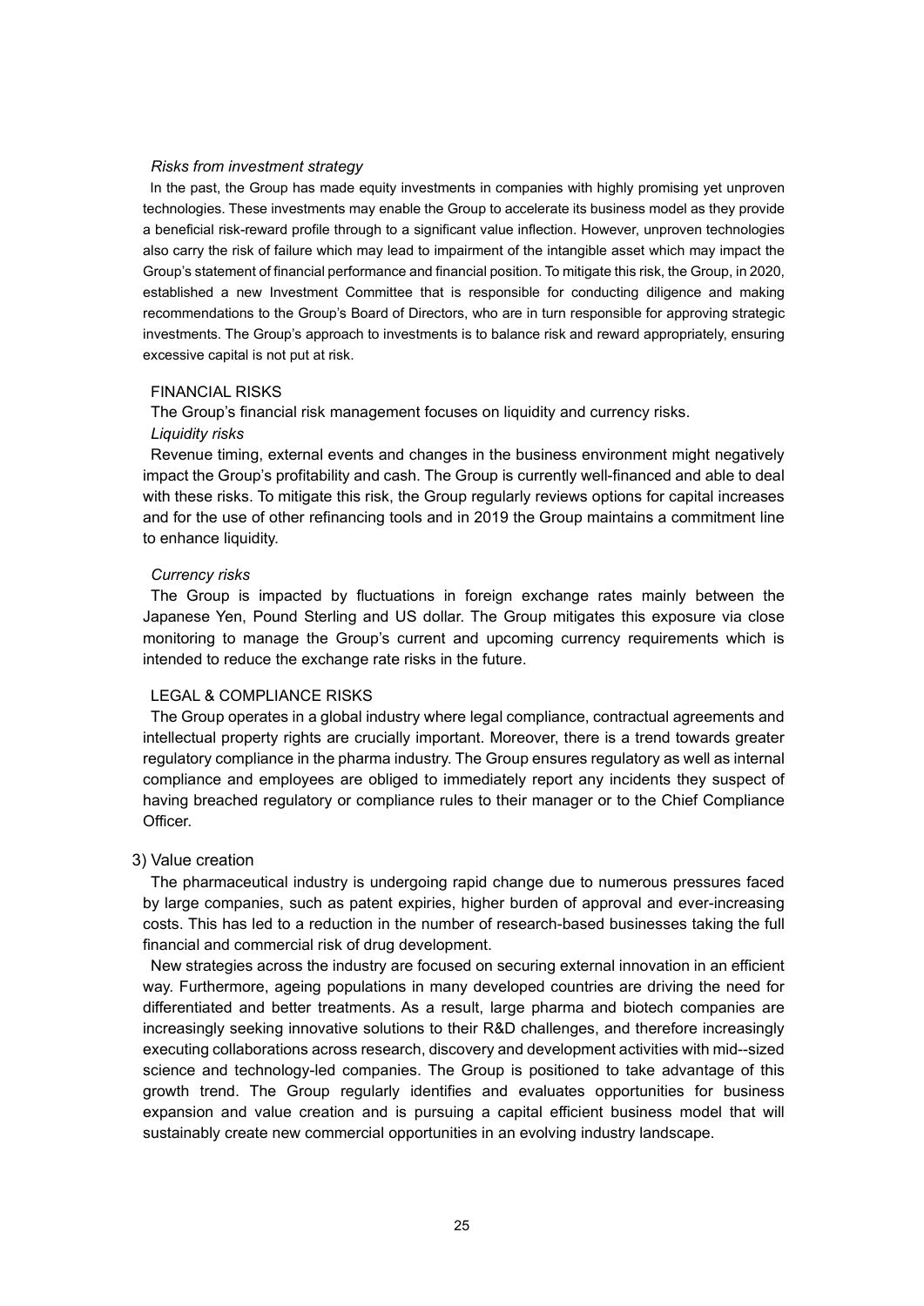*Risks from investment strategy*

In the past, the Group has made equity investments in companies with highly promising yet unproven technologies. These investments may enable the Group to accelerate its business model as they provide a beneficial risk-reward profile through to a significant value inflection. However, unproven technologies also carry the risk of failure which may lead to impairment of the intangible asset which may impact the Group's statement of financial performance and financial position. To mitigate this risk, the Group, in 2020, established a new Investment Committee that is responsible for conducting diligence and making recommendations to the Group's Board of Directors, who are in turn responsible for approving strategic investments. The Group's approach to investments is to balance risk and reward appropriately, ensuring excessive capital is not put at risk.

FINANCIAL RISKS

The Group's financial risk management focuses on liquidity and currency risks.

*Liquidity risks*

Revenue timing, external events and changes in the business environment might negatively impact the Group's profitability and cash. The Group is currently well-financed and able to deal with these risks. To mitigate this risk, the Group regularly reviews options for capital increases and for the use of other refinancing tools and in 2019 the Group maintains a commitment line to enhance liquidity.

*Currency risks*

The Group is impacted by fluctuations in foreign exchange rates mainly between the Japanese Yen, Pound Sterling and US dollar. The Group mitigates this exposure via close monitoring to manage the Group's current and upcoming currency requirements which is intended to reduce the exchange rate risks in the future.

LEGAL & COMPLIANCE RISKS

The Group operates in a global industry where legal compliance, contractual agreements and intellectual property rights are crucially important. Moreover, there is a trend towards greater regulatory compliance in the pharma industry. The Group ensures regulatory as well as internal compliance and employees are obliged to immediately report any incidents they suspect of having breached regulatory or compliance rules to their manager or to the Chief Compliance Officer.

3) Value creation

The pharmaceutical industry is undergoing rapid change due to numerous pressures faced by large companies, such as patent expiries, higher burden of approval and ever-increasing costs. This has led to a reduction in the number of research-based businesses taking the full financial and commercial risk of drug development.

New strategies across the industry are focused on securing external innovation in an efficient way. Furthermore, ageing populations in many developed countries are driving the need for differentiated and better treatments. As a result, large pharma and biotech companies are increasingly seeking innovative solutions to their R&D challenges, and therefore increasingly executing collaborations across research, discovery and development activities with mid--sized science and technology-led companies. The Group is positioned to take advantage of this growth trend. The Group regularly identifies and evaluates opportunities for business expansion and value creation and is pursuing a capital efficient business model that will sustainably create new commercial opportunities in an evolving industry landscape.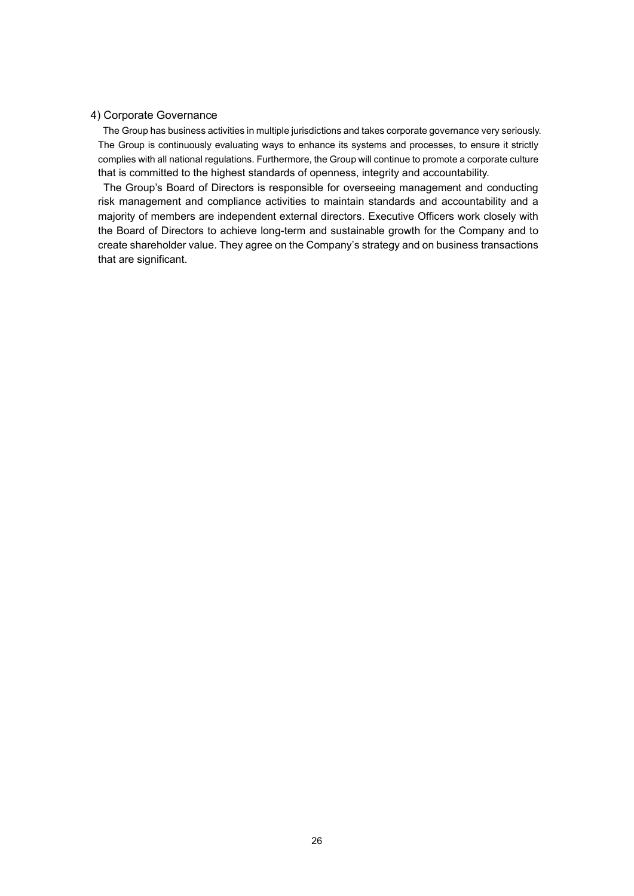### 4) Corporate Governance

The Group has business activities in multiple jurisdictions and takes corporate governance very seriously. The Group is continuously evaluating ways to enhance its systems and processes, to ensure it strictly complies with all national regulations. Furthermore, the Group will continue to promote a corporate culture that is committed to the highest standards of openness, integrity and accountability.

The Group's Board of Directors is responsible for overseeing management and conducting risk management and compliance activities to maintain standards and accountability and a majority of members are independent external directors. Executive Officers work closely with the Board of Directors to achieve long-term and sustainable growth for the Company and to create shareholder value. They agree on the Company's strategy and on business transactions that are significant.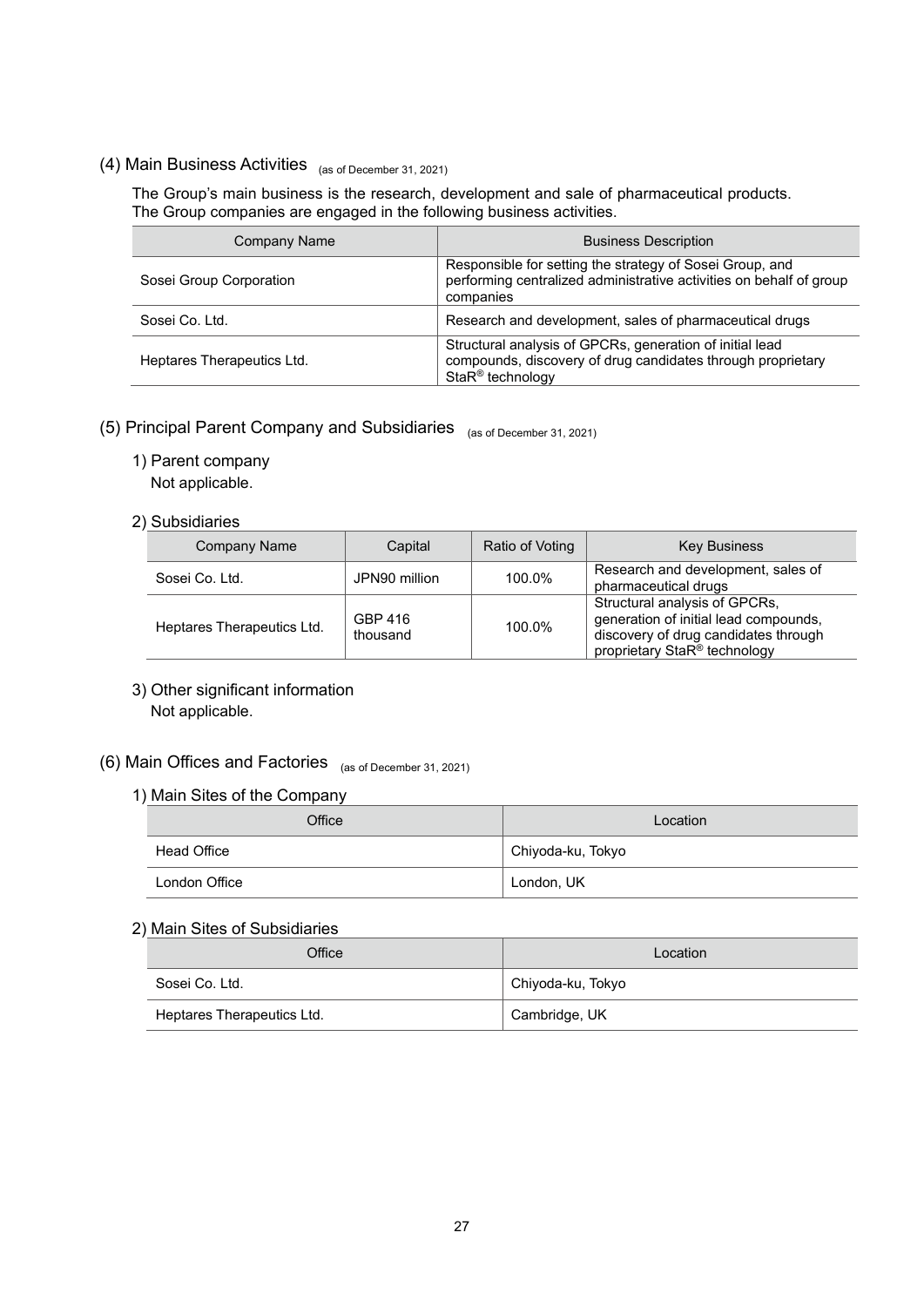## (4) Main Business Activities (as of December 31, 2021)

The Group's main business is the research, development and sale of pharmaceutical products.
The Group companies are engaged in the following business activities.

| Company Name | Business Description |
| --- | --- |
| Sosei Group Corporation | Responsible for setting the strategy of Sosei Group, and performing centralized administrative activities on behalf of group companies |
| Sosei Co. Ltd. | Research and development, sales of pharmaceutical drugs |
| Heptares Therapeutics Ltd. | Structural analysis of GPCRs, generation of initial lead compounds, discovery of drug candidates through proprietary StaR® technology |

## (5) Principal Parent Company and Subsidiaries (as of December 31, 2021)

### 1) Parent company

Not applicable.

### 2) Subsidiaries

| Company Name | Capital | Ratio of Voting | Key Business |
| --- | --- | --- | --- |
| Sosei Co. Ltd. | JPN90 million | 100.0% | Research and development, sales of pharmaceutical drugs |
| Heptares Therapeutics Ltd. | GBP 416 thousand | 100.0% | Structural analysis of GPCRs, generation of initial lead compounds, discovery of drug candidates through proprietary StaR® technology |

### 3) Other significant information

Not applicable.

## (6) Main Offices and Factories (as of December 31, 2021)

### 1) Main Sites of the Company

| Office | Location |
| --- | --- |
| Head Office | Chiyoda-ku, Tokyo |
| London Office | London, UK |

### 2) Main Sites of Subsidiaries

| Office | Location |
| --- | --- |
| Sosei Co. Ltd. | Chiyoda-ku, Tokyo |
| Heptares Therapeutics Ltd. | Cambridge, UK |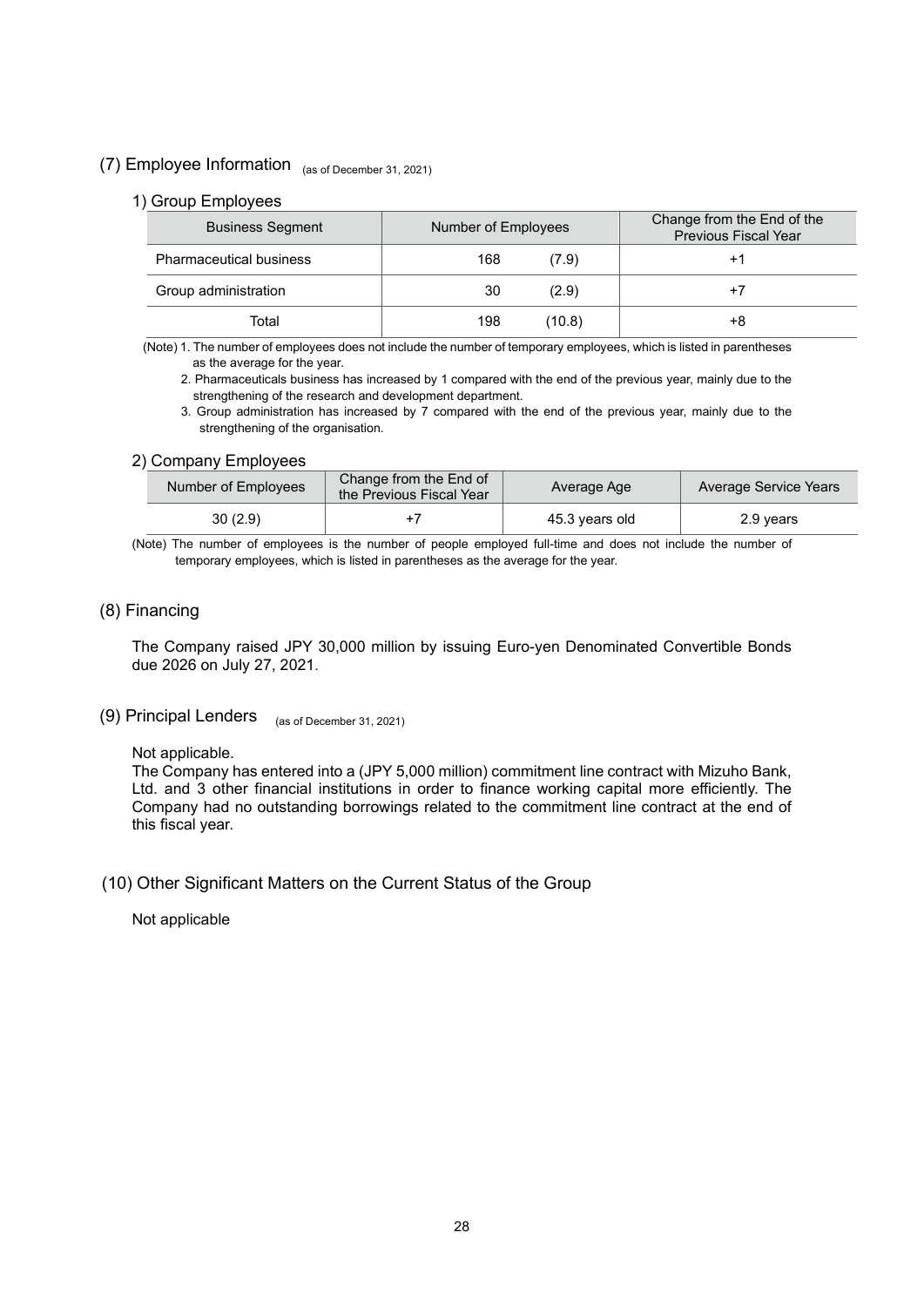## (7) Employee Information (as of December 31, 2021)

### 1) Group Employees

| Business Segment | Number of Employees | | Change from the End of the Previous Fiscal Year |
|---|---|---|---|
| Pharmaceutical business | 168 | (7.9) | +1 |
| Group administration | 30 | (2.9) | +7 |
| Total | 198 | (10.8) | +8 |

(Note) 1. The number of employees does not include the number of temporary employees, which is listed in parentheses as the average for the year.

2. Pharmaceuticals business has increased by 1 compared with the end of the previous year, mainly due to the strengthening of the research and development department.

3. Group administration has increased by 7 compared with the end of the previous year, mainly due to the strengthening of the organisation.

### 2) Company Employees

| Number of Employees | Change from the End of the Previous Fiscal Year | Average Age | Average Service Years |
|---|---|---|---|
| 30 (2.9) | +7 | 45.3 years old | 2.9 years |

(Note) The number of employees is the number of people employed full-time and does not include the number of temporary employees, which is listed in parentheses as the average for the year.

## (8) Financing

The Company raised JPY 30,000 million by issuing Euro-yen Denominated Convertible Bonds due 2026 on July 27, 2021.

## (9) Principal Lenders (as of December 31, 2021)

Not applicable.

The Company has entered into a (JPY 5,000 million) commitment line contract with Mizuho Bank, Ltd. and 3 other financial institutions in order to finance working capital more efficiently. The Company had no outstanding borrowings related to the commitment line contract at the end of this fiscal year.

## (10) Other Significant Matters on the Current Status of the Group

Not applicable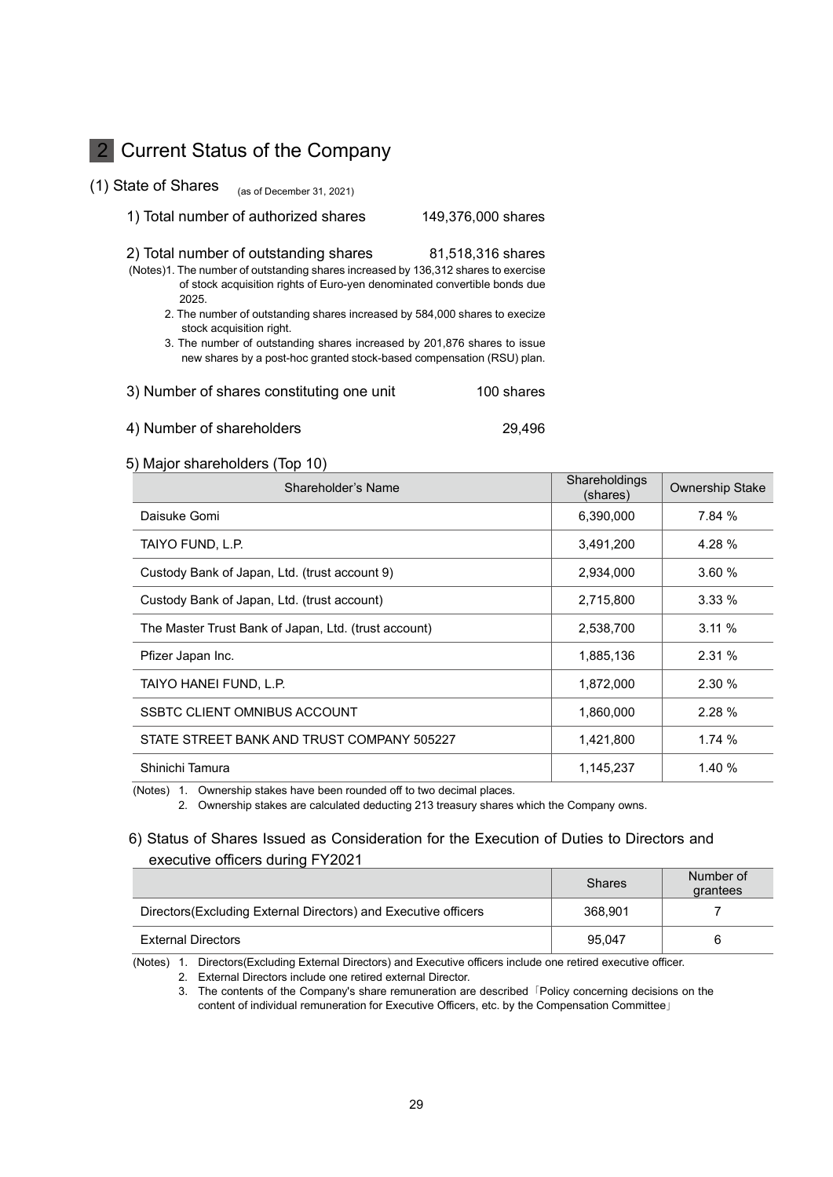## 2 Current Status of the Company

### (1) State of Shares (as of December 31, 2021)

1) Total number of authorized shares 149,376,000 shares

2) Total number of outstanding shares 81,518,316 shares

(Notes)
1. The number of outstanding shares increased by 136,312 shares to exercise of stock acquisition rights of Euro-yen denominated convertible bonds due 2025.
2. The number of outstanding shares increased by 584,000 shares to execize stock acquisition right.
3. The number of outstanding shares increased by 201,876 shares to issue new shares by a post-hoc granted stock-based compensation (RSU) plan.

3) Number of shares constituting one unit 100 shares

4) Number of shareholders 29,496

5) Major shareholders (Top 10)

| Shareholder's Name | Shareholdings (shares) | Ownership Stake |
|---|---|---|
| Daisuke Gomi | 6,390,000 | 7.84 % |
| TAIYO FUND, L.P. | 3,491,200 | 4.28 % |
| Custody Bank of Japan, Ltd. (trust account 9) | 2,934,000 | 3.60 % |
| Custody Bank of Japan, Ltd. (trust account) | 2,715,800 | 3.33 % |
| The Master Trust Bank of Japan, Ltd. (trust account) | 2,538,700 | 3.11 % |
| Pfizer Japan Inc. | 1,885,136 | 2.31 % |
| TAIYO HANEI FUND, L.P. | 1,872,000 | 2.30 % |
| SSBTC CLIENT OMNIBUS ACCOUNT | 1,860,000 | 2.28 % |
| STATE STREET BANK AND TRUST COMPANY 505227 | 1,421,800 | 1.74 % |
| Shinichi Tamura | 1,145,237 | 1.40 % |

(Notes)
1. Ownership stakes have been rounded off to two decimal places.
2. Ownership stakes are calculated deducting 213 treasury shares which the Company owns.

6) Status of Shares Issued as Consideration for the Execution of Duties to Directors and executive officers during FY2021

| | Shares | Number of grantees |
|---|---|---|
| Directors(Excluding External Directors) and Executive officers | 368,901 | 7 |
| External Directors | 95,047 | 6 |

(Notes)
1. Directors(Excluding External Directors) and Executive officers include one retired executive officer.
2. External Directors include one retired external Director.
3. The contents of the Company's share remuneration are described「Policy concerning decisions on the content of individual remuneration for Executive Officers, etc. by the Compensation Committee」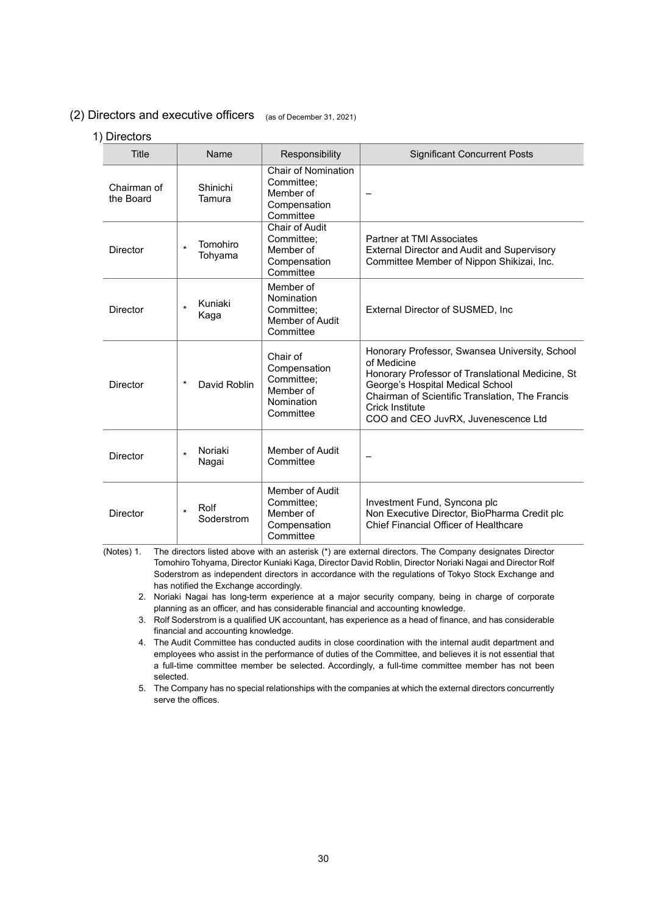## (2) Directors and executive officers (as of December 31, 2021)

### 1) Directors

| Title | Name | Responsibility | Significant Concurrent Posts |
|---|---|---|---|
| Chairman of the Board | Shinichi Tamura | Chair of Nomination Committee; Member of Compensation Committee | – |
| Director | * Tomohiro Tohyama | Chair of Audit Committee; Member of Compensation Committee | Partner at TMI Associates<br>External Director and Audit and Supervisory Committee Member of Nippon Shikizai, Inc. |
| Director | * Kuniaki Kaga | Member of Nomination Committee; Member of Audit Committee | External Director of SUSMED, Inc |
| Director | * David Roblin | Chair of Compensation Committee; Member of Nomination Committee | Honorary Professor, Swansea University, School of Medicine<br>Honorary Professor of Translational Medicine, St George's Hospital Medical School<br>Chairman of Scientific Translation, The Francis Crick Institute<br>COO and CEO JuvRX, Juvenescence Ltd |
| Director | * Noriaki Nagai | Member of Audit Committee | – |
| Director | * Rolf Soderstrom | Member of Audit Committee; Member of Compensation Committee | Investment Fund, Syncona plc<br>Non Executive Director, BioPharma Credit plc<br>Chief Financial Officer of Healthcare |

(Notes) 1. The directors listed above with an asterisk (*) are external directors. The Company designates Director Tomohiro Tohyama, Director Kuniaki Kaga, Director David Roblin, Director Noriaki Nagai and Director Rolf Soderstrom as independent directors in accordance with the regulations of Tokyo Stock Exchange and has notified the Exchange accordingly.

2. Noriaki Nagai has long-term experience at a major security company, being in charge of corporate planning as an officer, and has considerable financial and accounting knowledge.

3. Rolf Soderstrom is a qualified UK accountant, has experience as a head of finance, and has considerable financial and accounting knowledge.

4. The Audit Committee has conducted audits in close coordination with the internal audit department and employees who assist in the performance of duties of the Committee, and believes it is not essential that a full-time committee member be selected. Accordingly, a full-time committee member has not been selected.

5. The Company has no special relationships with the companies at which the external directors concurrently serve the offices.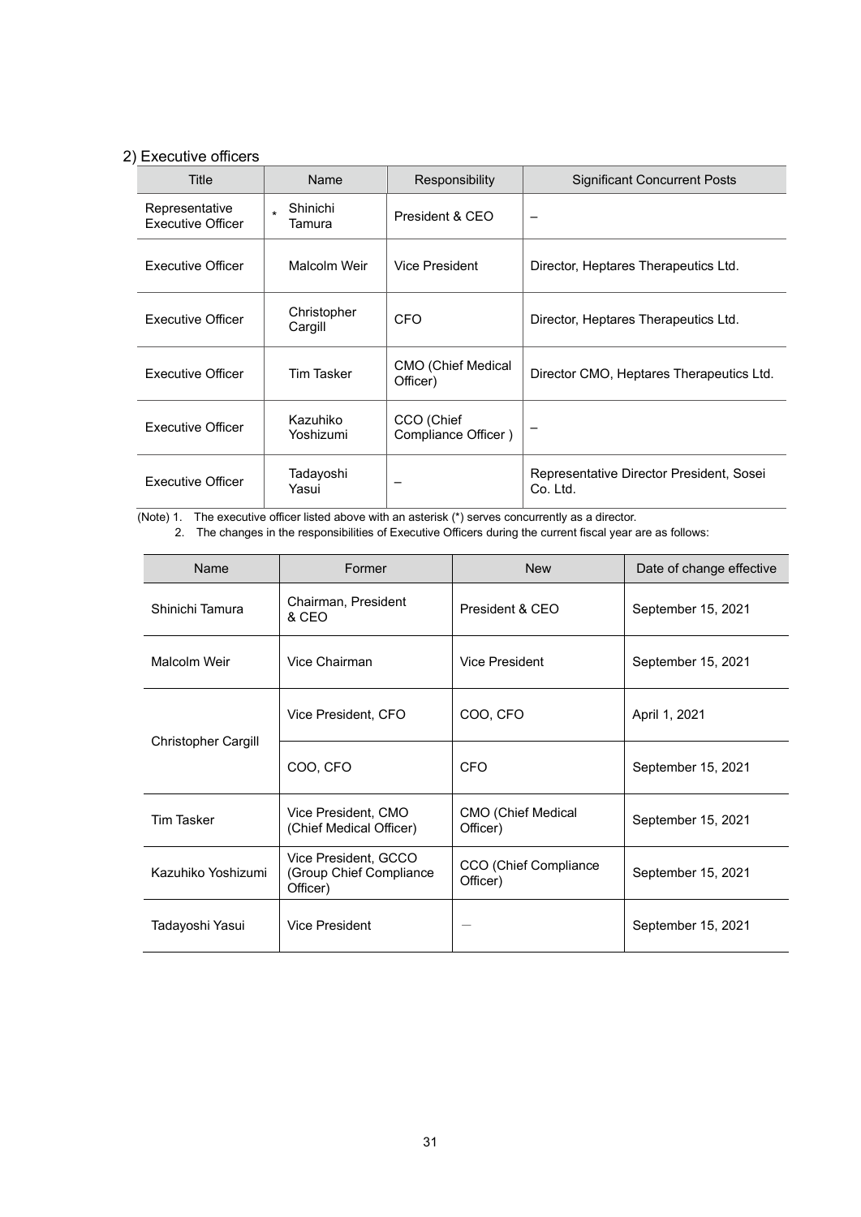### 2) Executive officers

| Title | Name | Responsibility | Significant Concurrent Posts |
|---|---|---|---|
| Representative Executive Officer | * Shinichi Tamura | President & CEO | – |
| Executive Officer | Malcolm Weir | Vice President | Director, Heptares Therapeutics Ltd. |
| Executive Officer | Christopher Cargill | CFO | Director, Heptares Therapeutics Ltd. |
| Executive Officer | Tim Tasker | CMO (Chief Medical Officer) | Director CMO, Heptares Therapeutics Ltd. |
| Executive Officer | Kazuhiko Yoshizumi | CCO (Chief Compliance Officer ) | – |
| Executive Officer | Tadayoshi Yasui | – | Representative Director President, Sosei Co. Ltd. |

(Note) 1. The executive officer listed above with an asterisk (*) serves concurrently as a director.

2. The changes in the responsibilities of Executive Officers during the current fiscal year are as follows:

| Name | Former | New | Date of change effective |
|---|---|---|---|
| Shinichi Tamura | Chairman, President & CEO | President & CEO | September 15, 2021 |
| Malcolm Weir | Vice Chairman | Vice President | September 15, 2021 |
| Christopher Cargill | Vice President, CFO | COO, CFO | April 1, 2021 |
| | COO, CFO | CFO | September 15, 2021 |
| Tim Tasker | Vice President, CMO (Chief Medical Officer) | CMO (Chief Medical Officer) | September 15, 2021 |
| Kazuhiko Yoshizumi | Vice President, GCCO (Group Chief Compliance Officer) | CCO (Chief Compliance Officer) | September 15, 2021 |
| Tadayoshi Yasui | Vice President | — | September 15, 2021 |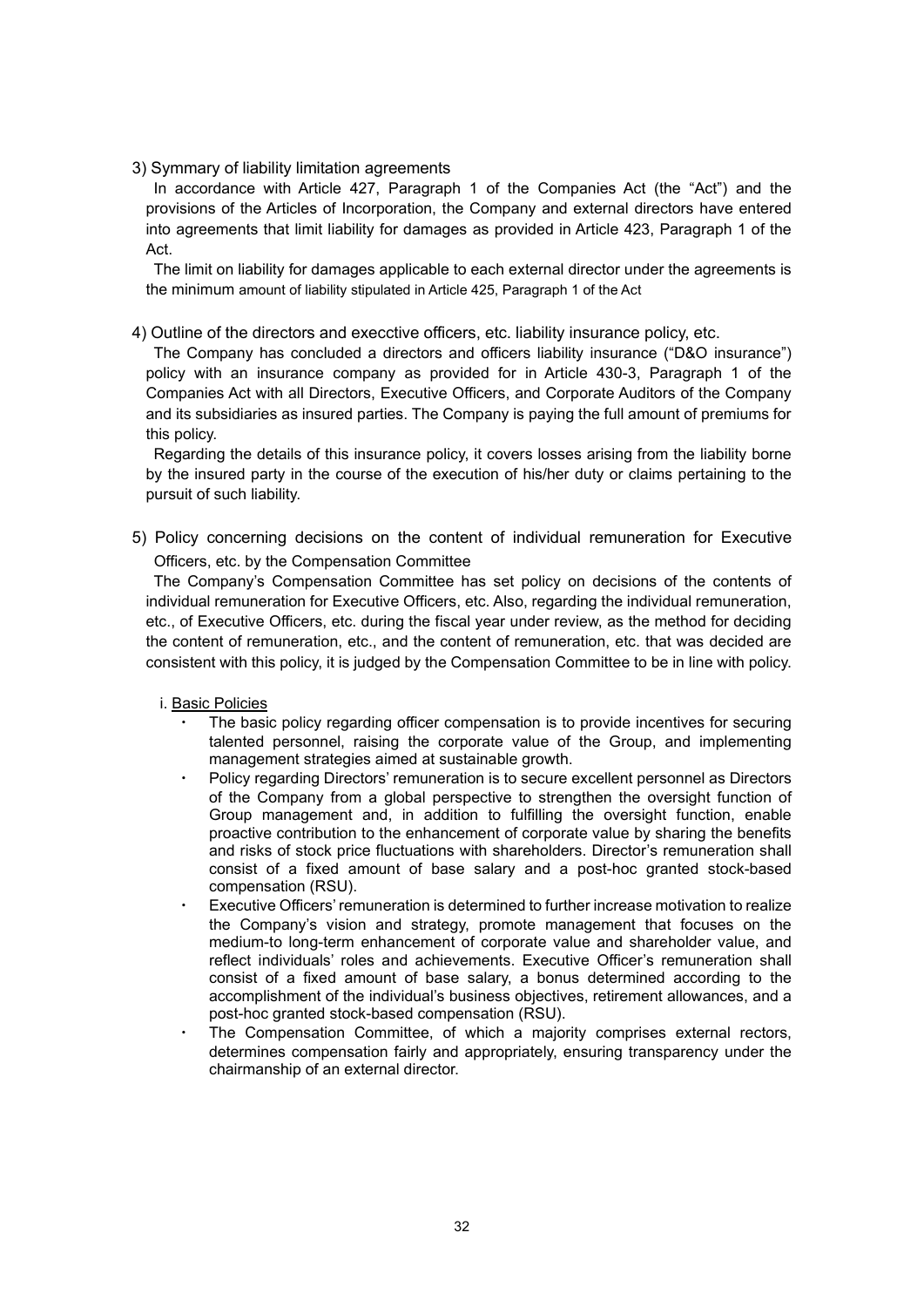3) Symmary of liability limitation agreements

In accordance with Article 427, Paragraph 1 of the Companies Act (the "Act") and the provisions of the Articles of Incorporation, the Company and external directors have entered into agreements that limit liability for damages as provided in Article 423, Paragraph 1 of the Act.

The limit on liability for damages applicable to each external director under the agreements is the minimum amount of liability stipulated in Article 425, Paragraph 1 of the Act

4) Outline of the directors and execctive officers, etc. liability insurance policy, etc.

The Company has concluded a directors and officers liability insurance ("D&O insurance") policy with an insurance company as provided for in Article 430-3, Paragraph 1 of the Companies Act with all Directors, Executive Officers, and Corporate Auditors of the Company and its subsidiaries as insured parties. The Company is paying the full amount of premiums for this policy.

Regarding the details of this insurance policy, it covers losses arising from the liability borne by the insured party in the course of the execution of his/her duty or claims pertaining to the pursuit of such liability.

5) Policy concerning decisions on the content of individual remuneration for Executive Officers, etc. by the Compensation Committee

The Company's Compensation Committee has set policy on decisions of the contents of individual remuneration for Executive Officers, etc. Also, regarding the individual remuneration, etc., of Executive Officers, etc. during the fiscal year under review, as the method for deciding the content of remuneration, etc., and the content of remuneration, etc. that was decided are consistent with this policy, it is judged by the Compensation Committee to be in line with policy.

i. <u>Basic Policies</u>

- The basic policy regarding officer compensation is to provide incentives for securing talented personnel, raising the corporate value of the Group, and implementing management strategies aimed at sustainable growth.
- Policy regarding Directors' remuneration is to secure excellent personnel as Directors of the Company from a global perspective to strengthen the oversight function of Group management and, in addition to fulfilling the oversight function, enable proactive contribution to the enhancement of corporate value by sharing the benefits and risks of stock price fluctuations with shareholders. Director's remuneration shall consist of a fixed amount of base salary and a post-hoc granted stock-based compensation (RSU).
- Executive Officers' remuneration is determined to further increase motivation to realize the Company's vision and strategy, promote management that focuses on the medium-to long-term enhancement of corporate value and shareholder value, and reflect individuals' roles and achievements. Executive Officer's remuneration shall consist of a fixed amount of base salary, a bonus determined according to the accomplishment of the individual's business objectives, retirement allowances, and a post-hoc granted stock-based compensation (RSU).
- The Compensation Committee, of which a majority comprises external rectors, determines compensation fairly and appropriately, ensuring transparency under the chairmanship of an external director.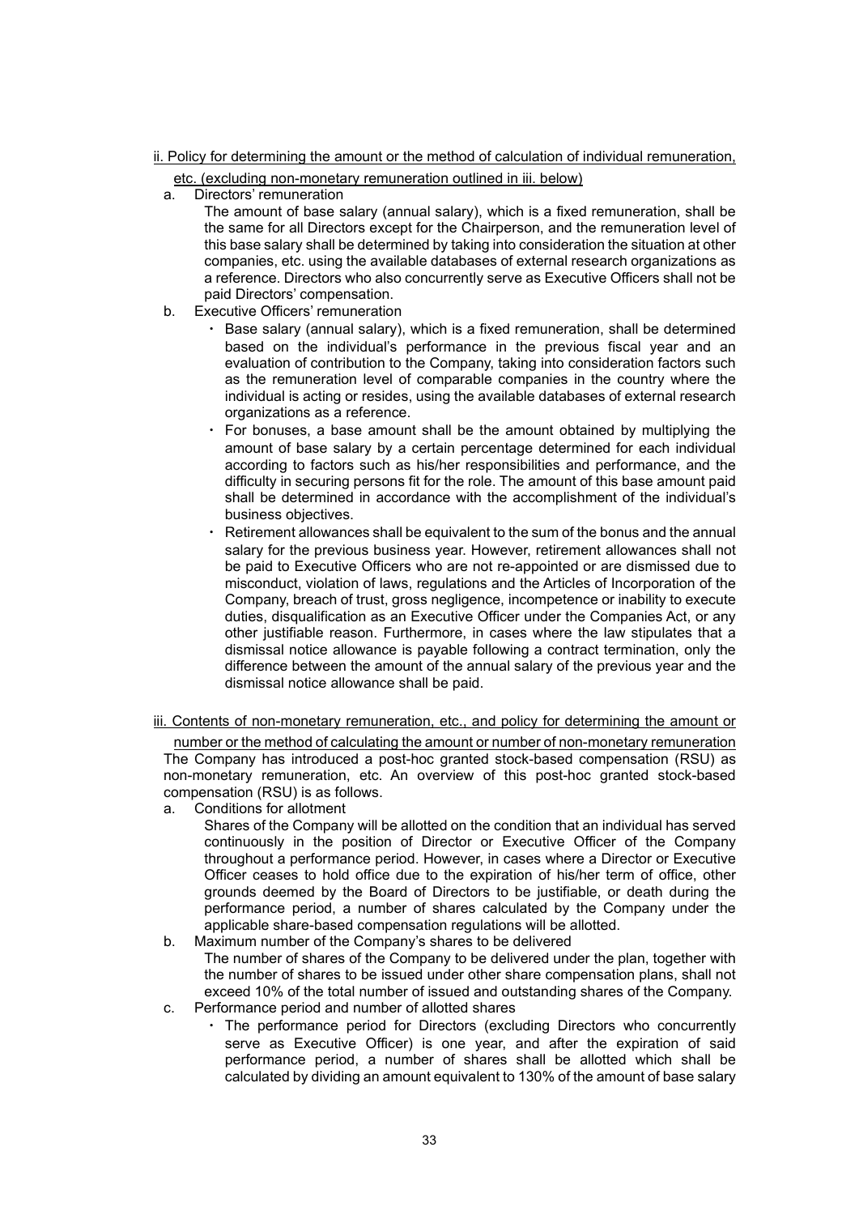ii. Policy for determining the amount or the method of calculation of individual remuneration, etc. (excluding non-monetary remuneration outlined in iii. below)

a. Directors' remuneration

The amount of base salary (annual salary), which is a fixed remuneration, shall be the same for all Directors except for the Chairperson, and the remuneration level of this base salary shall be determined by taking into consideration the situation at other companies, etc. using the available databases of external research organizations as a reference. Directors who also concurrently serve as Executive Officers shall not be paid Directors' compensation.

b. Executive Officers' remuneration

- Base salary (annual salary), which is a fixed remuneration, shall be determined based on the individual's performance in the previous fiscal year and an evaluation of contribution to the Company, taking into consideration factors such as the remuneration level of comparable companies in the country where the individual is acting or resides, using the available databases of external research organizations as a reference.
- For bonuses, a base amount shall be the amount obtained by multiplying the amount of base salary by a certain percentage determined for each individual according to factors such as his/her responsibilities and performance, and the difficulty in securing persons fit for the role. The amount of this base amount paid shall be determined in accordance with the accomplishment of the individual's business objectives.
- Retirement allowances shall be equivalent to the sum of the bonus and the annual salary for the previous business year. However, retirement allowances shall not be paid to Executive Officers who are not re-appointed or are dismissed due to misconduct, violation of laws, regulations and the Articles of Incorporation of the Company, breach of trust, gross negligence, incompetence or inability to execute duties, disqualification as an Executive Officer under the Companies Act, or any other justifiable reason. Furthermore, in cases where the law stipulates that a dismissal notice allowance is payable following a contract termination, only the difference between the amount of the annual salary of the previous year and the dismissal notice allowance shall be paid.

iii. Contents of non-monetary remuneration, etc., and policy for determining the amount or number or the method of calculating the amount or number of non-monetary remuneration

The Company has introduced a post-hoc granted stock-based compensation (RSU) as non-monetary remuneration, etc. An overview of this post-hoc granted stock-based compensation (RSU) is as follows.

a. Conditions for allotment

Shares of the Company will be allotted on the condition that an individual has served continuously in the position of Director or Executive Officer of the Company throughout a performance period. However, in cases where a Director or Executive Officer ceases to hold office due to the expiration of his/her term of office, other grounds deemed by the Board of Directors to be justifiable, or death during the performance period, a number of shares calculated by the Company under the applicable share-based compensation regulations will be allotted.

b. Maximum number of the Company's shares to be delivered

The number of shares of the Company to be delivered under the plan, together with the number of shares to be issued under other share compensation plans, shall not exceed 10% of the total number of issued and outstanding shares of the Company.

c. Performance period and number of allotted shares

- The performance period for Directors (excluding Directors who concurrently serve as Executive Officer) is one year, and after the expiration of said performance period, a number of shares shall be allotted which shall be calculated by dividing an amount equivalent to 130% of the amount of base salary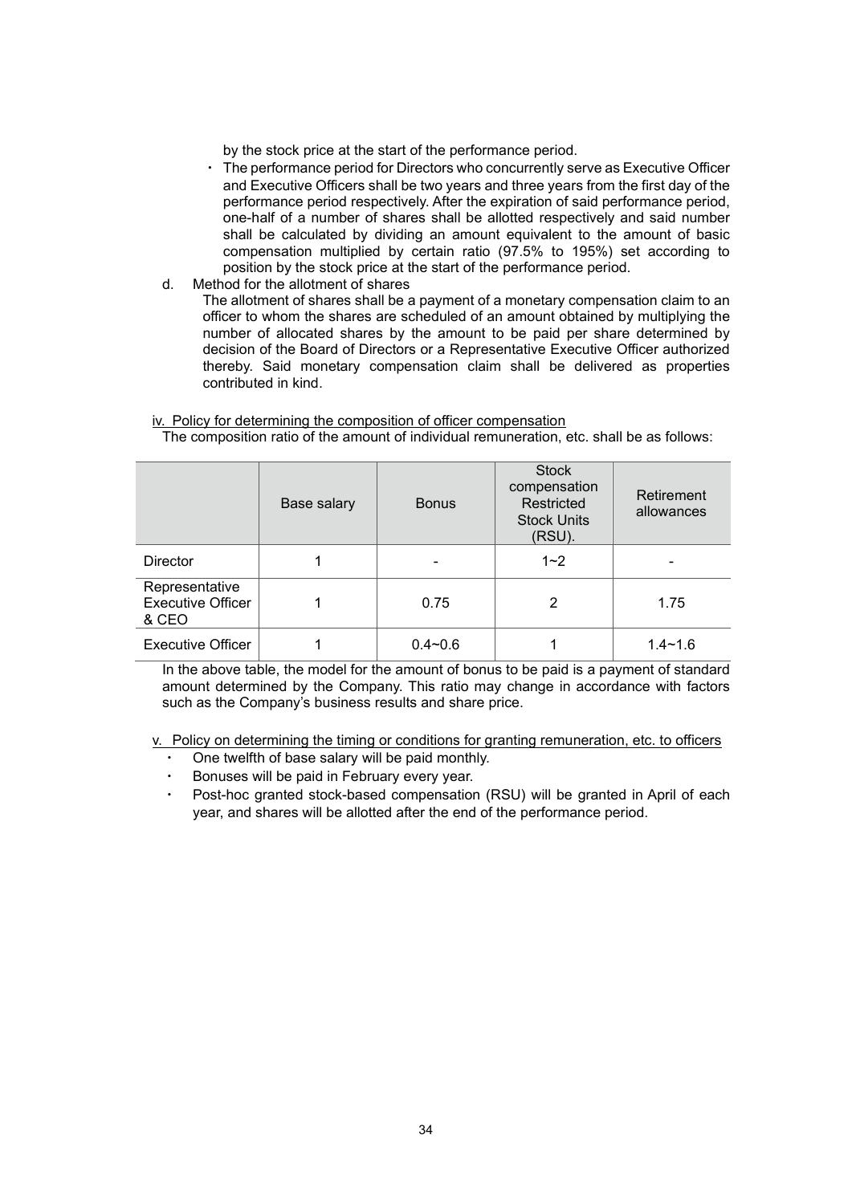by the stock price at the start of the performance period.

- The performance period for Directors who concurrently serve as Executive Officer and Executive Officers shall be two years and three years from the first day of the performance period respectively. After the expiration of said performance period, one-half of a number of shares shall be allotted respectively and said number shall be calculated by dividing an amount equivalent to the amount of basic compensation multiplied by certain ratio (97.5% to 195%) set according to position by the stock price at the start of the performance period.

d. Method for the allotment of shares

The allotment of shares shall be a payment of a monetary compensation claim to an officer to whom the shares are scheduled of an amount obtained by multiplying the number of allocated shares by the amount to be paid per share determined by decision of the Board of Directors or a Representative Executive Officer authorized thereby. Said monetary compensation claim shall be delivered as properties contributed in kind.

iv. Policy for determining the composition of officer compensation

The composition ratio of the amount of individual remuneration, etc. shall be as follows:

| | Base salary | Bonus | Stock compensation Restricted Stock Units (RSU). | Retirement allowances |
|---|---|---|---|---|
| Director | 1 | - | 1~2 | - |
| Representative Executive Officer & CEO | 1 | 0.75 | 2 | 1.75 |
| Executive Officer | 1 | 0.4~0.6 | 1 | 1.4~1.6 |

In the above table, the model for the amount of bonus to be paid is a payment of standard amount determined by the Company. This ratio may change in accordance with factors such as the Company's business results and share price.

v. Policy on determining the timing or conditions for granting remuneration, etc. to officers

- One twelfth of base salary will be paid monthly.
- Bonuses will be paid in February every year.
- Post-hoc granted stock-based compensation (RSU) will be granted in April of each year, and shares will be allotted after the end of the performance period.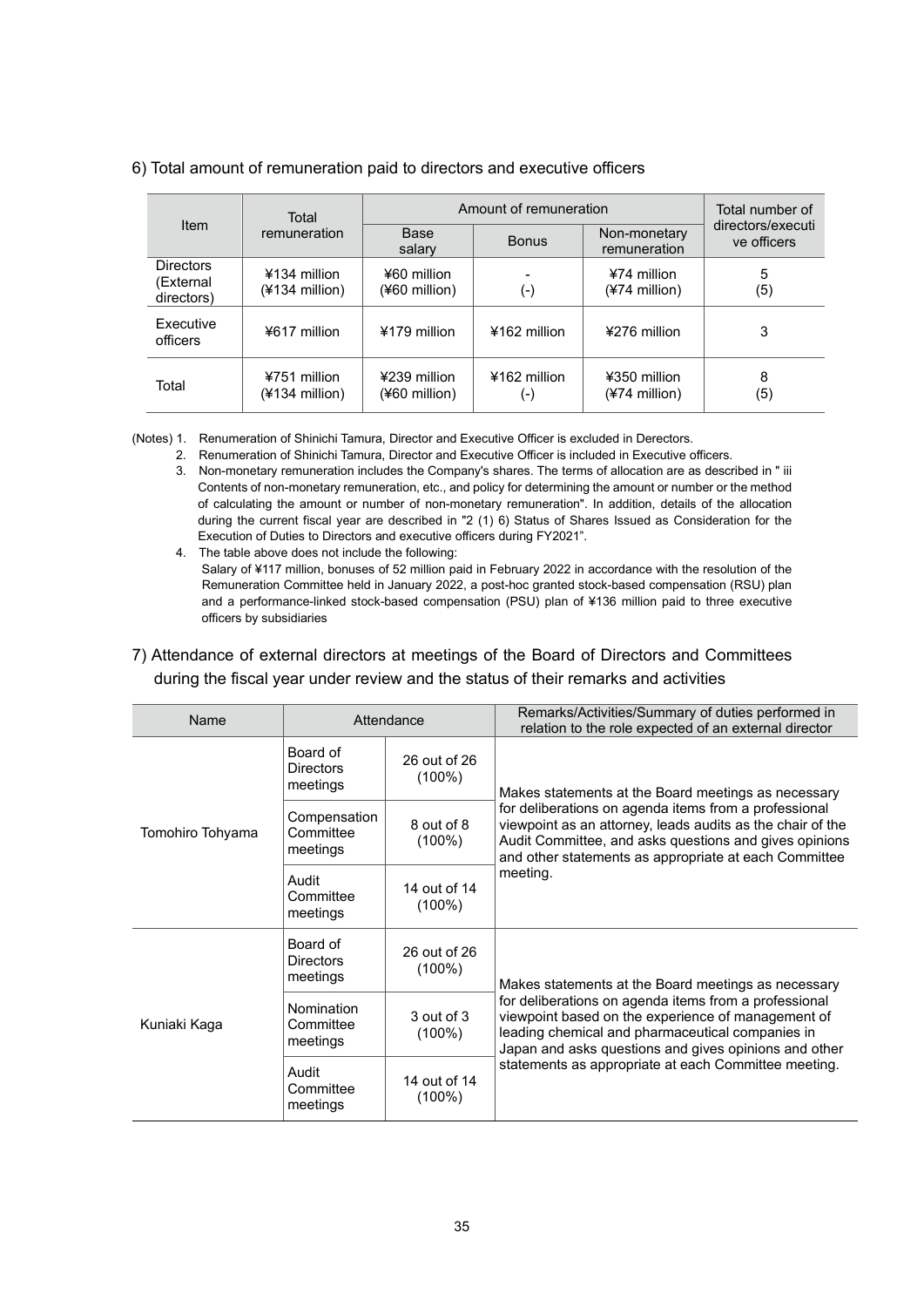### 6) Total amount of remuneration paid to directors and executive officers

| Item | Total remuneration | Amount of remuneration | | | Total number of directors/executive officers |
|---|---|---|---|---|---|
| | | Base salary | Bonus | Non-monetary remuneration | |
| Directors (External directors) | ¥134 million (¥134 million) | ¥60 million (¥60 million) | - (-) | ¥74 million (¥74 million) | 5 (5) |
| Executive officers | ¥617 million | ¥179 million | ¥162 million | ¥276 million | 3 |
| Total | ¥751 million (¥134 million) | ¥239 million (¥60 million) | ¥162 million (-) | ¥350 million (¥74 million) | 8 (5) |

(Notes) 1. Renumeration of Shinichi Tamura, Director and Executive Officer is excluded in Derectors.

2. Renumeration of Shinichi Tamura, Director and Executive Officer is included in Executive officers.

3. Non-monetary remuneration includes the Company's shares. The terms of allocation are as described in " iii Contents of non-monetary remuneration, etc., and policy for determining the amount or number or the method of calculating the amount or number of non-monetary remuneration". In addition, details of the allocation during the current fiscal year are described in "2 (1) 6) Status of Shares Issued as Consideration for the Execution of Duties to Directors and executive officers during FY2021".

4. The table above does not include the following:
Salary of ¥117 million, bonuses of 52 million paid in February 2022 in accordance with the resolution of the Remuneration Committee held in January 2022, a post-hoc granted stock-based compensation (RSU) plan and a performance-linked stock-based compensation (PSU) plan of ¥136 million paid to three executive officers by subsidiaries

### 7) Attendance of external directors at meetings of the Board of Directors and Committees during the fiscal year under review and the status of their remarks and activities

| Name | Attendance | | Remarks/Activities/Summary of duties performed in relation to the role expected of an external director |
|---|---|---|---|
| Tomohiro Tohyama | Board of Directors meetings | 26 out of 26 (100%) | Makes statements at the Board meetings as necessary for deliberations on agenda items from a professional viewpoint as an attorney, leads audits as the chair of the Audit Committee, and asks questions and gives opinions and other statements as appropriate at each Committee meeting. |
| | Compensation Committee meetings | 8 out of 8 (100%) | |
| | Audit Committee meetings | 14 out of 14 (100%) | |
| Kuniaki Kaga | Board of Directors meetings | 26 out of 26 (100%) | Makes statements at the Board meetings as necessary for deliberations on agenda items from a professional viewpoint based on the experience of management of leading chemical and pharmaceutical companies in Japan and asks questions and gives opinions and other statements as appropriate at each Committee meeting. |
| | Nomination Committee meetings | 3 out of 3 (100%) | |
| | Audit Committee meetings | 14 out of 14 (100%) | |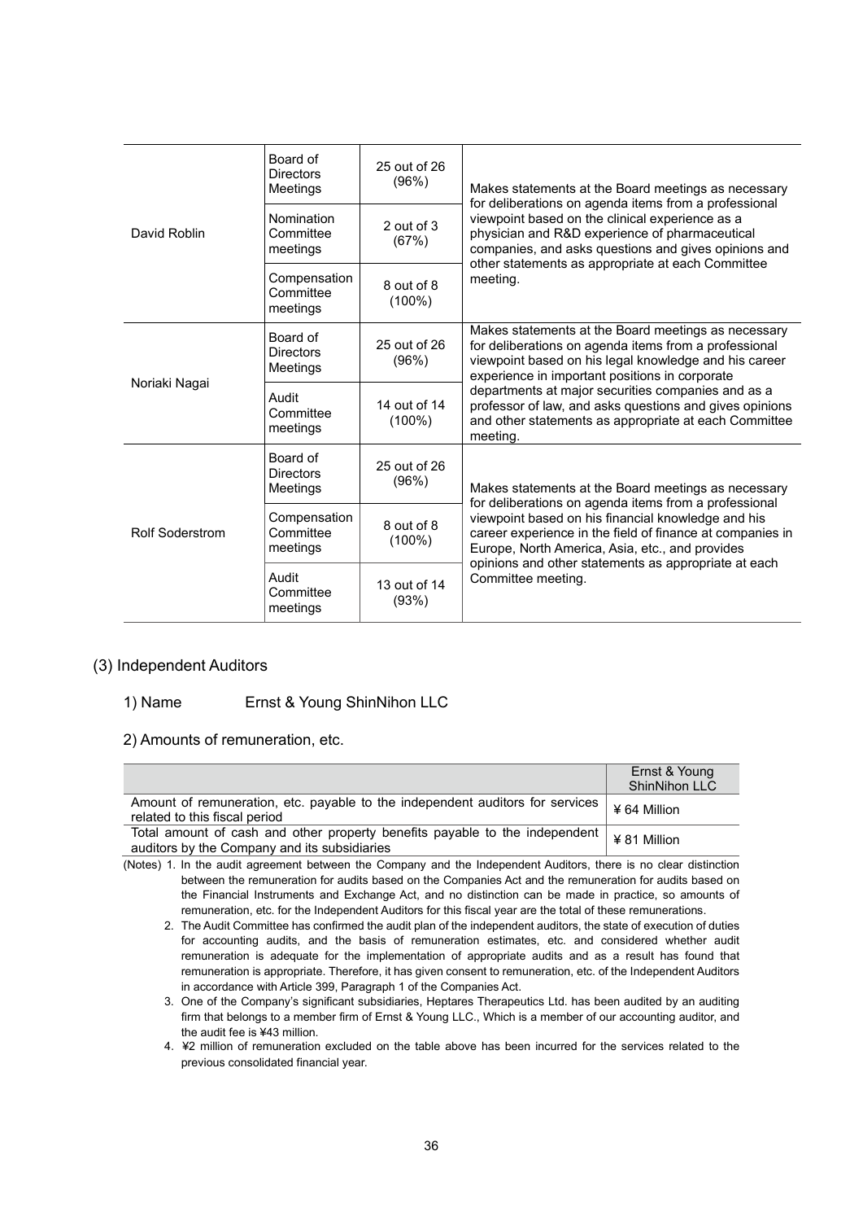| | | | |
|---|---|---|---|
| David Roblin | Board of Directors Meetings | 25 out of 26 (96%) | Makes statements at the Board meetings as necessary for deliberations on agenda items from a professional viewpoint based on the clinical experience as a physician and R&D experience of pharmaceutical companies, and asks questions and gives opinions and other statements as appropriate at each Committee meeting. |
| | Nomination Committee meetings | 2 out of 3 (67%) | |
| | Compensation Committee meetings | 8 out of 8 (100%) | |
| Noriaki Nagai | Board of Directors Meetings | 25 out of 26 (96%) | Makes statements at the Board meetings as necessary for deliberations on agenda items from a professional viewpoint based on his legal knowledge and his career experience in important positions in corporate departments at major securities companies and as a professor of law, and asks questions and gives opinions and other statements as appropriate at each Committee meeting. |
| | Audit Committee meetings | 14 out of 14 (100%) | |
| Rolf Soderstrom | Board of Directors Meetings | 25 out of 26 (96%) | Makes statements at the Board meetings as necessary for deliberations on agenda items from a professional viewpoint based on his financial knowledge and his career experience in the field of finance at companies in Europe, North America, Asia, etc., and provides opinions and other statements as appropriate at each Committee meeting. |
| | Compensation Committee meetings | 8 out of 8 (100%) | |
| | Audit Committee meetings | 13 out of 14 (93%) | |

## (3) Independent Auditors

1) Name Ernst & Young ShinNihon LLC

2) Amounts of remuneration, etc.

| | Ernst & Young ShinNihon LLC |
|---|---|
| Amount of remuneration, etc. payable to the independent auditors for services related to this fiscal period | ¥ 64 Million |
| Total amount of cash and other property benefits payable to the independent auditors by the Company and its subsidiaries | ¥ 81 Million |

(Notes)
1. In the audit agreement between the Company and the Independent Auditors, there is no clear distinction between the remuneration for audits based on the Companies Act and the remuneration for audits based on the Financial Instruments and Exchange Act, and no distinction can be made in practice, so amounts of remuneration, etc. for the Independent Auditors for this fiscal year are the total of these remunerations.
2. The Audit Committee has confirmed the audit plan of the independent auditors, the state of execution of duties for accounting audits, and the basis of remuneration estimates, etc. and considered whether audit remuneration is adequate for the implementation of appropriate audits and as a result has found that remuneration is appropriate. Therefore, it has given consent to remuneration, etc. of the Independent Auditors in accordance with Article 399, Paragraph 1 of the Companies Act.
3. One of the Company's significant subsidiaries, Heptares Therapeutics Ltd. has been audited by an auditing firm that belongs to a member firm of Ernst & Young LLC., Which is a member of our accounting auditor, and the audit fee is ¥43 million.
4. ¥2 million of remuneration excluded on the table above has been incurred for the services related to the previous consolidated financial year.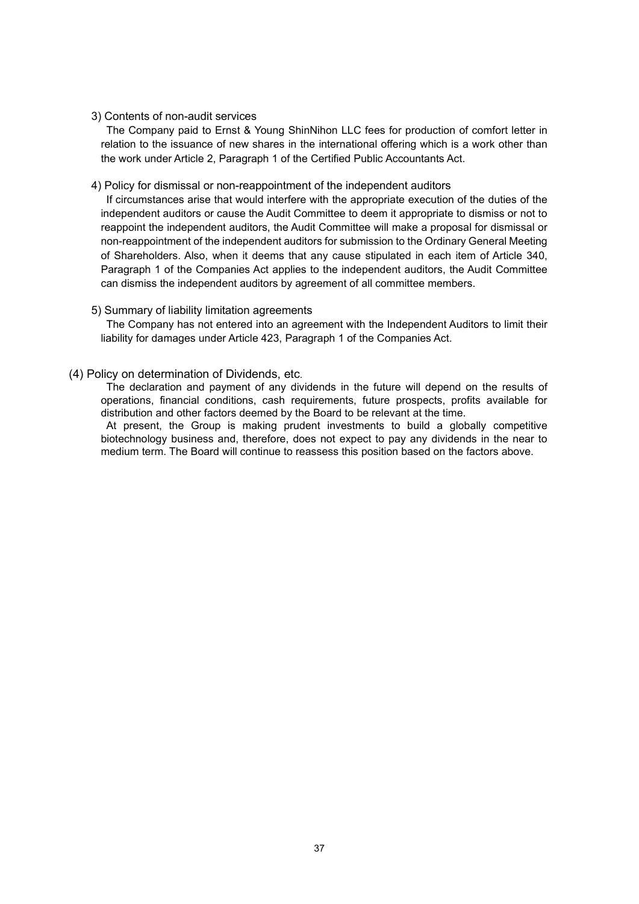3) Contents of non-audit services

The Company paid to Ernst & Young ShinNihon LLC fees for production of comfort letter in relation to the issuance of new shares in the international offering which is a work other than the work under Article 2, Paragraph 1 of the Certified Public Accountants Act.

4) Policy for dismissal or non-reappointment of the independent auditors

If circumstances arise that would interfere with the appropriate execution of the duties of the independent auditors or cause the Audit Committee to deem it appropriate to dismiss or not to reappoint the independent auditors, the Audit Committee will make a proposal for dismissal or non-reappointment of the independent auditors for submission to the Ordinary General Meeting of Shareholders. Also, when it deems that any cause stipulated in each item of Article 340, Paragraph 1 of the Companies Act applies to the independent auditors, the Audit Committee can dismiss the independent auditors by agreement of all committee members.

5) Summary of liability limitation agreements

The Company has not entered into an agreement with the Independent Auditors to limit their liability for damages under Article 423, Paragraph 1 of the Companies Act.

(4) Policy on determination of Dividends, etc.

The declaration and payment of any dividends in the future will depend on the results of operations, financial conditions, cash requirements, future prospects, profits available for distribution and other factors deemed by the Board to be relevant at the time.

At present, the Group is making prudent investments to build a globally competitive biotechnology business and, therefore, does not expect to pay any dividends in the near to medium term. The Board will continue to reassess this position based on the factors above.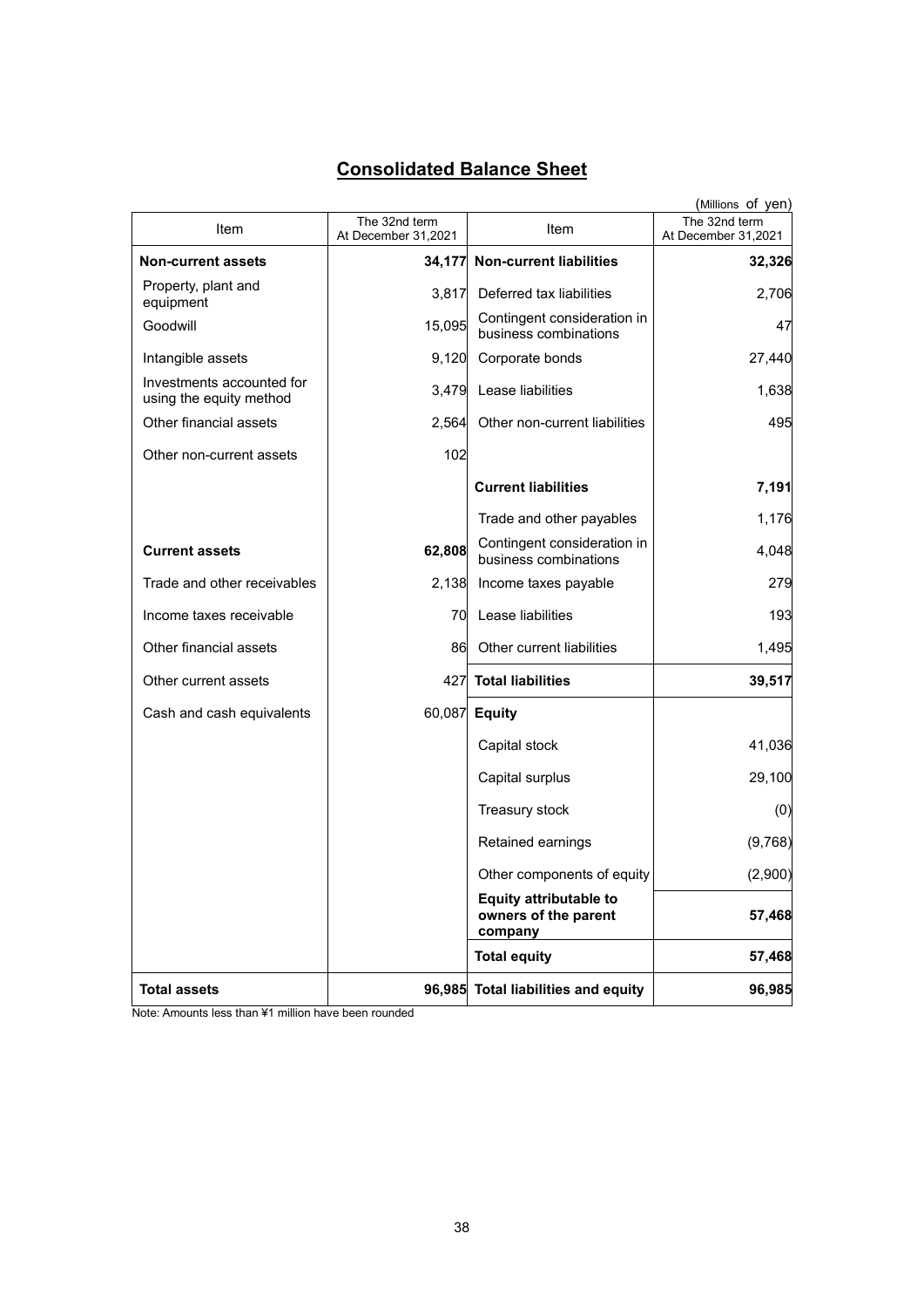# Consolidated Balance Sheet

(Millions of yen)

| Item | The 32nd term At December 31,2021 | Item | The 32nd term At December 31,2021 |
|---|---|---|---|
| **Non-current assets** | **34,177** | **Non-current liabilities** | **32,326** |
| Property, plant and equipment | 3,817 | Deferred tax liabilities | 2,706 |
| Goodwill | 15,095 | Contingent consideration in business combinations | 47 |
| Intangible assets | 9,120 | Corporate bonds | 27,440 |
| Investments accounted for using the equity method | 3,479 | Lease liabilities | 1,638 |
| Other financial assets | 2,564 | Other non-current liabilities | 495 |
| Other non-current assets | 102 | | |
| | | **Current liabilities** | **7,191** |
| | | Trade and other payables | 1,176 |
| **Current assets** | **62,808** | Contingent consideration in business combinations | 4,048 |
| Trade and other receivables | 2,138 | Income taxes payable | 279 |
| Income taxes receivable | 70 | Lease liabilities | 193 |
| Other financial assets | 86 | Other current liabilities | 1,495 |
| Other current assets | 427 | **Total liabilities** | **39,517** |
| Cash and cash equivalents | 60,087 | **Equity** | |
| | | Capital stock | 41,036 |
| | | Capital surplus | 29,100 |
| | | Treasury stock | (0) |
| | | Retained earnings | (9,768) |
| | | Other components of equity | (2,900) |
| | | **Equity attributable to owners of the parent company** | **57,468** |
| | | **Total equity** | **57,468** |
| **Total assets** | **96,985** | **Total liabilities and equity** | **96,985** |

Note: Amounts less than ¥1 million have been rounded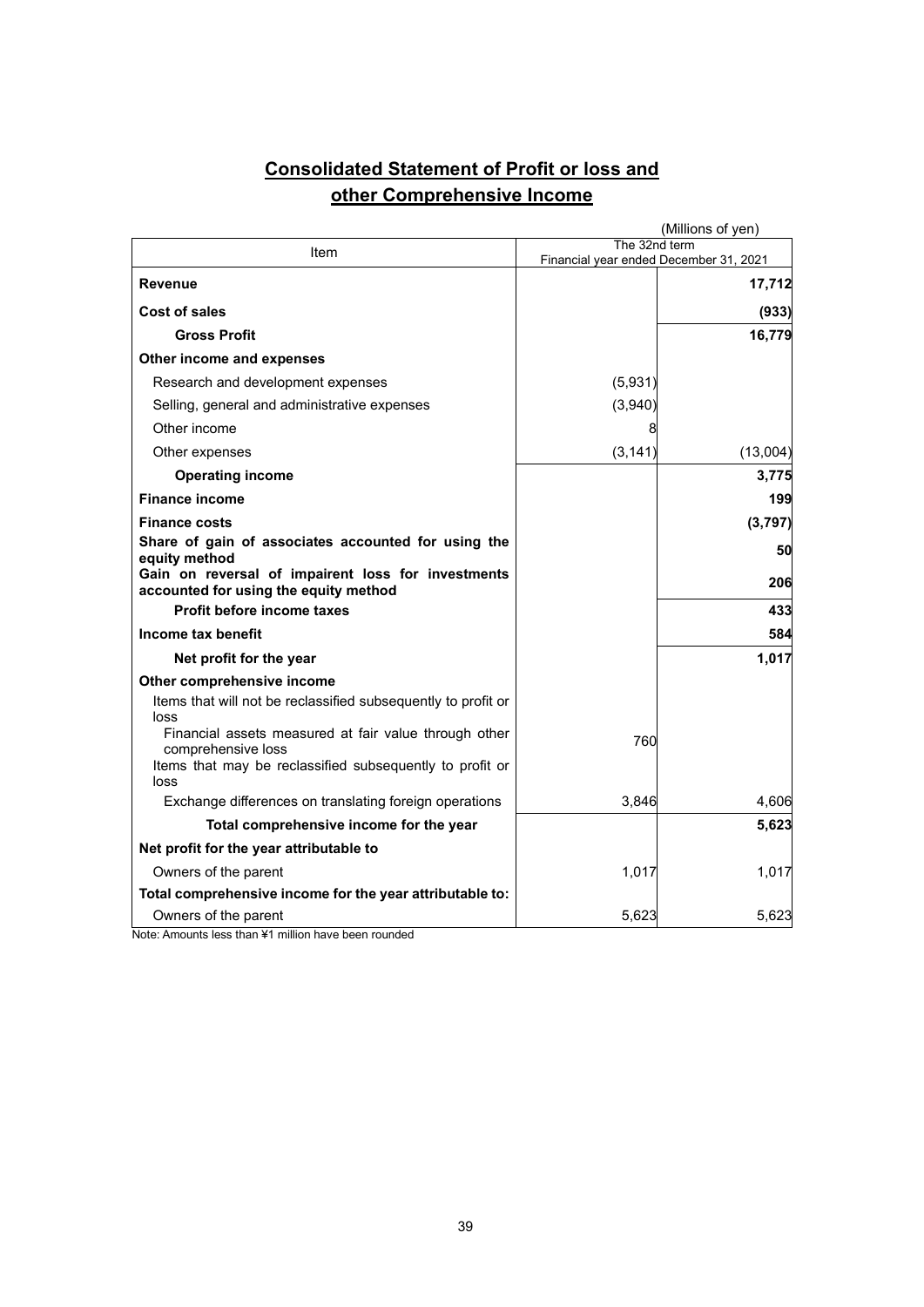# Consolidated Statement of Profit or loss and other Comprehensive Income

(Millions of yen)

| Item | The 32nd term<br>Financial year ended December 31, 2021 | |
|---|---|---|
| **Revenue** | | **17,712** |
| **Cost of sales** | | **(933)** |
| **Gross Profit** | | **16,779** |
| **Other income and expenses** | | |
| Research and development expenses | (5,931) | |
| Selling, general and administrative expenses | (3,940) | |
| Other income | 8 | |
| Other expenses | (3,141) | (13,004) |
| **Operating income** | | **3,775** |
| **Finance income** | | **199** |
| **Finance costs** | | **(3,797)** |
| **Share of gain of associates accounted for using the equity method** | | **50** |
| **Gain on reversal of impairent loss for investments accounted for using the equity method** | | **206** |
| **Profit before income taxes** | | **433** |
| **Income tax benefit** | | **584** |
| **Net profit for the year** | | **1,017** |
| **Other comprehensive income** | | |
| Items that will not be reclassified subsequently to profit or loss | | |
| Financial assets measured at fair value through other comprehensive loss | 760 | |
| Items that may be reclassified subsequently to profit or loss | | |
| Exchange differences on translating foreign operations | 3,846 | 4,606 |
| **Total comprehensive income for the year** | | **5,623** |
| **Net profit for the year attributable to** | | |
| Owners of the parent | 1,017 | 1,017 |
| **Total comprehensive income for the year attributable to:** | | |
| Owners of the parent | 5,623 | 5,623 |

Note: Amounts less than ¥1 million have been rounded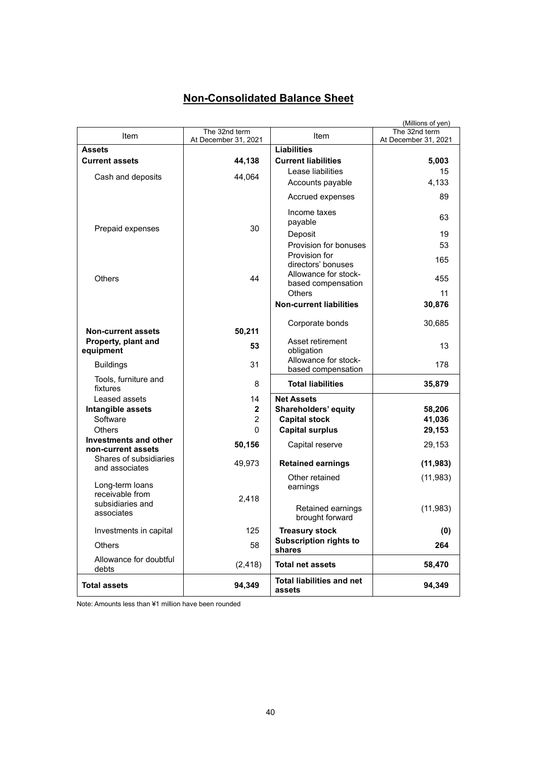## Non-Consolidated Balance Sheet

(Millions of yen)

| Item | The 32nd term At December 31, 2021 | Item | The 32nd term At December 31, 2021 |
|---|---|---|---|
| **Assets** | | **Liabilities** | |
| **Current assets** | **44,138** | **Current liabilities** | **5,003** |
| Cash and deposits | 44,064 | Lease liabilities | 15 |
| | | Accounts payable | 4,133 |
| | | Accrued expenses | 89 |
| | | Income taxes payable | 63 |
| Prepaid expenses | 30 | Deposit | 19 |
| | | Provision for bonuses | 53 |
| | | Provision for directors' bonuses | 165 |
| Others | 44 | Allowance for stock-based compensation | 455 |
| | | Others | 11 |
| | | **Non-current liabilities** | **30,876** |
| | | Corporate bonds | 30,685 |
| **Non-current assets** | **50,211** | | |
| **Property, plant and equipment** | **53** | Asset retirement obligation | 13 |
| Buildings | 31 | Allowance for stock-based compensation | 178 |
| Tools, furniture and fixtures | 8 | **Total liabilities** | **35,879** |
| Leased assets | 14 | **Net Assets** | |
| **Intangible assets** | **2** | **Shareholders' equity** | **58,206** |
| Software | 2 | **Capital stock** | **41,036** |
| Others | 0 | **Capital surplus** | **29,153** |
| **Investments and other non-current assets** | **50,156** | Capital reserve | 29,153 |
| Shares of subsidiaries and associates | 49,973 | **Retained earnings** | **(11,983)** |
| Long-term loans receivable from subsidiaries and associates | 2,418 | Other retained earnings | (11,983) |
| | | Retained earnings brought forward | (11,983) |
| Investments in capital | 125 | **Treasury stock** | **(0)** |
| Others | 58 | **Subscription rights to shares** | **264** |
| Allowance for doubtful debts | (2,418) | **Total net assets** | **58,470** |
| **Total assets** | **94,349** | **Total liabilities and net assets** | **94,349** |

Note: Amounts less than ¥1 million have been rounded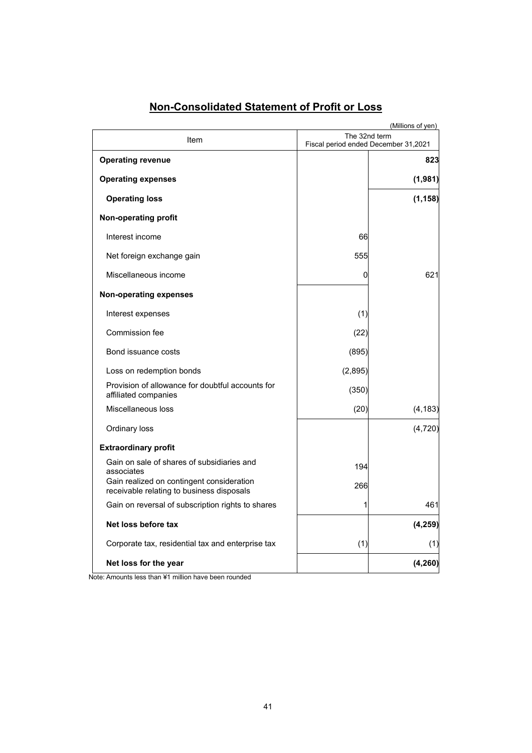# Non-Consolidated Statement of Profit or Loss

(Millions of yen)

| Item | The 32nd term<br>Fiscal period ended December 31,2021 | |
|---|---|---|
| **Operating revenue** | | **823** |
| **Operating expenses** | | **(1,981)** |
| **Operating loss** | | **(1,158)** |
| **Non-operating profit** | | |
| Interest income | 66 | |
| Net foreign exchange gain | 555 | |
| Miscellaneous income | 0 | 621 |
| **Non-operating expenses** | | |
| Interest expenses | (1) | |
| Commission fee | (22) | |
| Bond issuance costs | (895) | |
| Loss on redemption bonds | (2,895) | |
| Provision of allowance for doubtful accounts for affiliated companies | (350) | |
| Miscellaneous loss | (20) | (4,183) |
| Ordinary loss | | (4,720) |
| **Extraordinary profit** | | |
| Gain on sale of shares of subsidiaries and associates | 194 | |
| Gain realized on contingent consideration receivable relating to business disposals | 266 | |
| Gain on reversal of subscription rights to shares | 1 | 461 |
| **Net loss before tax** | | **(4,259)** |
| Corporate tax, residential tax and enterprise tax | (1) | (1) |
| **Net loss for the year** | | **(4,260)** |

Note: Amounts less than ¥1 million have been rounded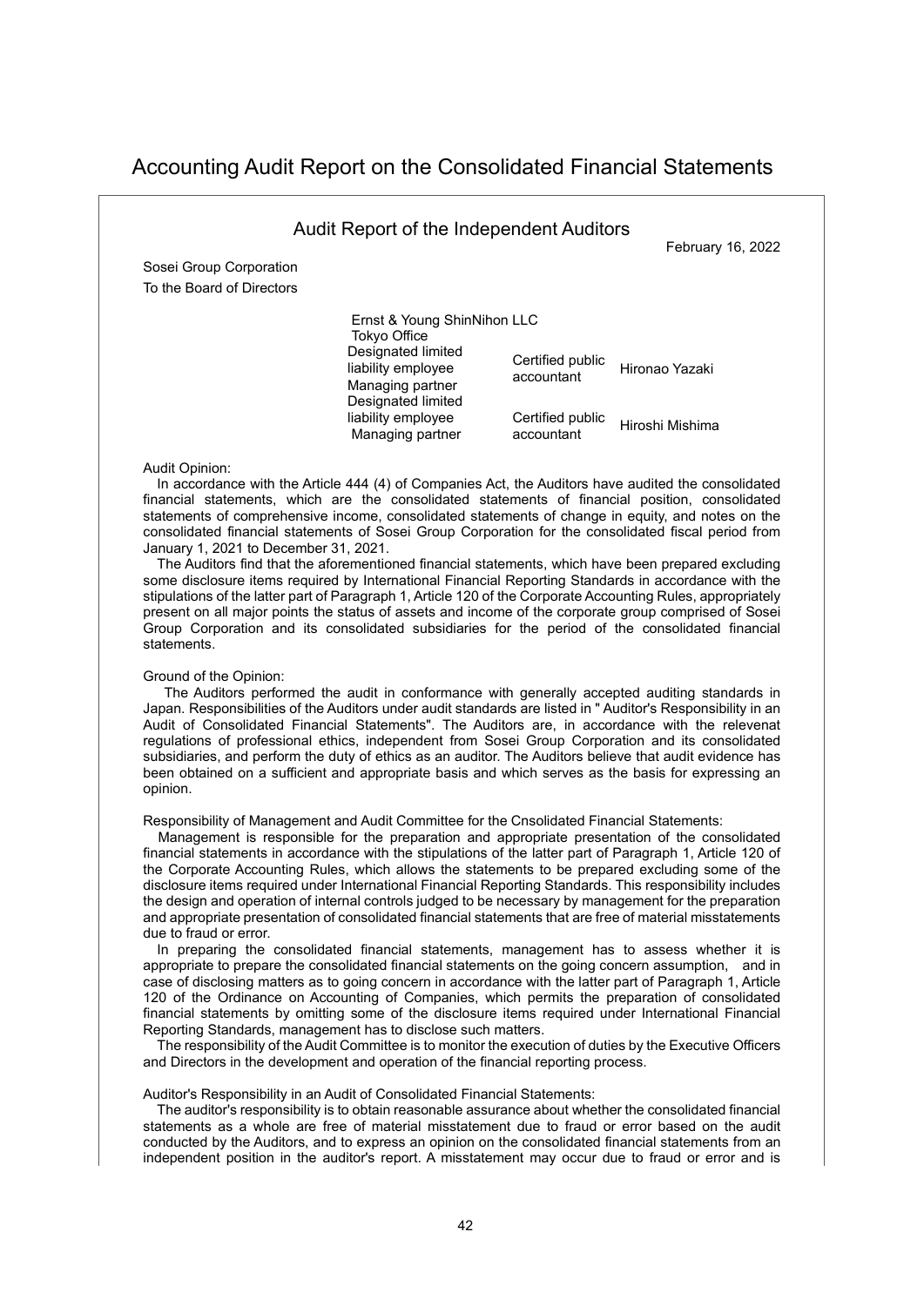# Accounting Audit Report on the Consolidated Financial Statements

## Audit Report of the Independent Auditors

February 16, 2022

Sosei Group Corporation
To the Board of Directors

| | | |
|---|---|---|
| Ernst & Young ShinNihon LLC<br>Tokyo Office | | |
| Designated limited liability employee<br>Managing partner | Certified public accountant | Hironao Yazaki |
| Designated limited liability employee<br>Managing partner | Certified public accountant | Hiroshi Mishima |

Audit Opinion:

In accordance with the Article 444 (4) of Companies Act, the Auditors have audited the consolidated financial statements, which are the consolidated statements of financial position, consolidated statements of comprehensive income, consolidated statements of change in equity, and notes on the consolidated financial statements of Sosei Group Corporation for the consolidated fiscal period from January 1, 2021 to December 31, 2021.

The Auditors find that the aforementioned financial statements, which have been prepared excluding some disclosure items required by International Financial Reporting Standards in accordance with the stipulations of the latter part of Paragraph 1, Article 120 of the Corporate Accounting Rules, appropriately present on all major points the status of assets and income of the corporate group comprised of Sosei Group Corporation and its consolidated subsidiaries for the period of the consolidated financial statements.

Ground of the Opinion:

The Auditors performed the audit in conformance with generally accepted auditing standards in Japan. Responsibilities of the Auditors under audit standards are listed in " Auditor's Responsibility in an Audit of Consolidated Financial Statements". The Auditors are, in accordance with the relevenat regulations of professional ethics, independent from Sosei Group Corporation and its consolidated subsidiaries, and perform the duty of ethics as an auditor. The Auditors believe that audit evidence has been obtained on a sufficient and appropriate basis and which serves as the basis for expressing an opinion.

Responsibility of Management and Audit Committee for the Cnsolidated Financial Statements:

Management is responsible for the preparation and appropriate presentation of the consolidated financial statements in accordance with the stipulations of the latter part of Paragraph 1, Article 120 of the Corporate Accounting Rules, which allows the statements to be prepared excluding some of the disclosure items required under International Financial Reporting Standards. This responsibility includes the design and operation of internal controls judged to be necessary by management for the preparation and appropriate presentation of consolidated financial statements that are free of material misstatements due to fraud or error.

In preparing the consolidated financial statements, management has to assess whether it is appropriate to prepare the consolidated financial statements on the going concern assumption, and in case of disclosing matters as to going concern in accordance with the latter part of Paragraph 1, Article 120 of the Ordinance on Accounting of Companies, which permits the preparation of consolidated financial statements by omitting some of the disclosure items required under International Financial Reporting Standards, management has to disclose such matters.

The responsibility of the Audit Committee is to monitor the execution of duties by the Executive Officers and Directors in the development and operation of the financial reporting process.

Auditor's Responsibility in an Audit of Consolidated Financial Statements:

The auditor's responsibility is to obtain reasonable assurance about whether the consolidated financial statements as a whole are free of material misstatement due to fraud or error based on the audit conducted by the Auditors, and to express an opinion on the consolidated financial statements from an independent position in the auditor's report. A misstatement may occur due to fraud or error and is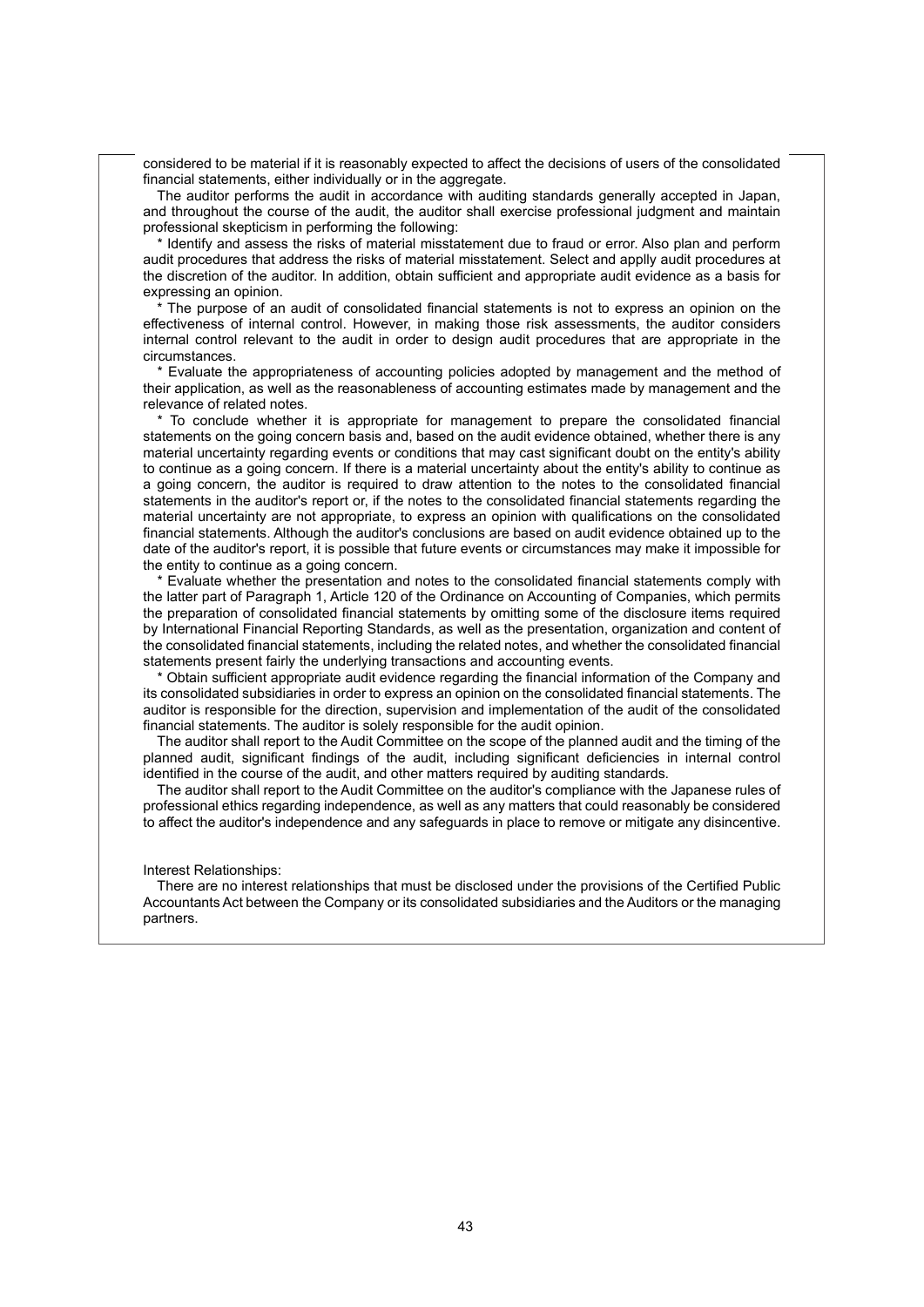considered to be material if it is reasonably expected to affect the decisions of users of the consolidated financial statements, either individually or in the aggregate.

The auditor performs the audit in accordance with auditing standards generally accepted in Japan, and throughout the course of the audit, the auditor shall exercise professional judgment and maintain professional skepticism in performing the following:

* Identify and assess the risks of material misstatement due to fraud or error. Also plan and perform audit procedures that address the risks of material misstatement. Select and applly audit procedures at the discretion of the auditor. In addition, obtain sufficient and appropriate audit evidence as a basis for expressing an opinion.

* The purpose of an audit of consolidated financial statements is not to express an opinion on the effectiveness of internal control. However, in making those risk assessments, the auditor considers internal control relevant to the audit in order to design audit procedures that are appropriate in the circumstances.

* Evaluate the appropriateness of accounting policies adopted by management and the method of their application, as well as the reasonableness of accounting estimates made by management and the relevance of related notes.

* To conclude whether it is appropriate for management to prepare the consolidated financial statements on the going concern basis and, based on the audit evidence obtained, whether there is any material uncertainty regarding events or conditions that may cast significant doubt on the entity's ability to continue as a going concern. If there is a material uncertainty about the entity's ability to continue as a going concern, the auditor is required to draw attention to the notes to the consolidated financial statements in the auditor's report or, if the notes to the consolidated financial statements regarding the material uncertainty are not appropriate, to express an opinion with qualifications on the consolidated financial statements. Although the auditor's conclusions are based on audit evidence obtained up to the date of the auditor's report, it is possible that future events or circumstances may make it impossible for the entity to continue as a going concern.

* Evaluate whether the presentation and notes to the consolidated financial statements comply with the latter part of Paragraph 1, Article 120 of the Ordinance on Accounting of Companies, which permits the preparation of consolidated financial statements by omitting some of the disclosure items required by International Financial Reporting Standards, as well as the presentation, organization and content of the consolidated financial statements, including the related notes, and whether the consolidated financial statements present fairly the underlying transactions and accounting events.

* Obtain sufficient appropriate audit evidence regarding the financial information of the Company and its consolidated subsidiaries in order to express an opinion on the consolidated financial statements. The auditor is responsible for the direction, supervision and implementation of the audit of the consolidated financial statements. The auditor is solely responsible for the audit opinion.

The auditor shall report to the Audit Committee on the scope of the planned audit and the timing of the planned audit, significant findings of the audit, including significant deficiencies in internal control identified in the course of the audit, and other matters required by auditing standards.

The auditor shall report to the Audit Committee on the auditor's compliance with the Japanese rules of professional ethics regarding independence, as well as any matters that could reasonably be considered to affect the auditor's independence and any safeguards in place to remove or mitigate any disincentive.

Interest Relationships:

There are no interest relationships that must be disclosed under the provisions of the Certified Public Accountants Act between the Company or its consolidated subsidiaries and the Auditors or the managing partners.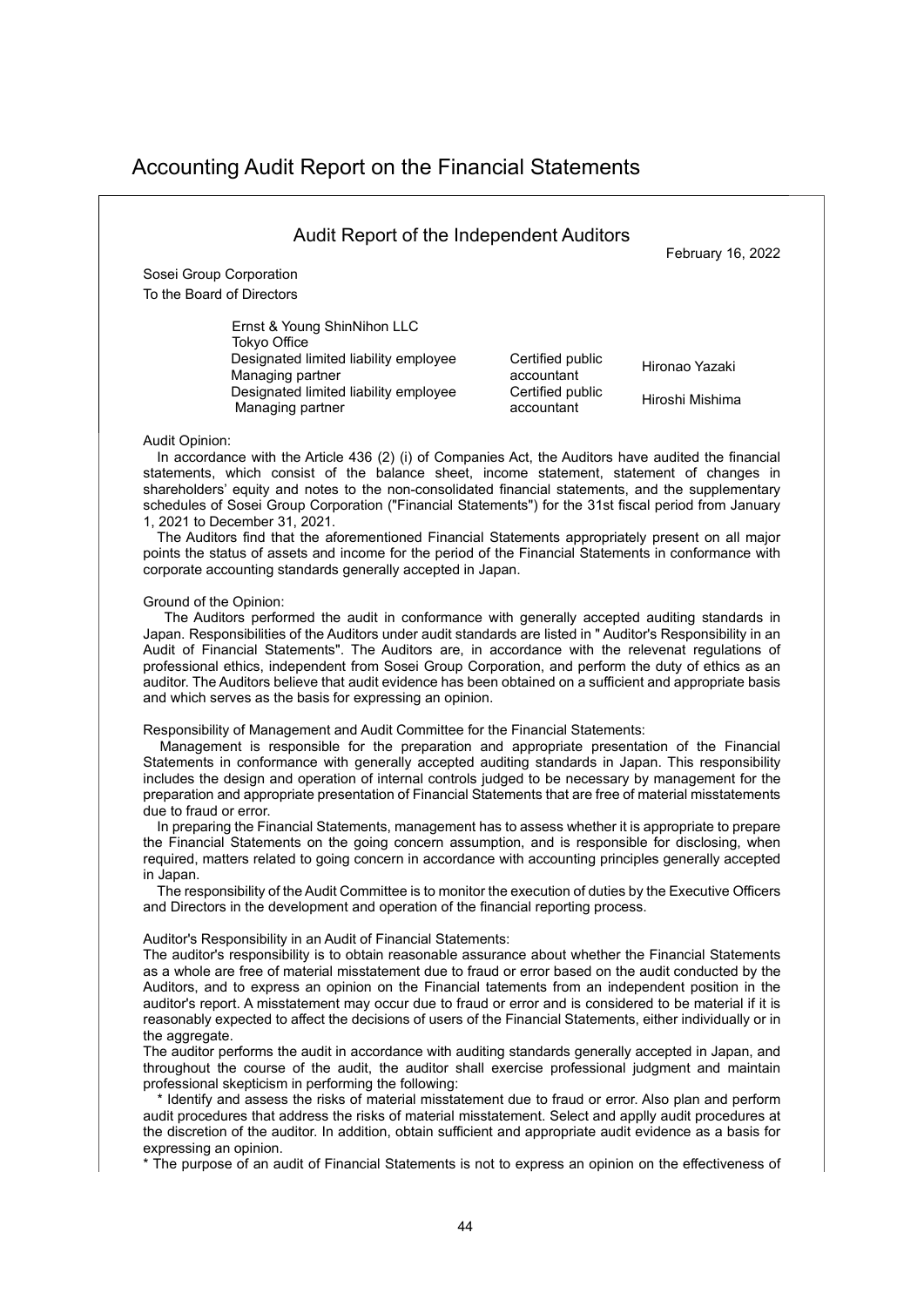# Accounting Audit Report on the Financial Statements

## Audit Report of the Independent Auditors

February 16, 2022

Sosei Group Corporation
To the Board of Directors

| Ernst & Young ShinNihon LLC | | |
|---|---|---|
| Tokyo Office | | |
| Designated limited liability employee Managing partner | Certified public accountant | Hironao Yazaki |
| Designated limited liability employee Managing partner | Certified public accountant | Hiroshi Mishima |

Audit Opinion:

In accordance with the Article 436 (2) (i) of Companies Act, the Auditors have audited the financial statements, which consist of the balance sheet, income statement, statement of changes in shareholders' equity and notes to the non-consolidated financial statements, and the supplementary schedules of Sosei Group Corporation ("Financial Statements") for the 31st fiscal period from January 1, 2021 to December 31, 2021.

The Auditors find that the aforementioned Financial Statements appropriately present on all major points the status of assets and income for the period of the Financial Statements in conformance with corporate accounting standards generally accepted in Japan.

Ground of the Opinion:

The Auditors performed the audit in conformance with generally accepted auditing standards in Japan. Responsibilities of the Auditors under audit standards are listed in " Auditor's Responsibility in an Audit of Financial Statements". The Auditors are, in accordance with the relevenat regulations of professional ethics, independent from Sosei Group Corporation, and perform the duty of ethics as an auditor. The Auditors believe that audit evidence has been obtained on a sufficient and appropriate basis and which serves as the basis for expressing an opinion.

Responsibility of Management and Audit Committee for the Financial Statements:

Management is responsible for the preparation and appropriate presentation of the Financial Statements in conformance with generally accepted auditing standards in Japan. This responsibility includes the design and operation of internal controls judged to be necessary by management for the preparation and appropriate presentation of Financial Statements that are free of material misstatements due to fraud or error.

In preparing the Financial Statements, management has to assess whether it is appropriate to prepare the Financial Statements on the going concern assumption, and is responsible for disclosing, when required, matters related to going concern in accordance with accounting principles generally accepted in Japan.

The responsibility of the Audit Committee is to monitor the execution of duties by the Executive Officers and Directors in the development and operation of the financial reporting process.

Auditor's Responsibility in an Audit of Financial Statements:

The auditor's responsibility is to obtain reasonable assurance about whether the Financial Statements as a whole are free of material misstatement due to fraud or error based on the audit conducted by the Auditors, and to express an opinion on the Financial tatements from an independent position in the auditor's report. A misstatement may occur due to fraud or error and is considered to be material if it is reasonably expected to affect the decisions of users of the Financial Statements, either individually or in the aggregate.

The auditor performs the audit in accordance with auditing standards generally accepted in Japan, and throughout the course of the audit, the auditor shall exercise professional judgment and maintain professional skepticism in performing the following:

* Identify and assess the risks of material misstatement due to fraud or error. Also plan and perform audit procedures that address the risks of material misstatement. Select and applly audit procedures at the discretion of the auditor. In addition, obtain sufficient and appropriate audit evidence as a basis for expressing an opinion.
* The purpose of an audit of Financial Statements is not to express an opinion on the effectiveness of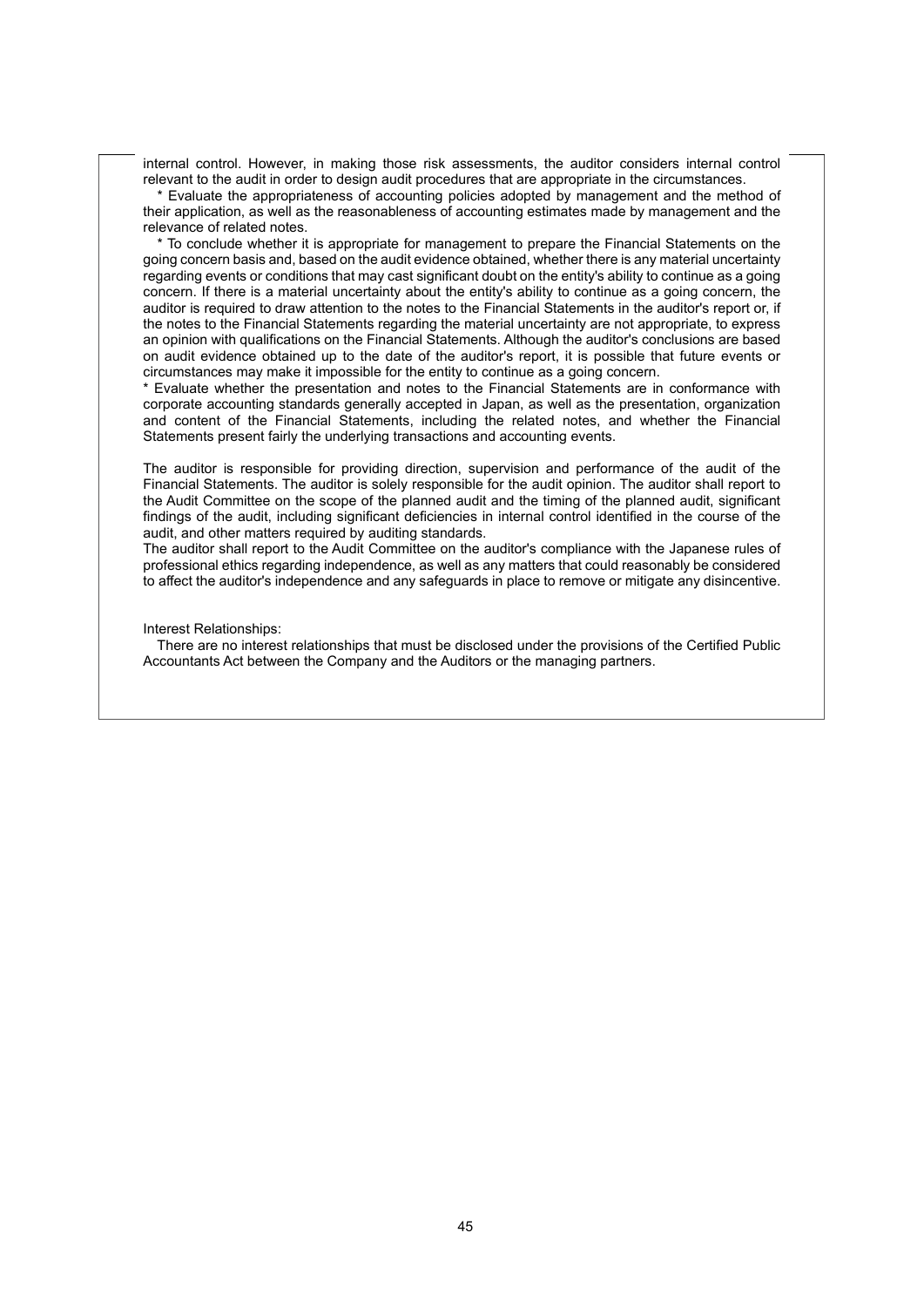internal control. However, in making those risk assessments, the auditor considers internal control relevant to the audit in order to design audit procedures that are appropriate in the circumstances.

* Evaluate the appropriateness of accounting policies adopted by management and the method of their application, as well as the reasonableness of accounting estimates made by management and the relevance of related notes.

* To conclude whether it is appropriate for management to prepare the Financial Statements on the going concern basis and, based on the audit evidence obtained, whether there is any material uncertainty regarding events or conditions that may cast significant doubt on the entity's ability to continue as a going concern. If there is a material uncertainty about the entity's ability to continue as a going concern, the auditor is required to draw attention to the notes to the Financial Statements in the auditor's report or, if the notes to the Financial Statements regarding the material uncertainty are not appropriate, to express an opinion with qualifications on the Financial Statements. Although the auditor's conclusions are based on audit evidence obtained up to the date of the auditor's report, it is possible that future events or circumstances may make it impossible for the entity to continue as a going concern.

* Evaluate whether the presentation and notes to the Financial Statements are in conformance with corporate accounting standards generally accepted in Japan, as well as the presentation, organization and content of the Financial Statements, including the related notes, and whether the Financial Statements present fairly the underlying transactions and accounting events.

The auditor is responsible for providing direction, supervision and performance of the audit of the Financial Statements. The auditor is solely responsible for the audit opinion. The auditor shall report to the Audit Committee on the scope of the planned audit and the timing of the planned audit, significant findings of the audit, including significant deficiencies in internal control identified in the course of the audit, and other matters required by auditing standards.

The auditor shall report to the Audit Committee on the auditor's compliance with the Japanese rules of professional ethics regarding independence, as well as any matters that could reasonably be considered to affect the auditor's independence and any safeguards in place to remove or mitigate any disincentive.

Interest Relationships:

There are no interest relationships that must be disclosed under the provisions of the Certified Public Accountants Act between the Company and the Auditors or the managing partners.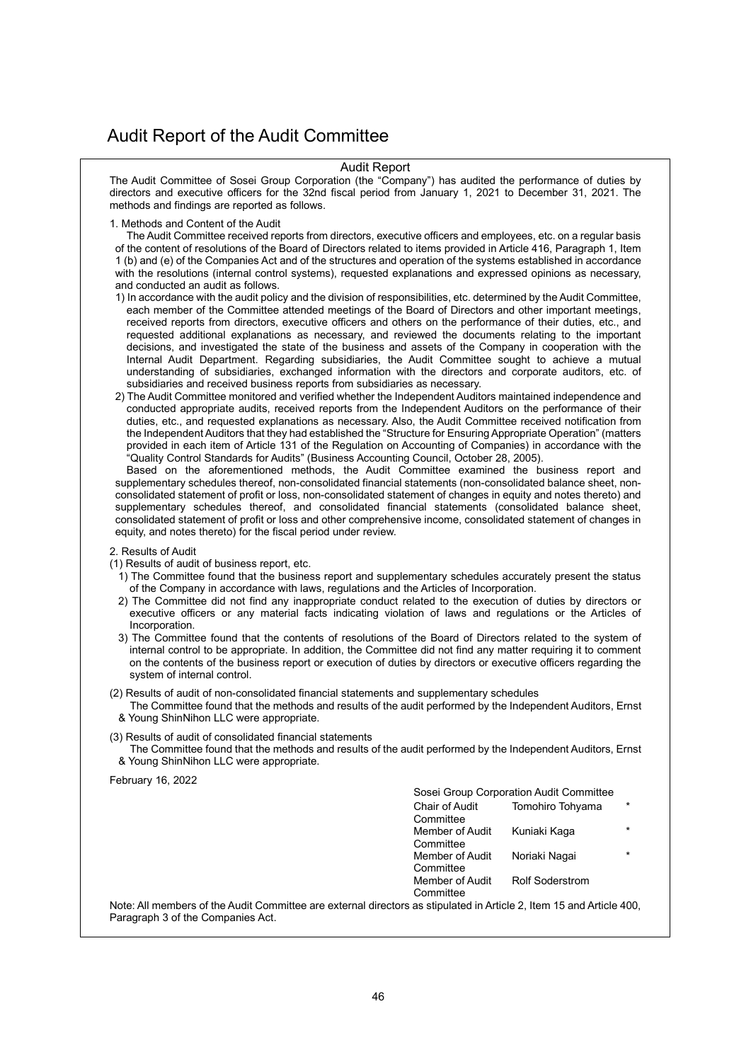# Audit Report of the Audit Committee

## Audit Report

The Audit Committee of Sosei Group Corporation (the "Company") has audited the performance of duties by directors and executive officers for the 32nd fiscal period from January 1, 2021 to December 31, 2021. The methods and findings are reported as follows.

1. Methods and Content of the Audit

The Audit Committee received reports from directors, executive officers and employees, etc. on a regular basis of the content of resolutions of the Board of Directors related to items provided in Article 416, Paragraph 1, Item 1 (b) and (e) of the Companies Act and of the structures and operation of the systems established in accordance with the resolutions (internal control systems), requested explanations and expressed opinions as necessary, and conducted an audit as follows.

1) In accordance with the audit policy and the division of responsibilities, etc. determined by the Audit Committee, each member of the Committee attended meetings of the Board of Directors and other important meetings, received reports from directors, executive officers and others on the performance of their duties, etc., and requested additional explanations as necessary, and reviewed the documents relating to the important decisions, and investigated the state of the business and assets of the Company in cooperation with the Internal Audit Department. Regarding subsidiaries, the Audit Committee sought to achieve a mutual understanding of subsidiaries, exchanged information with the directors and corporate auditors, etc. of subsidiaries and received business reports from subsidiaries as necessary.

2) The Audit Committee monitored and verified whether the Independent Auditors maintained independence and conducted appropriate audits, received reports from the Independent Auditors on the performance of their duties, etc., and requested explanations as necessary. Also, the Audit Committee received notification from the Independent Auditors that they had established the "Structure for Ensuring Appropriate Operation" (matters provided in each item of Article 131 of the Regulation on Accounting of Companies) in accordance with the "Quality Control Standards for Audits" (Business Accounting Council, October 28, 2005).

Based on the aforementioned methods, the Audit Committee examined the business report and supplementary schedules thereof, non-consolidated financial statements (non-consolidated balance sheet, non-consolidated statement of profit or loss, non-consolidated statement of changes in equity and notes thereto) and supplementary schedules thereof, and consolidated financial statements (consolidated balance sheet, consolidated statement of profit or loss and other comprehensive income, consolidated statement of changes in equity, and notes thereto) for the fiscal period under review.

2. Results of Audit

(1) Results of audit of business report, etc.

1) The Committee found that the business report and supplementary schedules accurately present the status of the Company in accordance with laws, regulations and the Articles of Incorporation.

2) The Committee did not find any inappropriate conduct related to the execution of duties by directors or executive officers or any material facts indicating violation of laws and regulations or the Articles of Incorporation.

3) The Committee found that the contents of resolutions of the Board of Directors related to the system of internal control to be appropriate. In addition, the Committee did not find any matter requiring it to comment on the contents of the business report or execution of duties by directors or executive officers regarding the system of internal control.

(2) Results of audit of non-consolidated financial statements and supplementary schedules

The Committee found that the methods and results of the audit performed by the Independent Auditors, Ernst & Young ShinNihon LLC were appropriate.

(3) Results of audit of consolidated financial statements

The Committee found that the methods and results of the audit performed by the Independent Auditors, Ernst & Young ShinNihon LLC were appropriate.

February 16, 2022

Sosei Group Corporation Audit Committee

| | | |
|---|---|---|
| Chair of Audit Committee | Tomohiro Tohyama | * |
| Member of Audit Committee | Kuniaki Kaga | * |
| Member of Audit Committee | Noriaki Nagai | * |
| Member of Audit Committee | Rolf Soderstrom | |

Note: All members of the Audit Committee are external directors as stipulated in Article 2, Item 15 and Article 400, Paragraph 3 of the Companies Act.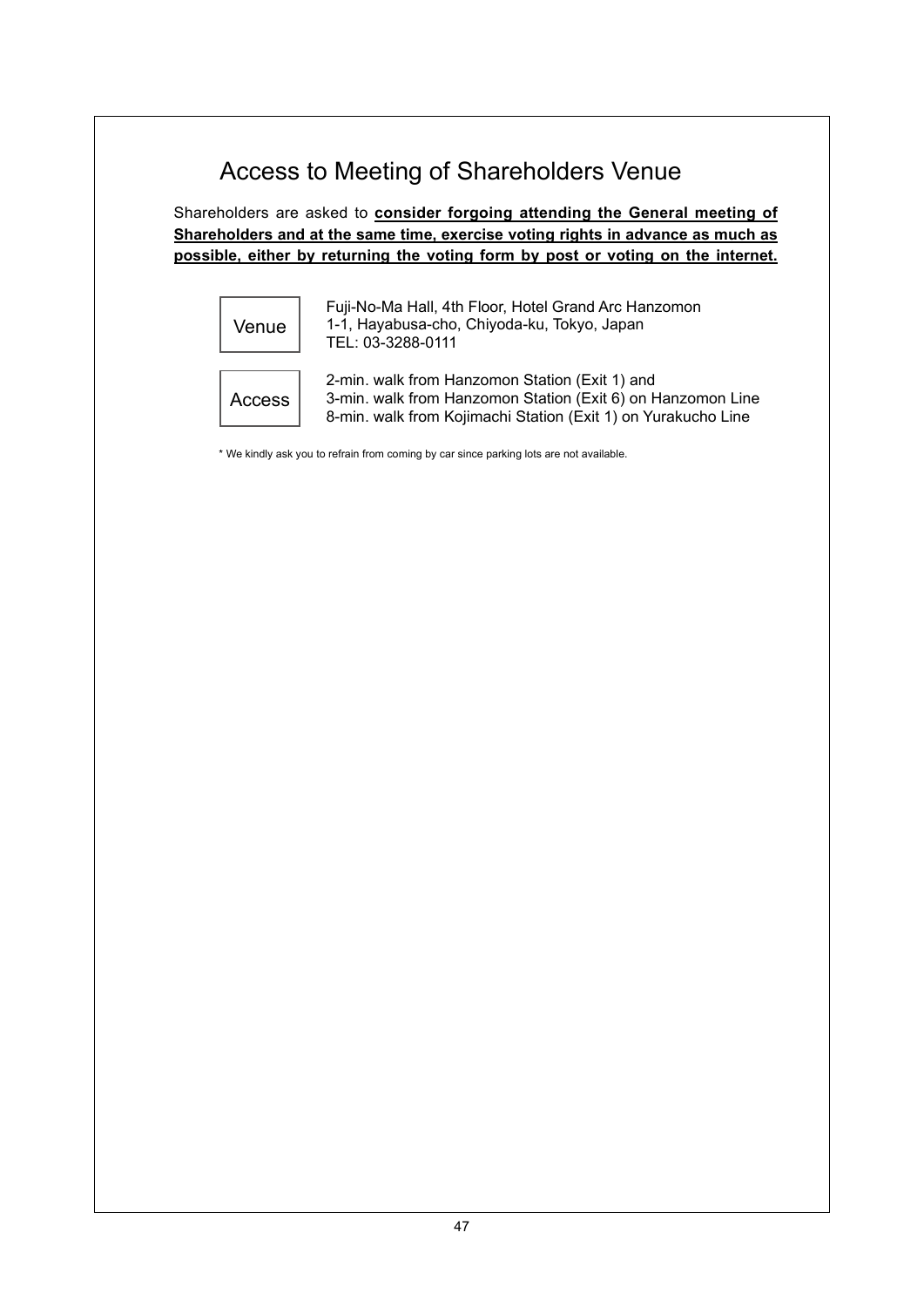# Access to Meeting of Shareholders Venue

Shareholders are asked to **consider forgoing attending the General meeting of Shareholders and at the same time, exercise voting rights in advance as much as possible, either by returning the voting form by post or voting on the internet.**

| | |
|---|---|
| Venue | Fuji-No-Ma Hall, 4th Floor, Hotel Grand Arc Hanzomon<br>1-1, Hayabusa-cho, Chiyoda-ku, Tokyo, Japan<br>TEL: 03-3288-0111 |
| Access | 2-min. walk from Hanzomon Station (Exit 1) and<br>3-min. walk from Hanzomon Station (Exit 6) on Hanzomon Line<br>8-min. walk from Kojimachi Station (Exit 1) on Yurakucho Line |

\* We kindly ask you to refrain from coming by car since parking lots are not available.